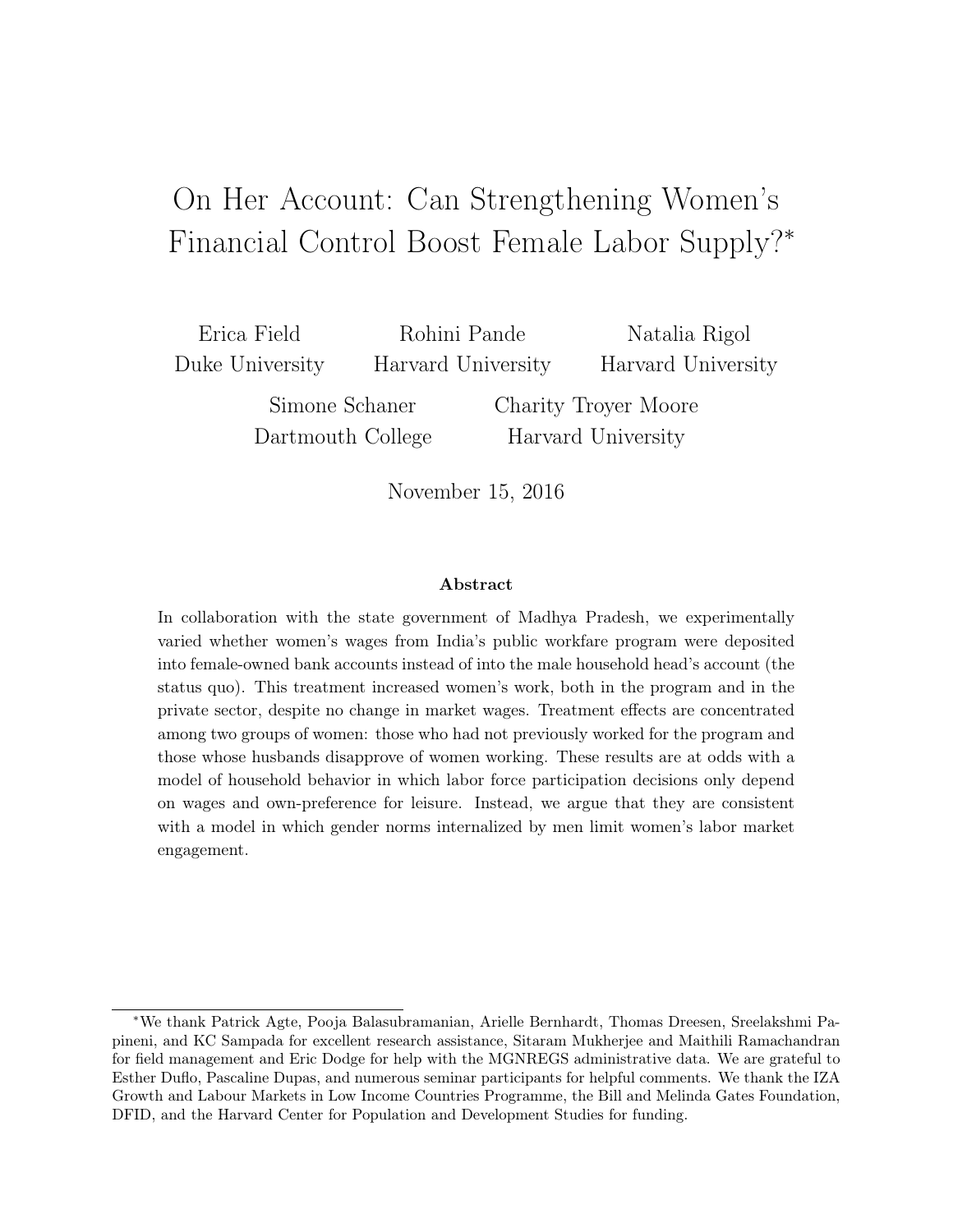# On Her Account: Can Strengthening Women's Financial Control Boost Female Labor Supply?*

Erica Field
Duke University

Rohini Pande
Harvard University

Natalia Rigol
Harvard University

Simone Schaner
Dartmouth College

Charity Troyer Moore
Harvard University

November 15, 2016

### Abstract

In collaboration with the state government of Madhya Pradesh, we experimentally varied whether women's wages from India's public workfare program were deposited into female-owned bank accounts instead of into the male household head's account (the status quo). This treatment increased women's work, both in the program and in the private sector, despite no change in market wages. Treatment effects are concentrated among two groups of women: those who had not previously worked for the program and those whose husbands disapprove of women working. These results are at odds with a model of household behavior in which labor force participation decisions only depend on wages and own-preference for leisure. Instead, we argue that they are consistent with a model in which gender norms internalized by men limit women's labor market engagement.

---

*We thank Patrick Agte, Pooja Balasubramanian, Arielle Bernhardt, Thomas Dreesen, Sreelakshmi Papineni, and KC Sampada for excellent research assistance, Sitaram Mukherjee and Maithili Ramachandran for field management and Eric Dodge for help with the MGNREGS administrative data. We are grateful to Esther Duflo, Pascaline Dupas, and numerous seminar participants for helpful comments. We thank the IZA Growth and Labour Markets in Low Income Countries Programme, the Bill and Melinda Gates Foundation, DFID, and the Harvard Center for Population and Development Studies for funding.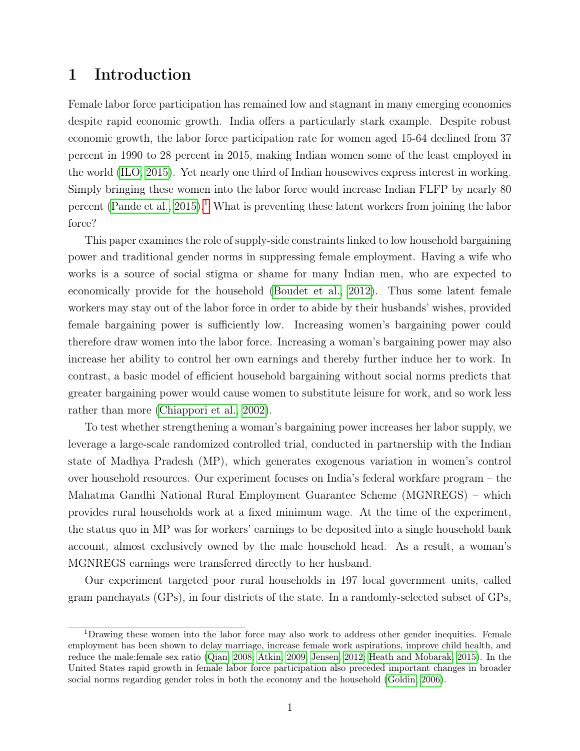# 1 Introduction

Female labor force participation has remained low and stagnant in many emerging economies despite rapid economic growth. India offers a particularly stark example. Despite robust economic growth, the labor force participation rate for women aged 15-64 declined from 37 percent in 1990 to 28 percent in 2015, making Indian women some of the least employed in the world (ILO, 2015). Yet nearly one third of Indian housewives express interest in working. Simply bringing these women into the labor force would increase Indian FLFP by nearly 80 percent (Pande et al., 2015).[1] What is preventing these latent workers from joining the labor force?

This paper examines the role of supply-side constraints linked to low household bargaining power and traditional gender norms in suppressing female employment. Having a wife who works is a source of social stigma or shame for many Indian men, who are expected to economically provide for the household (Boudet et al., 2012). Thus some latent female workers may stay out of the labor force in order to abide by their husbands' wishes, provided female bargaining power is sufficiently low. Increasing women's bargaining power could therefore draw women into the labor force. Increasing a woman's bargaining power may also increase her ability to control her own earnings and thereby further induce her to work. In contrast, a basic model of efficient household bargaining without social norms predicts that greater bargaining power would cause women to substitute leisure for work, and so work less rather than more (Chiappori et al., 2002).

To test whether strengthening a woman's bargaining power increases her labor supply, we leverage a large-scale randomized controlled trial, conducted in partnership with the Indian state of Madhya Pradesh (MP), which generates exogenous variation in women's control over household resources. Our experiment focuses on India's federal workfare program – the Mahatma Gandhi National Rural Employment Guarantee Scheme (MGNREGS) – which provides rural households work at a fixed minimum wage. At the time of the experiment, the status quo in MP was for workers' earnings to be deposited into a single household bank account, almost exclusively owned by the male household head. As a result, a woman's MGNREGS earnings were transferred directly to her husband.

Our experiment targeted poor rural households in 197 local government units, called gram panchayats (GPs), in four districts of the state. In a randomly-selected subset of GPs,

[1] Drawing these women into the labor force may also work to address other gender inequities. Female employment has been shown to delay marriage, increase female work aspirations, improve child health, and reduce the male:female sex ratio (Qian, 2008; Atkin, 2009; Jensen, 2012; Heath and Mobarak, 2015). In the United States rapid growth in female labor force participation also preceded important changes in broader social norms regarding gender roles in both the economy and the household (Goldin, 2006).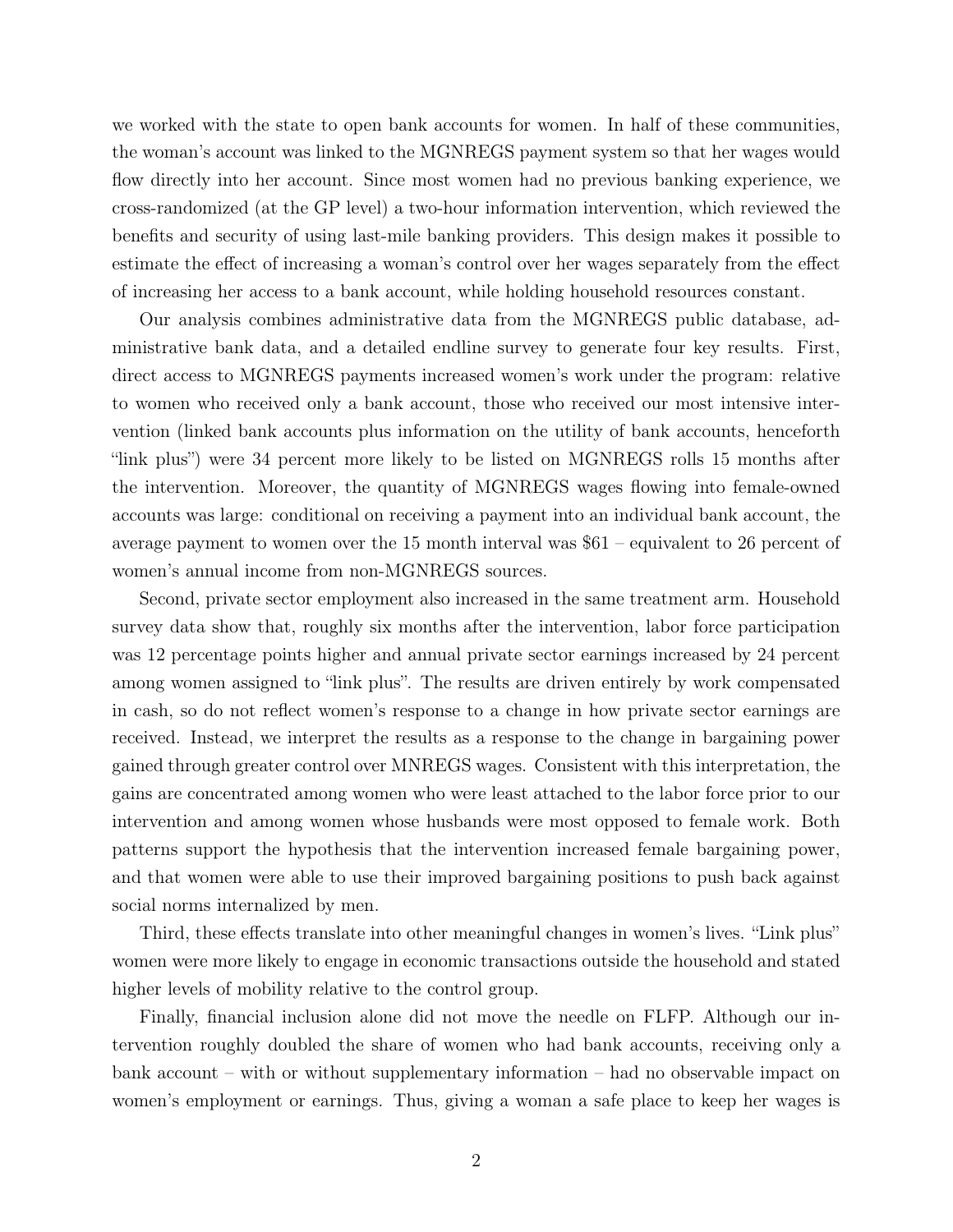we worked with the state to open bank accounts for women. In half of these communities, the woman's account was linked to the MGNREGS payment system so that her wages would flow directly into her account. Since most women had no previous banking experience, we cross-randomized (at the GP level) a two-hour information intervention, which reviewed the benefits and security of using last-mile banking providers. This design makes it possible to estimate the effect of increasing a woman's control over her wages separately from the effect of increasing her access to a bank account, while holding household resources constant.

Our analysis combines administrative data from the MGNREGS public database, administrative bank data, and a detailed endline survey to generate four key results. First, direct access to MGNREGS payments increased women's work under the program: relative to women who received only a bank account, those who received our most intensive intervention (linked bank accounts plus information on the utility of bank accounts, henceforth "link plus") were 34 percent more likely to be listed on MGNREGS rolls 15 months after the intervention. Moreover, the quantity of MGNREGS wages flowing into female-owned accounts was large: conditional on receiving a payment into an individual bank account, the average payment to women over the 15 month interval was $61 – equivalent to 26 percent of women's annual income from non-MGNREGS sources.

Second, private sector employment also increased in the same treatment arm. Household survey data show that, roughly six months after the intervention, labor force participation was 12 percentage points higher and annual private sector earnings increased by 24 percent among women assigned to "link plus". The results are driven entirely by work compensated in cash, so do not reflect women's response to a change in how private sector earnings are received. Instead, we interpret the results as a response to the change in bargaining power gained through greater control over MNREGS wages. Consistent with this interpretation, the gains are concentrated among women who were least attached to the labor force prior to our intervention and among women whose husbands were most opposed to female work. Both patterns support the hypothesis that the intervention increased female bargaining power, and that women were able to use their improved bargaining positions to push back against social norms internalized by men.

Third, these effects translate into other meaningful changes in women's lives. "Link plus" women were more likely to engage in economic transactions outside the household and stated higher levels of mobility relative to the control group.

Finally, financial inclusion alone did not move the needle on FLFP. Although our intervention roughly doubled the share of women who had bank accounts, receiving only a bank account – with or without supplementary information – had no observable impact on women's employment or earnings. Thus, giving a woman a safe place to keep her wages is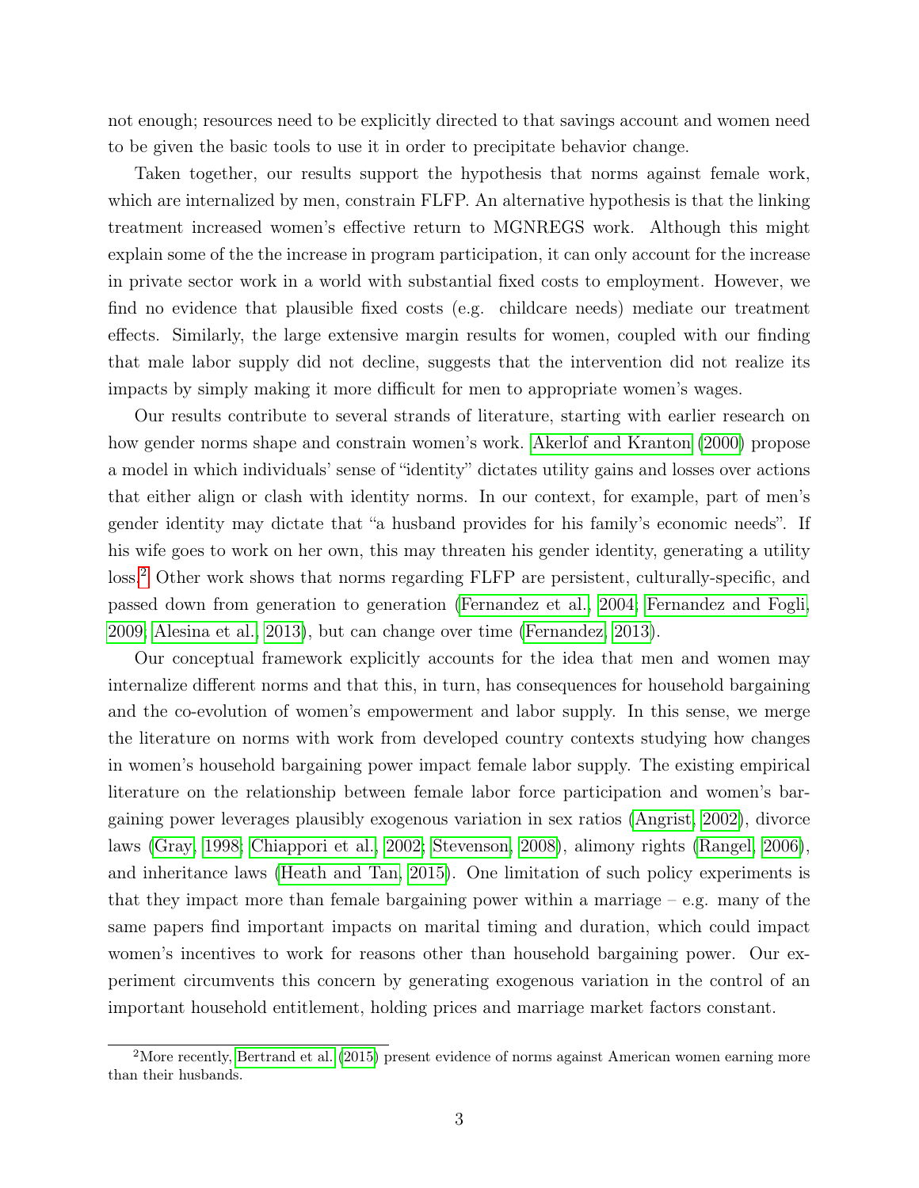not enough; resources need to be explicitly directed to that savings account and women need to be given the basic tools to use it in order to precipitate behavior change.

Taken together, our results support the hypothesis that norms against female work, which are internalized by men, constrain FLFP. An alternative hypothesis is that the linking treatment increased women's effective return to MGNREGS work. Although this might explain some of the the increase in program participation, it can only account for the increase in private sector work in a world with substantial fixed costs to employment. However, we find no evidence that plausible fixed costs (e.g. childcare needs) mediate our treatment effects. Similarly, the large extensive margin results for women, coupled with our finding that male labor supply did not decline, suggests that the intervention did not realize its impacts by simply making it more difficult for men to appropriate women's wages.

Our results contribute to several strands of literature, starting with earlier research on how gender norms shape and constrain women's work. Akerlof and Kranton (2000) propose a model in which individuals' sense of "identity" dictates utility gains and losses over actions that either align or clash with identity norms. In our context, for example, part of men's gender identity may dictate that "a husband provides for his family's economic needs". If his wife goes to work on her own, this may threaten his gender identity, generating a utility loss.[2] Other work shows that norms regarding FLFP are persistent, culturally-specific, and passed down from generation to generation (Fernandez et al., 2004; Fernandez and Fogli, 2009; Alesina et al., 2013), but can change over time (Fernandez, 2013).

Our conceptual framework explicitly accounts for the idea that men and women may internalize different norms and that this, in turn, has consequences for household bargaining and the co-evolution of women's empowerment and labor supply. In this sense, we merge the literature on norms with work from developed country contexts studying how changes in women's household bargaining power impact female labor supply. The existing empirical literature on the relationship between female labor force participation and women's bargaining power leverages plausibly exogenous variation in sex ratios (Angrist, 2002), divorce laws (Gray, 1998; Chiappori et al., 2002; Stevenson, 2008), alimony rights (Rangel, 2006), and inheritance laws (Heath and Tan, 2015). One limitation of such policy experiments is that they impact more than female bargaining power within a marriage – e.g. many of the same papers find important impacts on marital timing and duration, which could impact women's incentives to work for reasons other than household bargaining power. Our experiment circumvents this concern by generating exogenous variation in the control of an important household entitlement, holding prices and marriage market factors constant.

[2] More recently, Bertrand et al. (2015) present evidence of norms against American women earning more than their husbands.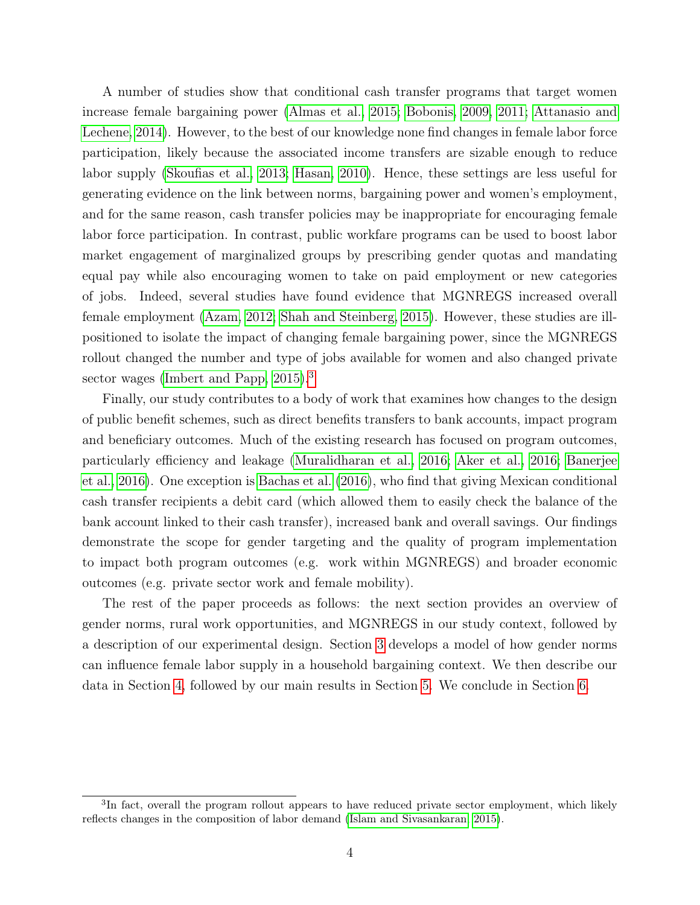A number of studies show that conditional cash transfer programs that target women increase female bargaining power (Almas et al., 2015; Bobonis, 2009, 2011; Attanasio and Lechene, 2014). However, to the best of our knowledge none find changes in female labor force participation, likely because the associated income transfers are sizable enough to reduce labor supply (Skoufias et al., 2013; Hasan, 2010). Hence, these settings are less useful for generating evidence on the link between norms, bargaining power and women's employment, and for the same reason, cash transfer policies may be inappropriate for encouraging female labor force participation. In contrast, public workfare programs can be used to boost labor market engagement of marginalized groups by prescribing gender quotas and mandating equal pay while also encouraging women to take on paid employment or new categories of jobs. Indeed, several studies have found evidence that MGNREGS increased overall female employment (Azam, 2012; Shah and Steinberg, 2015). However, these studies are ill-positioned to isolate the impact of changing female bargaining power, since the MGNREGS rollout changed the number and type of jobs available for women and also changed private sector wages (Imbert and Papp, 2015).[3]

Finally, our study contributes to a body of work that examines how changes to the design of public benefit schemes, such as direct benefits transfers to bank accounts, impact program and beneficiary outcomes. Much of the existing research has focused on program outcomes, particularly efficiency and leakage (Muralidharan et al., 2016; Aker et al., 2016; Banerjee et al., 2016). One exception is Bachas et al. (2016), who find that giving Mexican conditional cash transfer recipients a debit card (which allowed them to easily check the balance of the bank account linked to their cash transfer), increased bank and overall savings. Our findings demonstrate the scope for gender targeting and the quality of program implementation to impact both program outcomes (e.g. work within MGNREGS) and broader economic outcomes (e.g. private sector work and female mobility).

The rest of the paper proceeds as follows: the next section provides an overview of gender norms, rural work opportunities, and MGNREGS in our study context, followed by a description of our experimental design. Section 3 develops a model of how gender norms can influence female labor supply in a household bargaining context. We then describe our data in Section 4, followed by our main results in Section 5. We conclude in Section 6.

[3] In fact, overall the program rollout appears to have reduced private sector employment, which likely reflects changes in the composition of labor demand (Islam and Sivasankaran, 2015).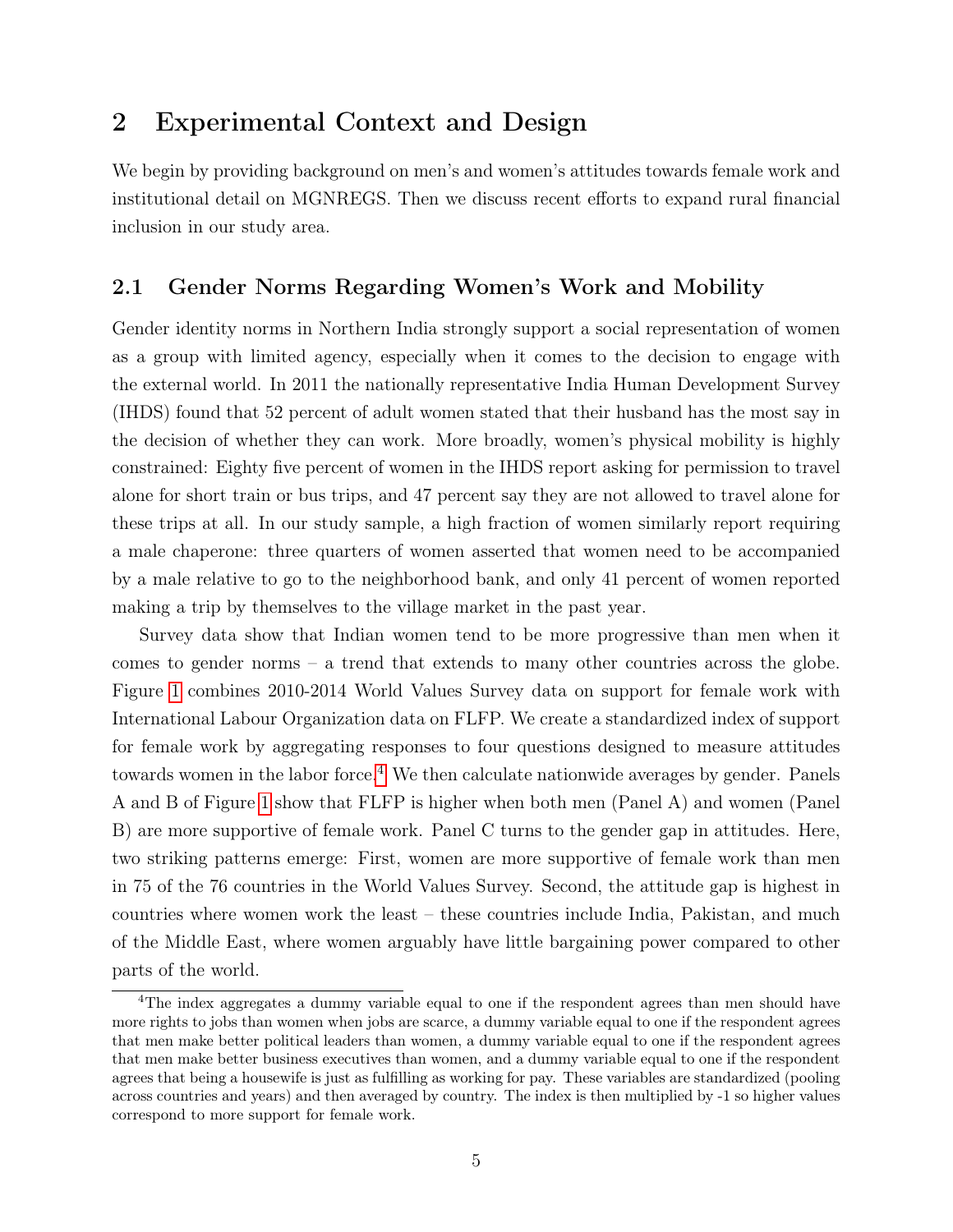## 2 Experimental Context and Design

We begin by providing background on men's and women's attitudes towards female work and institutional detail on MGNREGS. Then we discuss recent efforts to expand rural financial inclusion in our study area.

### 2.1 Gender Norms Regarding Women's Work and Mobility

Gender identity norms in Northern India strongly support a social representation of women as a group with limited agency, especially when it comes to the decision to engage with the external world. In 2011 the nationally representative India Human Development Survey (IHDS) found that 52 percent of adult women stated that their husband has the most say in the decision of whether they can work. More broadly, women's physical mobility is highly constrained: Eighty five percent of women in the IHDS report asking for permission to travel alone for short train or bus trips, and 47 percent say they are not allowed to travel alone for these trips at all. In our study sample, a high fraction of women similarly report requiring a male chaperone: three quarters of women asserted that women need to be accompanied by a male relative to go to the neighborhood bank, and only 41 percent of women reported making a trip by themselves to the village market in the past year.

Survey data show that Indian women tend to be more progressive than men when it comes to gender norms – a trend that extends to many other countries across the globe. Figure 1 combines 2010-2014 World Values Survey data on support for female work with International Labour Organization data on FLFP. We create a standardized index of support for female work by aggregating responses to four questions designed to measure attitudes towards women in the labor force.[4] We then calculate nationwide averages by gender. Panels A and B of Figure 1 show that FLFP is higher when both men (Panel A) and women (Panel B) are more supportive of female work. Panel C turns to the gender gap in attitudes. Here, two striking patterns emerge: First, women are more supportive of female work than men in 75 of the 76 countries in the World Values Survey. Second, the attitude gap is highest in countries where women work the least – these countries include India, Pakistan, and much of the Middle East, where women arguably have little bargaining power compared to other parts of the world.

[4] The index aggregates a dummy variable equal to one if the respondent agrees than men should have more rights to jobs than women when jobs are scarce, a dummy variable equal to one if the respondent agrees that men make better political leaders than women, a dummy variable equal to one if the respondent agrees that men make better business executives than women, and a dummy variable equal to one if the respondent agrees that being a housewife is just as fulfilling as working for pay. These variables are standardized (pooling across countries and years) and then averaged by country. The index is then multiplied by -1 so higher values correspond to more support for female work.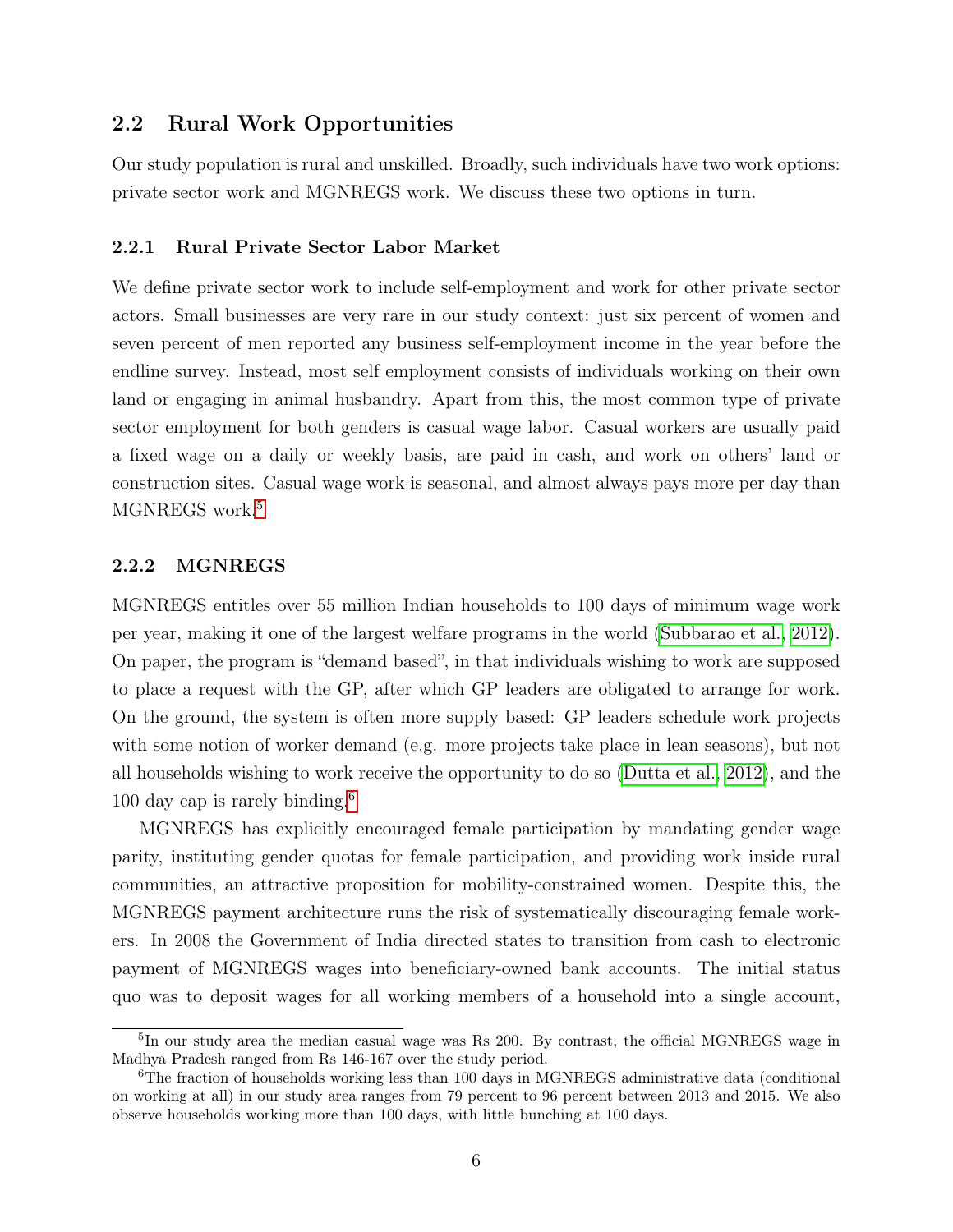## 2.2 Rural Work Opportunities

Our study population is rural and unskilled. Broadly, such individuals have two work options: private sector work and MGNREGS work. We discuss these two options in turn.

### 2.2.1 Rural Private Sector Labor Market

We define private sector work to include self-employment and work for other private sector actors. Small businesses are very rare in our study context: just six percent of women and seven percent of men reported any business self-employment income in the year before the endline survey. Instead, most self employment consists of individuals working on their own land or engaging in animal husbandry. Apart from this, the most common type of private sector employment for both genders is casual wage labor. Casual workers are usually paid a fixed wage on a daily or weekly basis, are paid in cash, and work on others' land or construction sites. Casual wage work is seasonal, and almost always pays more per day than MGNREGS work.[5]

### 2.2.2 MGNREGS

MGNREGS entitles over 55 million Indian households to 100 days of minimum wage work per year, making it one of the largest welfare programs in the world (Subbarao et al., 2012). On paper, the program is "demand based", in that individuals wishing to work are supposed to place a request with the GP, after which GP leaders are obligated to arrange for work. On the ground, the system is often more supply based: GP leaders schedule work projects with some notion of worker demand (e.g. more projects take place in lean seasons), but not all households wishing to work receive the opportunity to do so (Dutta et al., 2012), and the 100 day cap is rarely binding.[6]

MGNREGS has explicitly encouraged female participation by mandating gender wage parity, instituting gender quotas for female participation, and providing work inside rural communities, an attractive proposition for mobility-constrained women. Despite this, the MGNREGS payment architecture runs the risk of systematically discouraging female workers. In 2008 the Government of India directed states to transition from cash to electronic payment of MGNREGS wages into beneficiary-owned bank accounts. The initial status quo was to deposit wages for all working members of a household into a single account,

[5] In our study area the median casual wage was Rs 200. By contrast, the official MGNREGS wage in Madhya Pradesh ranged from Rs 146-167 over the study period.

[6] The fraction of households working less than 100 days in MGNREGS administrative data (conditional on working at all) in our study area ranges from 79 percent to 96 percent between 2013 and 2015. We also observe households working more than 100 days, with little bunching at 100 days.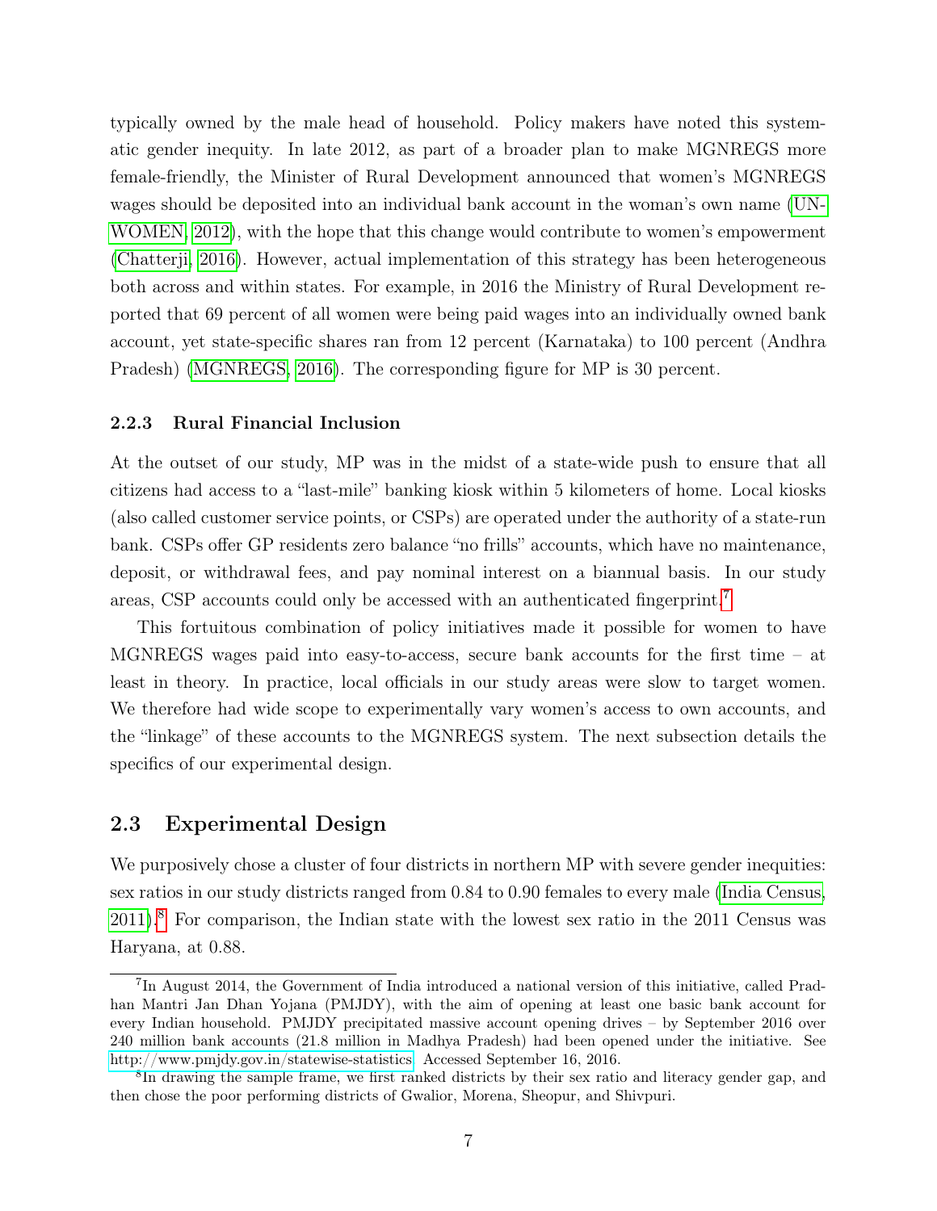typically owned by the male head of household. Policy makers have noted this systematic gender inequity. In late 2012, as part of a broader plan to make MGNREGS more female-friendly, the Minister of Rural Development announced that women's MGNREGS wages should be deposited into an individual bank account in the woman's own name (UN-WOMEN, 2012), with the hope that this change would contribute to women's empowerment (Chatterji, 2016). However, actual implementation of this strategy has been heterogeneous both across and within states. For example, in 2016 the Ministry of Rural Development reported that 69 percent of all women were being paid wages into an individually owned bank account, yet state-specific shares ran from 12 percent (Karnataka) to 100 percent (Andhra Pradesh) (MGNREGS, 2016). The corresponding figure for MP is 30 percent.

### 2.2.3 Rural Financial Inclusion

At the outset of our study, MP was in the midst of a state-wide push to ensure that all citizens had access to a "last-mile" banking kiosk within 5 kilometers of home. Local kiosks (also called customer service points, or CSPs) are operated under the authority of a state-run bank. CSPs offer GP residents zero balance "no frills" accounts, which have no maintenance, deposit, or withdrawal fees, and pay nominal interest on a biannual basis. In our study areas, CSP accounts could only be accessed with an authenticated fingerprint.[7]

This fortuitous combination of policy initiatives made it possible for women to have MGNREGS wages paid into easy-to-access, secure bank accounts for the first time – at least in theory. In practice, local officials in our study areas were slow to target women. We therefore had wide scope to experimentally vary women's access to own accounts, and the "linkage" of these accounts to the MGNREGS system. The next subsection details the specifics of our experimental design.

## 2.3 Experimental Design

We purposively chose a cluster of four districts in northern MP with severe gender inequities: sex ratios in our study districts ranged from 0.84 to 0.90 females to every male (India Census, 2011).[8] For comparison, the Indian state with the lowest sex ratio in the 2011 Census was Haryana, at 0.88.

[7] In August 2014, the Government of India introduced a national version of this initiative, called Pradhan Mantri Jan Dhan Yojana (PMJDY), with the aim of opening at least one basic bank account for every Indian household. PMJDY precipitated massive account opening drives – by September 2016 over 240 million bank accounts (21.8 million in Madhya Pradesh) had been opened under the initiative. See http://www.pmjdy.gov.in/statewise-statistics. Accessed September 16, 2016.

[8] In drawing the sample frame, we first ranked districts by their sex ratio and literacy gender gap, and then chose the poor performing districts of Gwalior, Morena, Sheopur, and Shivpuri.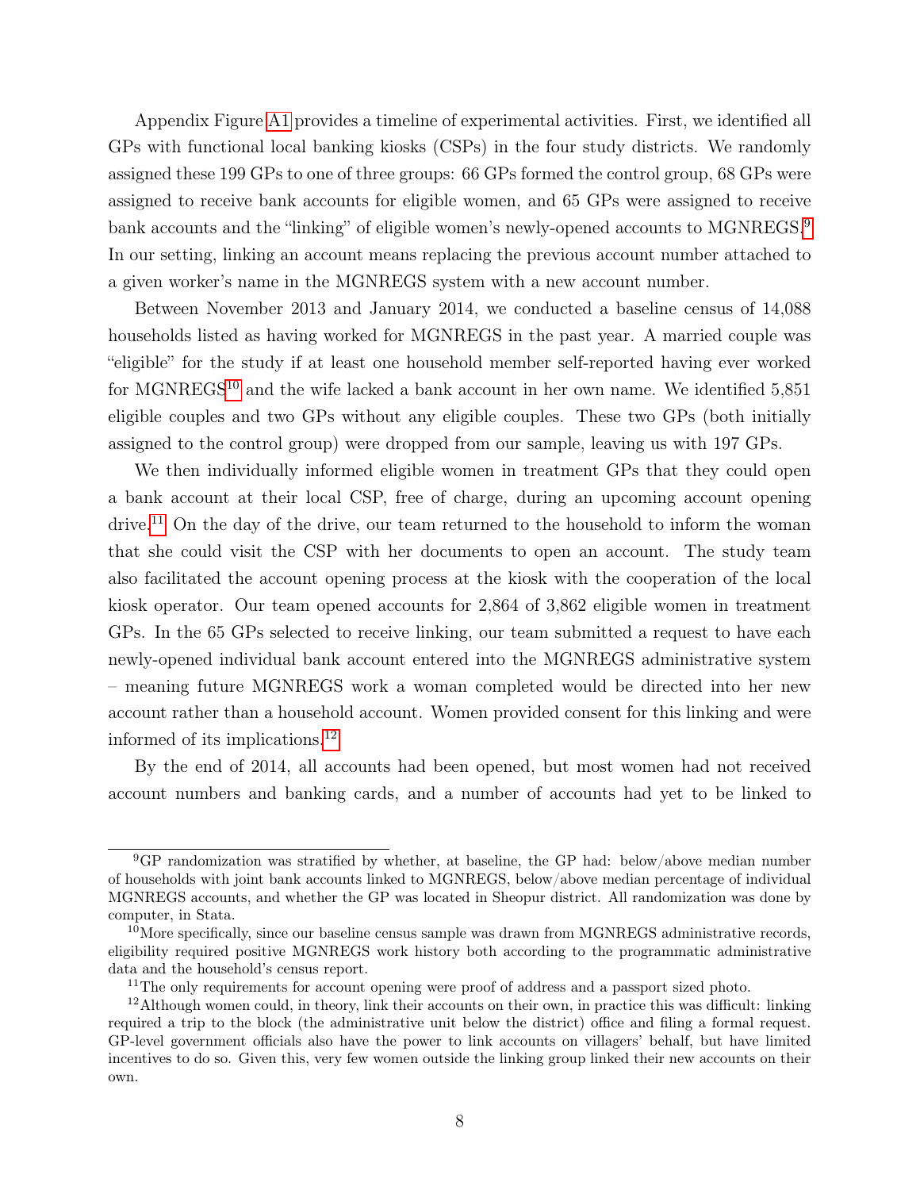Appendix Figure A1 provides a timeline of experimental activities. First, we identified all GPs with functional local banking kiosks (CSPs) in the four study districts. We randomly assigned these 199 GPs to one of three groups: 66 GPs formed the control group, 68 GPs were assigned to receive bank accounts for eligible women, and 65 GPs were assigned to receive bank accounts and the "linking" of eligible women's newly-opened accounts to MGNREGS.[9] In our setting, linking an account means replacing the previous account number attached to a given worker's name in the MGNREGS system with a new account number.

Between November 2013 and January 2014, we conducted a baseline census of 14,088 households listed as having worked for MGNREGS in the past year. A married couple was "eligible" for the study if at least one household member self-reported having ever worked for MGNREGS[10] and the wife lacked a bank account in her own name. We identified 5,851 eligible couples and two GPs without any eligible couples. These two GPs (both initially assigned to the control group) were dropped from our sample, leaving us with 197 GPs.

We then individually informed eligible women in treatment GPs that they could open a bank account at their local CSP, free of charge, during an upcoming account opening drive.[11] On the day of the drive, our team returned to the household to inform the woman that she could visit the CSP with her documents to open an account. The study team also facilitated the account opening process at the kiosk with the cooperation of the local kiosk operator. Our team opened accounts for 2,864 of 3,862 eligible women in treatment GPs. In the 65 GPs selected to receive linking, our team submitted a request to have each newly-opened individual bank account entered into the MGNREGS administrative system – meaning future MGNREGS work a woman completed would be directed into her new account rather than a household account. Women provided consent for this linking and were informed of its implications.[12]

By the end of 2014, all accounts had been opened, but most women had not received account numbers and banking cards, and a number of accounts had yet to be linked to

---

[9] GP randomization was stratified by whether, at baseline, the GP had: below/above median number of households with joint bank accounts linked to MGNREGS, below/above median percentage of individual MGNREGS accounts, and whether the GP was located in Sheopur district. All randomization was done by computer, in Stata.

[10] More specifically, since our baseline census sample was drawn from MGNREGS administrative records, eligibility required positive MGNREGS work history both according to the programmatic administrative data and the household's census report.

[11] The only requirements for account opening were proof of address and a passport sized photo.

[12] Although women could, in theory, link their accounts on their own, in practice this was difficult: linking required a trip to the block (the administrative unit below the district) office and filing a formal request. GP-level government officials also have the power to link accounts on villagers' behalf, but have limited incentives to do so. Given this, very few women outside the linking group linked their new accounts on their own.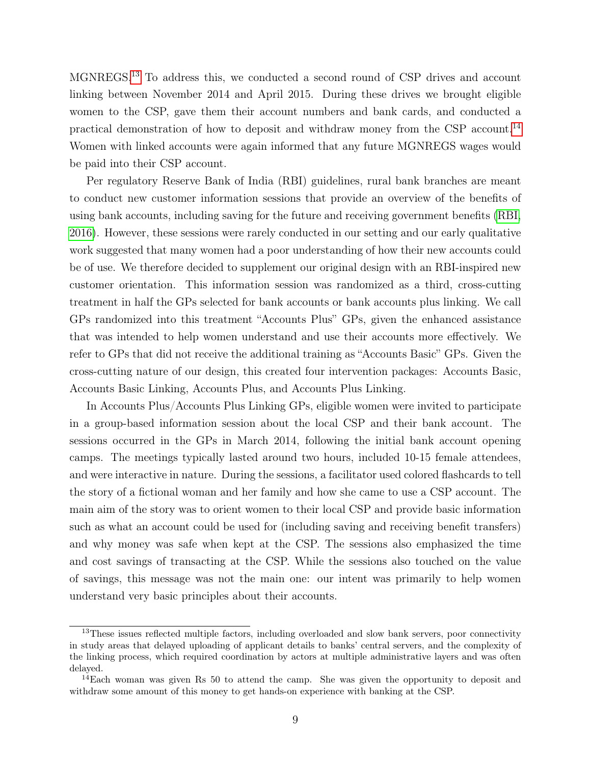MGNREGS.[13] To address this, we conducted a second round of CSP drives and account linking between November 2014 and April 2015. During these drives we brought eligible women to the CSP, gave them their account numbers and bank cards, and conducted a practical demonstration of how to deposit and withdraw money from the CSP account.[14] Women with linked accounts were again informed that any future MGNREGS wages would be paid into their CSP account.

Per regulatory Reserve Bank of India (RBI) guidelines, rural bank branches are meant to conduct new customer information sessions that provide an overview of the benefits of using bank accounts, including saving for the future and receiving government benefits (RBI, 2016). However, these sessions were rarely conducted in our setting and our early qualitative work suggested that many women had a poor understanding of how their new accounts could be of use. We therefore decided to supplement our original design with an RBI-inspired new customer orientation. This information session was randomized as a third, cross-cutting treatment in half the GPs selected for bank accounts or bank accounts plus linking. We call GPs randomized into this treatment "Accounts Plus" GPs, given the enhanced assistance that was intended to help women understand and use their accounts more effectively. We refer to GPs that did not receive the additional training as "Accounts Basic" GPs. Given the cross-cutting nature of our design, this created four intervention packages: Accounts Basic, Accounts Basic Linking, Accounts Plus, and Accounts Plus Linking.

In Accounts Plus/Accounts Plus Linking GPs, eligible women were invited to participate in a group-based information session about the local CSP and their bank account. The sessions occurred in the GPs in March 2014, following the initial bank account opening camps. The meetings typically lasted around two hours, included 10-15 female attendees, and were interactive in nature. During the sessions, a facilitator used colored flashcards to tell the story of a fictional woman and her family and how she came to use a CSP account. The main aim of the story was to orient women to their local CSP and provide basic information such as what an account could be used for (including saving and receiving benefit transfers) and why money was safe when kept at the CSP. The sessions also emphasized the time and cost savings of transacting at the CSP. While the sessions also touched on the value of savings, this message was not the main one: our intent was primarily to help women understand very basic principles about their accounts.

[13] These issues reflected multiple factors, including overloaded and slow bank servers, poor connectivity in study areas that delayed uploading of applicant details to banks' central servers, and the complexity of the linking process, which required coordination by actors at multiple administrative layers and was often delayed.

[14] Each woman was given Rs 50 to attend the camp. She was given the opportunity to deposit and withdraw some amount of this money to get hands-on experience with banking at the CSP.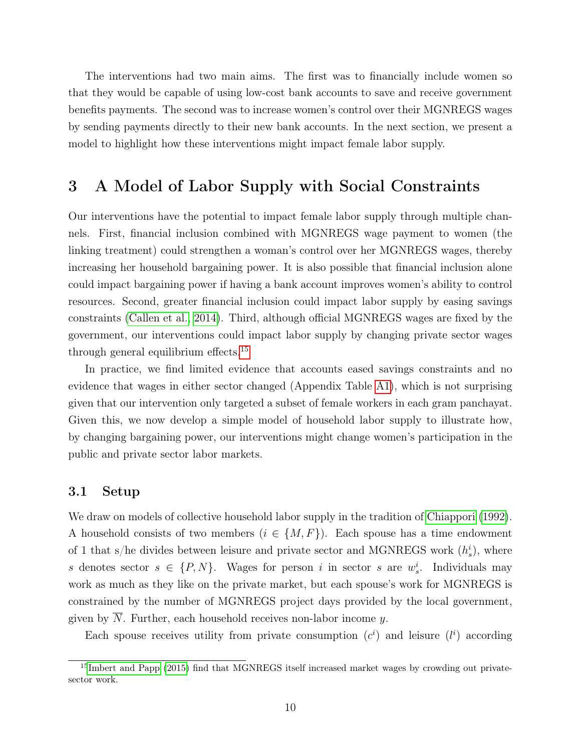The interventions had two main aims. The first was to financially include women so that they would be capable of using low-cost bank accounts to save and receive government benefits payments. The second was to increase women's control over their MGNREGS wages by sending payments directly to their new bank accounts. In the next section, we present a model to highlight how these interventions might impact female labor supply.

# 3 A Model of Labor Supply with Social Constraints

Our interventions have the potential to impact female labor supply through multiple channels. First, financial inclusion combined with MGNREGS wage payment to women (the linking treatment) could strengthen a woman's control over her MGNREGS wages, thereby increasing her household bargaining power. It is also possible that financial inclusion alone could impact bargaining power if having a bank account improves women's ability to control resources. Second, greater financial inclusion could impact labor supply by easing savings constraints (Callen et al. 2014). Third, although official MGNREGS wages are fixed by the government, our interventions could impact labor supply by changing private sector wages through general equilibrium effects.[15]

In practice, we find limited evidence that accounts eased savings constraints and no evidence that wages in either sector changed (Appendix Table A1), which is not surprising given that our intervention only targeted a subset of female workers in each gram panchayat. Given this, we now develop a simple model of household labor supply to illustrate how, by changing bargaining power, our interventions might change women's participation in the public and private sector labor markets.

## 3.1 Setup

We draw on models of collective household labor supply in the tradition of Chiappori (1992). A household consists of two members ($i \in \{M, F\}$). Each spouse has a time endowment of 1 that s/he divides between leisure and private sector and MGNREGS work ($h_s^i$), where $s$ denotes sector $s \in \{P, N\}$. Wages for person $i$ in sector $s$ are $w_s^i$. Individuals may work as much as they like on the private market, but each spouse's work for MGNREGS is constrained by the number of MGNREGS project days provided by the local government, given by $\overline{N}$. Further, each household receives non-labor income $y$.

Each spouse receives utility from private consumption ($c^i$) and leisure ($l^i$) according

[15] Imbert and Papp (2015) find that MGNREGS itself increased market wages by crowding out private-sector work.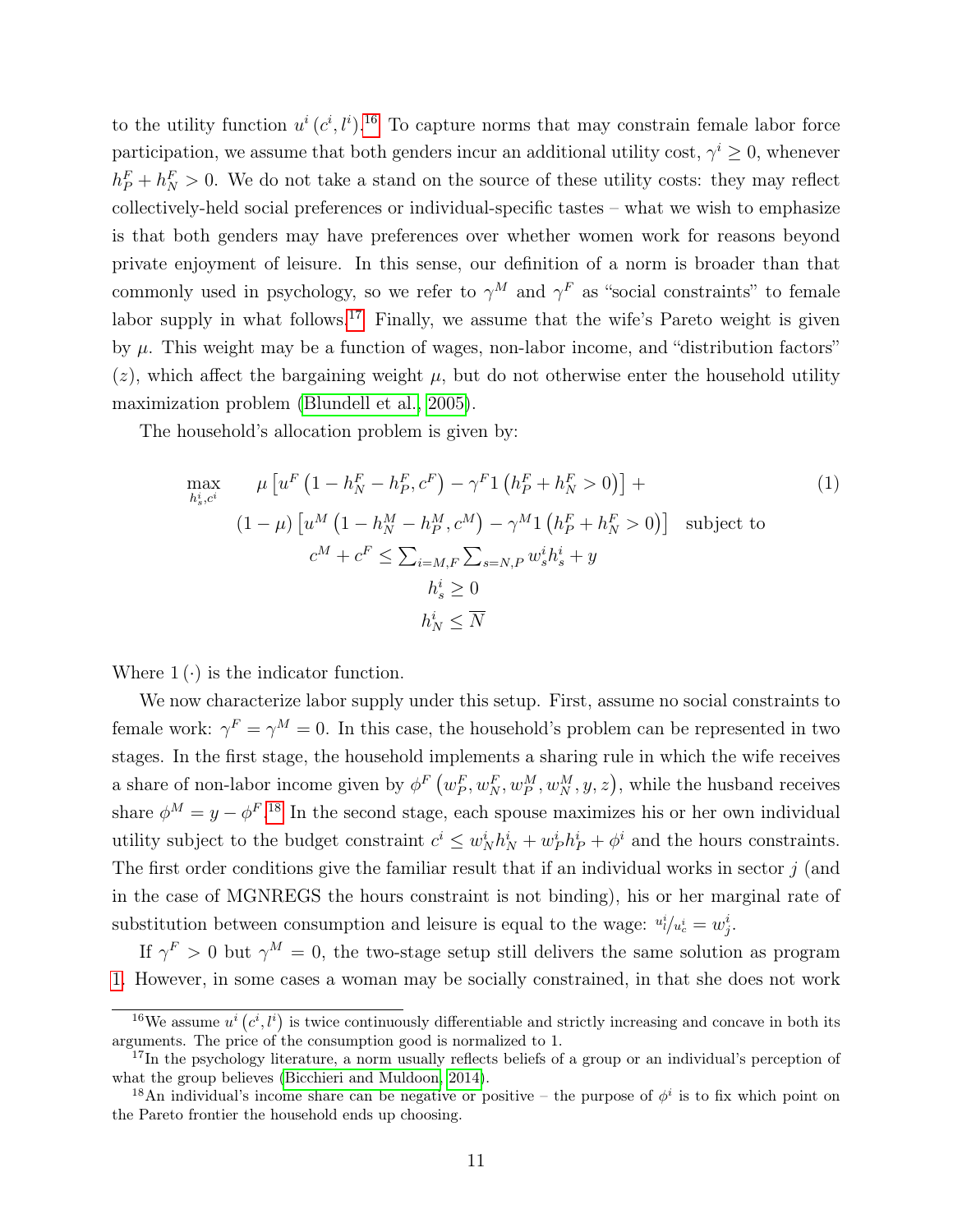to the utility function $u^i(c^i, l^i)$.[16] To capture norms that may constrain female labor force participation, we assume that both genders incur an additional utility cost, $\gamma^i \geq 0$, whenever $h^F_P + h^F_N > 0$. We do not take a stand on the source of these utility costs: they may reflect collectively-held social preferences or individual-specific tastes – what we wish to emphasize is that both genders may have preferences over whether women work for reasons beyond private enjoyment of leisure. In this sense, our definition of a norm is broader than that commonly used in psychology, so we refer to $\gamma^M$ and $\gamma^F$ as "social constraints" to female labor supply in what follows.[17] Finally, we assume that the wife's Pareto weight is given by $\mu$. This weight may be a function of wages, non-labor income, and "distribution factors" ($z$), which affect the bargaining weight $\mu$, but do not otherwise enter the household utility maximization problem (Blundell et al., 2005).

The household's allocation problem is given by:

$$\max_{h^i_s, c^i} \quad \mu \left[ u^F\left(1 - h^F_N - h^F_P, c^F\right) - \gamma^F 1\left(h^F_P + h^F_N > 0\right)\right] + \tag{1}$$

$$(1-\mu)\left[u^M\left(1 - h^M_N - h^M_P, c^M\right) - \gamma^M 1\left(h^F_P + h^F_N > 0\right)\right] \quad \text{subject to}$$

$$c^M + c^F \leq \sum_{i=M,F} \sum_{s=N,P} w^i_s h^i_s + y$$

$$h^i_s \geq 0$$

$$h^i_N \leq \overline{N}$$

Where $1(\cdot)$ is the indicator function.

We now characterize labor supply under this setup. First, assume no social constraints to female work: $\gamma^F = \gamma^M = 0$. In this case, the household's problem can be represented in two stages. In the first stage, the household implements a sharing rule in which the wife receives a share of non-labor income given by $\phi^F\left(w^F_P, w^F_N, w^M_P, w^M_N, y, z\right)$, while the husband receives share $\phi^M = y - \phi^F$.[18] In the second stage, each spouse maximizes his or her own individual utility subject to the budget constraint $c^i \leq w^i_N h^i_N + w^i_P h^i_P + \phi^i$ and the hours constraints. The first order conditions give the familiar result that if an individual works in sector $j$ (and in the case of MGNREGS the hours constraint is not binding), his or her marginal rate of substitution between consumption and leisure is equal to the wage: $u^i_l / u^i_c = w^i_j$.

If $\gamma^F > 0$ but $\gamma^M = 0$, the two-stage setup still delivers the same solution as program 1. However, in some cases a woman may be socially constrained, in that she does not work

[16] We assume $u^i(c^i, l^i)$ is twice continuously differentiable and strictly increasing and concave in both its arguments. The price of the consumption good is normalized to 1.

[17] In the psychology literature, a norm usually reflects beliefs of a group or an individual's perception of what the group believes (Bicchieri and Muldoon, 2014).

[18] An individual's income share can be negative or positive – the purpose of $\phi^i$ is to fix which point on the Pareto frontier the household ends up choosing.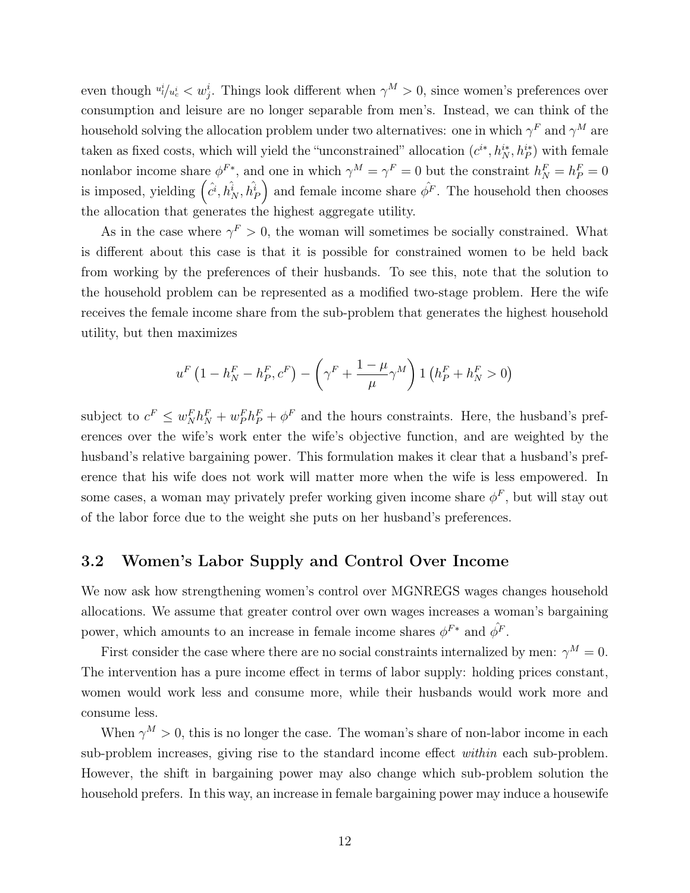even though $u_l^i/u_c^i < w_j^i$. Things look different when $\gamma^M > 0$, since women's preferences over consumption and leisure are no longer separable from men's. Instead, we can think of the household solving the allocation problem under two alternatives: one in which $\gamma^F$ and $\gamma^M$ are taken as fixed costs, which will yield the "unconstrained" allocation $(c^{i*}, h_N^{i*}, h_P^{i*})$ with female nonlabor income share $\phi^{F*}$, and one in which $\gamma^M = \gamma^F = 0$ but the constraint $h_N^F = h_P^F = 0$ is imposed, yielding $\left(\hat{c^i}, \hat{h_N^i}, \hat{h_P^i}\right)$ and female income share $\hat{\phi^F}$. The household then chooses the allocation that generates the highest aggregate utility.

As in the case where $\gamma^F > 0$, the woman will sometimes be socially constrained. What is different about this case is that it is possible for constrained women to be held back from working by the preferences of their husbands. To see this, note that the solution to the household problem can be represented as a modified two-stage problem. Here the wife receives the female income share from the sub-problem that generates the highest household utility, but then maximizes

$$u^F\left(1 - h_N^F - h_P^F, c^F\right) - \left(\gamma^F + \frac{1-\mu}{\mu}\gamma^M\right) 1\left(h_P^F + h_N^F > 0\right)$$

subject to $c^F \leq w_N^F h_N^F + w_P^F h_P^F + \phi^F$ and the hours constraints. Here, the husband's preferences over the wife's work enter the wife's objective function, and are weighted by the husband's relative bargaining power. This formulation makes it clear that a husband's preference that his wife does not work will matter more when the wife is less empowered. In some cases, a woman may privately prefer working given income share $\phi^F$, but will stay out of the labor force due to the weight she puts on her husband's preferences.

## 3.2 Women's Labor Supply and Control Over Income

We now ask how strengthening women's control over MGNREGS wages changes household allocations. We assume that greater control over own wages increases a woman's bargaining power, which amounts to an increase in female income shares $\phi^{F*}$ and $\hat{\phi^F}$.

First consider the case where there are no social constraints internalized by men: $\gamma^M = 0$. The intervention has a pure income effect in terms of labor supply: holding prices constant, women would work less and consume more, while their husbands would work more and consume less.

When $\gamma^M > 0$, this is no longer the case. The woman's share of non-labor income in each sub-problem increases, giving rise to the standard income effect *within* each sub-problem. However, the shift in bargaining power may also change which sub-problem solution the household prefers. In this way, an increase in female bargaining power may induce a housewife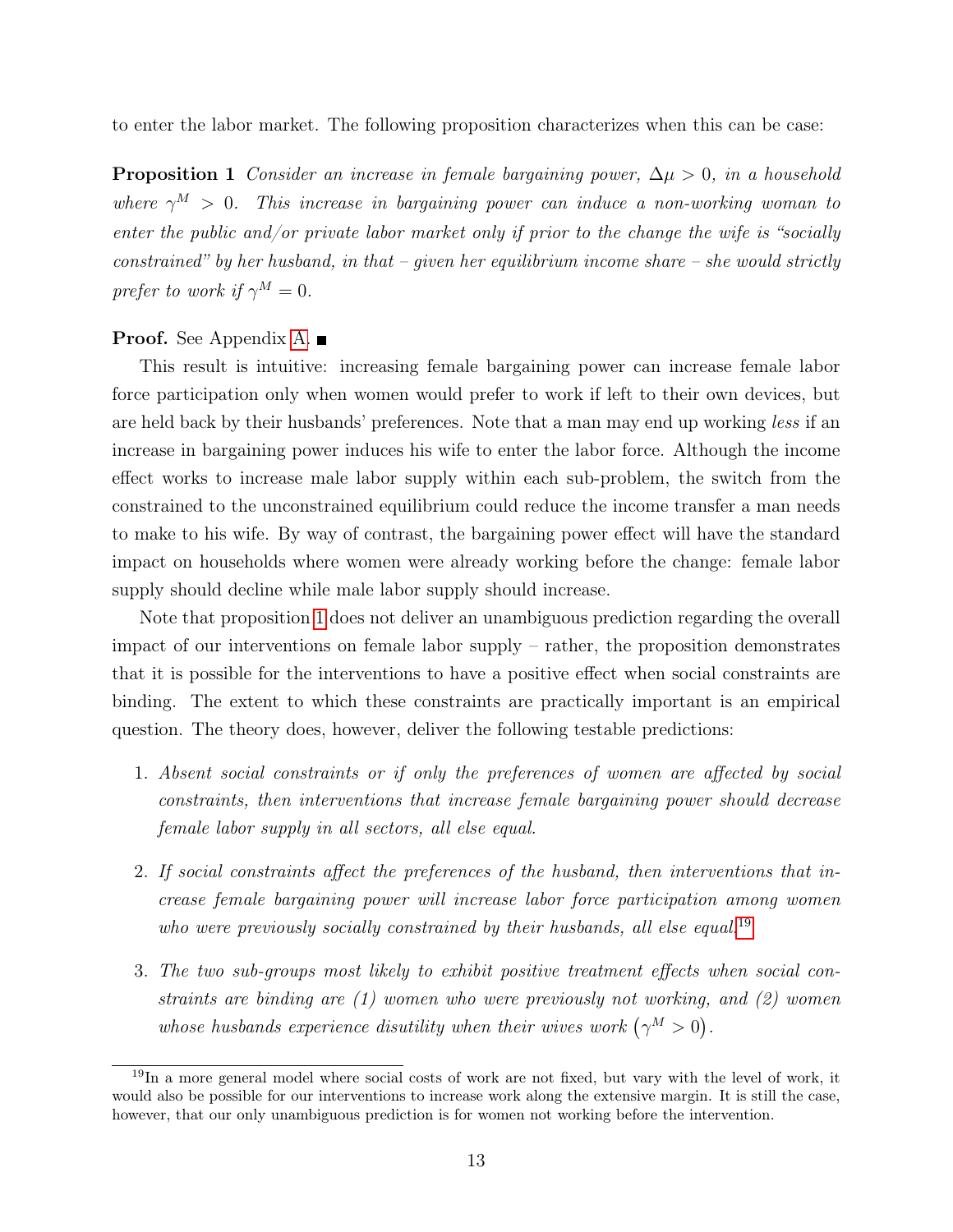to enter the labor market. The following proposition characterizes when this can be case:

**Proposition 1** *Consider an increase in female bargaining power, $\Delta\mu > 0$, in a household where $\gamma^M > 0$. This increase in bargaining power can induce a non-working woman to enter the public and/or private labor market only if prior to the change the wife is "socially constrained" by her husband, in that – given her equilibrium income share – she would strictly prefer to work if $\gamma^M = 0$.*

**Proof.** See Appendix A. ■

This result is intuitive: increasing female bargaining power can increase female labor force participation only when women would prefer to work if left to their own devices, but are held back by their husbands' preferences. Note that a man may end up working *less* if an increase in bargaining power induces his wife to enter the labor force. Although the income effect works to increase male labor supply within each sub-problem, the switch from the constrained to the unconstrained equilibrium could reduce the income transfer a man needs to make to his wife. By way of contrast, the bargaining power effect will have the standard impact on households where women were already working before the change: female labor supply should decline while male labor supply should increase.

Note that proposition 1 does not deliver an unambiguous prediction regarding the overall impact of our interventions on female labor supply – rather, the proposition demonstrates that it is possible for the interventions to have a positive effect when social constraints are binding. The extent to which these constraints are practically important is an empirical question. The theory does, however, deliver the following testable predictions:

1. *Absent social constraints or if only the preferences of women are affected by social constraints, then interventions that increase female bargaining power should decrease female labor supply in all sectors, all else equal.*

2. *If social constraints affect the preferences of the husband, then interventions that increase female bargaining power will increase labor force participation among women who were previously socially constrained by their husbands, all else equal.*[19]

3. *The two sub-groups most likely to exhibit positive treatment effects when social constraints are binding are (1) women who were previously not working, and (2) women whose husbands experience disutility when their wives work $\left(\gamma^M > 0\right)$.*

[19]In a more general model where social costs of work are not fixed, but vary with the level of work, it would also be possible for our interventions to increase work along the extensive margin. It is still the case, however, that our only unambiguous prediction is for women not working before the intervention.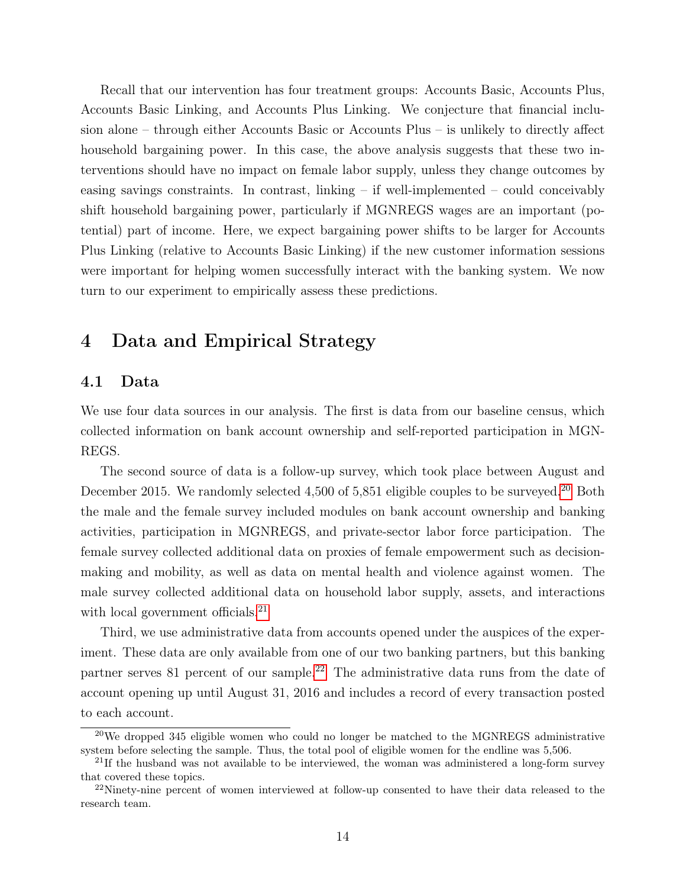Recall that our intervention has four treatment groups: Accounts Basic, Accounts Plus, Accounts Basic Linking, and Accounts Plus Linking. We conjecture that financial inclusion alone – through either Accounts Basic or Accounts Plus – is unlikely to directly affect household bargaining power. In this case, the above analysis suggests that these two interventions should have no impact on female labor supply, unless they change outcomes by easing savings constraints. In contrast, linking – if well-implemented – could conceivably shift household bargaining power, particularly if MGNREGS wages are an important (potential) part of income. Here, we expect bargaining power shifts to be larger for Accounts Plus Linking (relative to Accounts Basic Linking) if the new customer information sessions were important for helping women successfully interact with the banking system. We now turn to our experiment to empirically assess these predictions.

# 4 Data and Empirical Strategy

## 4.1 Data

We use four data sources in our analysis. The first is data from our baseline census, which collected information on bank account ownership and self-reported participation in MGNREGS.

The second source of data is a follow-up survey, which took place between August and December 2015. We randomly selected 4,500 of 5,851 eligible couples to be surveyed.[20] Both the male and the female survey included modules on bank account ownership and banking activities, participation in MGNREGS, and private-sector labor force participation. The female survey collected additional data on proxies of female empowerment such as decision-making and mobility, as well as data on mental health and violence against women. The male survey collected additional data on household labor supply, assets, and interactions with local government officials.[21]

Third, we use administrative data from accounts opened under the auspices of the experiment. These data are only available from one of our two banking partners, but this banking partner serves 81 percent of our sample.[22] The administrative data runs from the date of account opening up until August 31, 2016 and includes a record of every transaction posted to each account.

[20] We dropped 345 eligible women who could no longer be matched to the MGNREGS administrative system before selecting the sample. Thus, the total pool of eligible women for the endline was 5,506.

[21] If the husband was not available to be interviewed, the woman was administered a long-form survey that covered these topics.

[22] Ninety-nine percent of women interviewed at follow-up consented to have their data released to the research team.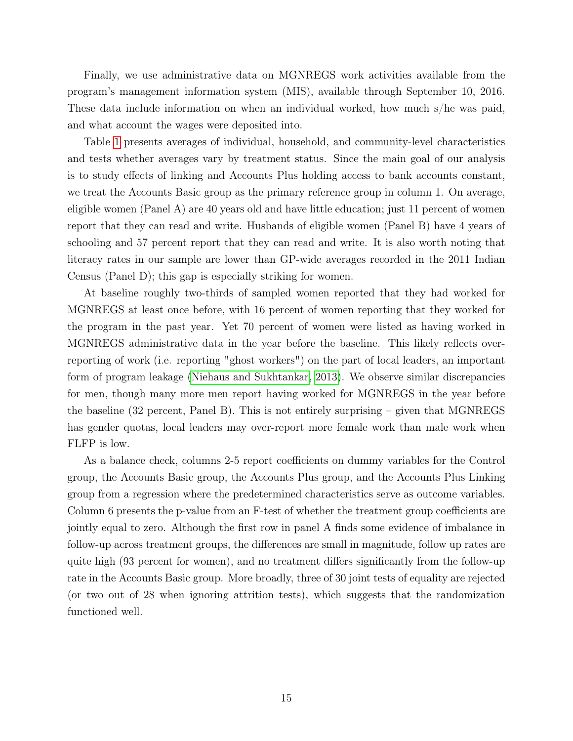Finally, we use administrative data on MGNREGS work activities available from the program's management information system (MIS), available through September 10, 2016. These data include information on when an individual worked, how much s/he was paid, and what account the wages were deposited into.

Table 1 presents averages of individual, household, and community-level characteristics and tests whether averages vary by treatment status. Since the main goal of our analysis is to study effects of linking and Accounts Plus holding access to bank accounts constant, we treat the Accounts Basic group as the primary reference group in column 1. On average, eligible women (Panel A) are 40 years old and have little education; just 11 percent of women report that they can read and write. Husbands of eligible women (Panel B) have 4 years of schooling and 57 percent report that they can read and write. It is also worth noting that literacy rates in our sample are lower than GP-wide averages recorded in the 2011 Indian Census (Panel D); this gap is especially striking for women.

At baseline roughly two-thirds of sampled women reported that they had worked for MGNREGS at least once before, with 16 percent of women reporting that they worked for the program in the past year. Yet 70 percent of women were listed as having worked in MGNREGS administrative data in the year before the baseline. This likely reflects over-reporting of work (i.e. reporting "ghost workers") on the part of local leaders, an important form of program leakage (Niehaus and Sukhtankar, 2013). We observe similar discrepancies for men, though many more men report having worked for MGNREGS in the year before the baseline (32 percent, Panel B). This is not entirely surprising – given that MGNREGS has gender quotas, local leaders may over-report more female work than male work when FLFP is low.

As a balance check, columns 2-5 report coefficients on dummy variables for the Control group, the Accounts Basic group, the Accounts Plus group, and the Accounts Plus Linking group from a regression where the predetermined characteristics serve as outcome variables. Column 6 presents the p-value from an F-test of whether the treatment group coefficients are jointly equal to zero. Although the first row in panel A finds some evidence of imbalance in follow-up across treatment groups, the differences are small in magnitude, follow up rates are quite high (93 percent for women), and no treatment differs significantly from the follow-up rate in the Accounts Basic group. More broadly, three of 30 joint tests of equality are rejected (or two out of 28 when ignoring attrition tests), which suggests that the randomization functioned well.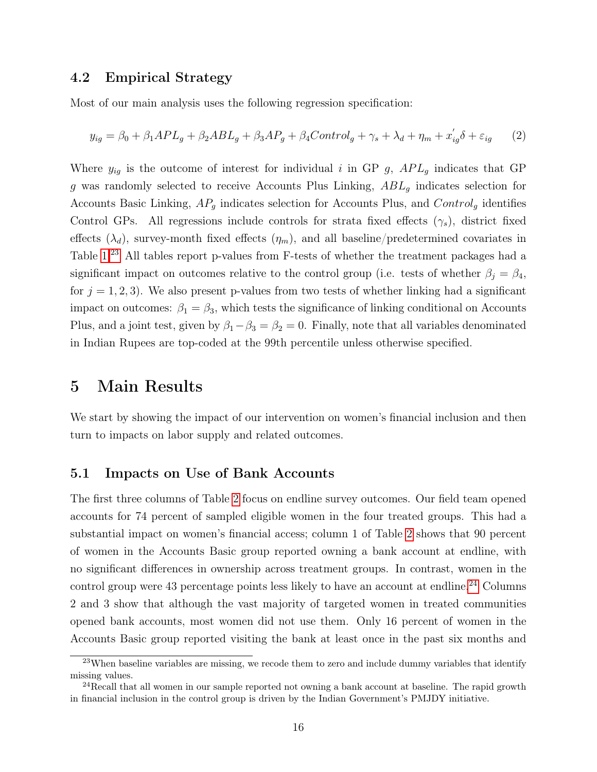### 4.2 Empirical Strategy

Most of our main analysis uses the following regression specification:

$$y_{ig} = \beta_0 + \beta_1 APL_g + \beta_2 ABL_g + \beta_3 AP_g + \beta_4 Control_g + \gamma_s + \lambda_d + \eta_m + x_{ig}^{'}\delta + \varepsilon_{ig} \quad (2)$$

Where $y_{ig}$ is the outcome of interest for individual $i$ in GP $g$, $APL_g$ indicates that GP $g$ was randomly selected to receive Accounts Plus Linking, $ABL_g$ indicates selection for Accounts Basic Linking, $AP_g$ indicates selection for Accounts Plus, and $Control_g$ identifies Control GPs. All regressions include controls for strata fixed effects ($\gamma_s$), district fixed effects ($\lambda_d$), survey-month fixed effects ($\eta_m$), and all baseline/predetermined covariates in Table 1.[23] All tables report p-values from F-tests of whether the treatment packages had a significant impact on outcomes relative to the control group (i.e. tests of whether $\beta_j = \beta_4$, for $j = 1, 2, 3$). We also present p-values from two tests of whether linking had a significant impact on outcomes: $\beta_1 = \beta_3$, which tests the significance of linking conditional on Accounts Plus, and a joint test, given by $\beta_1 - \beta_3 = \beta_2 = 0$. Finally, note that all variables denominated in Indian Rupees are top-coded at the 99th percentile unless otherwise specified.

# 5 Main Results

We start by showing the impact of our intervention on women's financial inclusion and then turn to impacts on labor supply and related outcomes.

## 5.1 Impacts on Use of Bank Accounts

The first three columns of Table 2 focus on endline survey outcomes. Our field team opened accounts for 74 percent of sampled eligible women in the four treated groups. This had a substantial impact on women's financial access; column 1 of Table 2 shows that 90 percent of women in the Accounts Basic group reported owning a bank account at endline, with no significant differences in ownership across treatment groups. In contrast, women in the control group were 43 percentage points less likely to have an account at endline.[24] Columns 2 and 3 show that although the vast majority of targeted women in treated communities opened bank accounts, most women did not use them. Only 16 percent of women in the Accounts Basic group reported visiting the bank at least once in the past six months and

[23] When baseline variables are missing, we recode them to zero and include dummy variables that identify missing values.

[24] Recall that all women in our sample reported not owning a bank account at baseline. The rapid growth in financial inclusion in the control group is driven by the Indian Government's PMJDY initiative.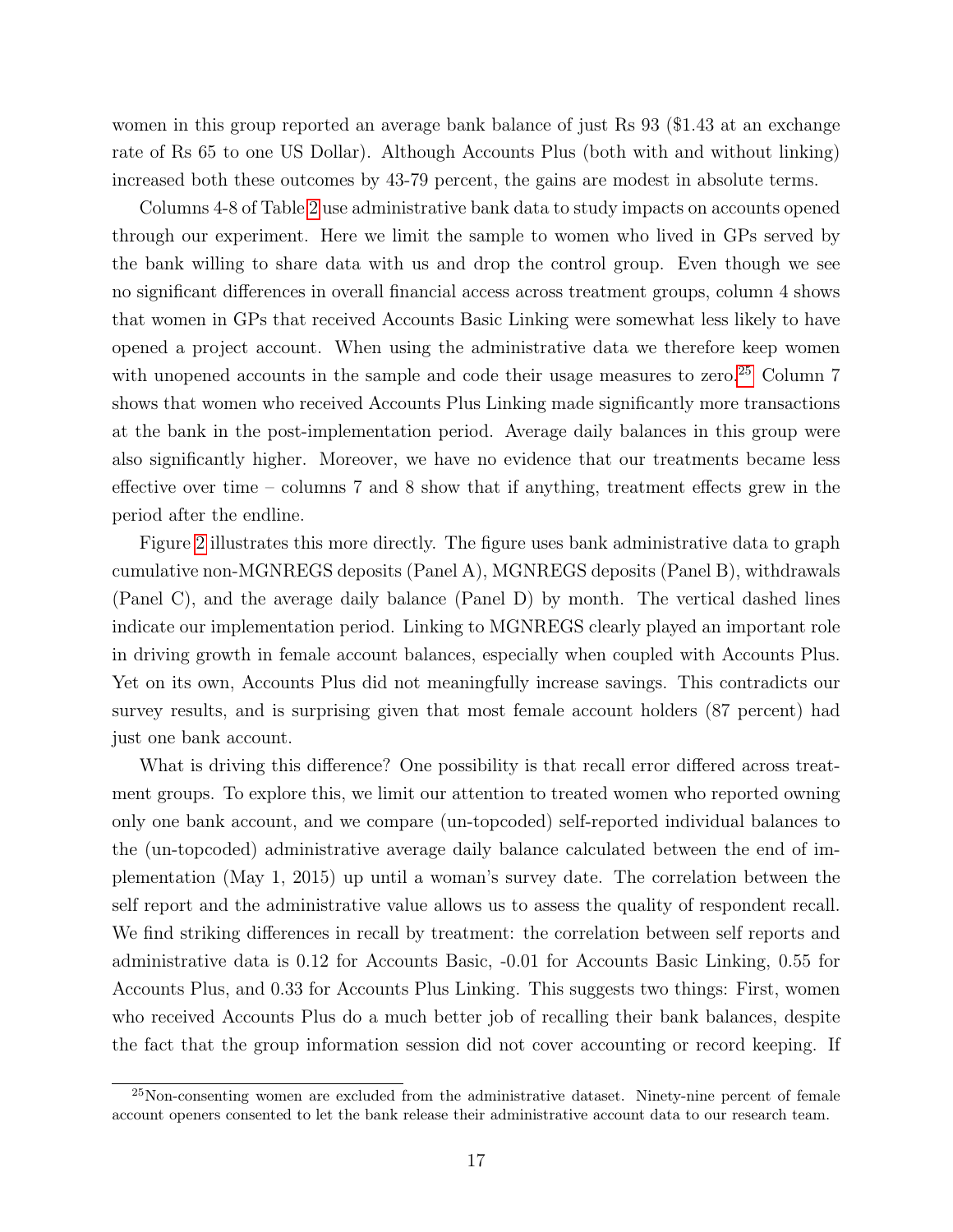women in this group reported an average bank balance of just Rs 93 ($1.43 at an exchange rate of Rs 65 to one US Dollar). Although Accounts Plus (both with and without linking) increased both these outcomes by 43-79 percent, the gains are modest in absolute terms.

Columns 4-8 of Table 2 use administrative bank data to study impacts on accounts opened through our experiment. Here we limit the sample to women who lived in GPs served by the bank willing to share data with us and drop the control group. Even though we see no significant differences in overall financial access across treatment groups, column 4 shows that women in GPs that received Accounts Basic Linking were somewhat less likely to have opened a project account. When using the administrative data we therefore keep women with unopened accounts in the sample and code their usage measures to zero.[25] Column 7 shows that women who received Accounts Plus Linking made significantly more transactions at the bank in the post-implementation period. Average daily balances in this group were also significantly higher. Moreover, we have no evidence that our treatments became less effective over time – columns 7 and 8 show that if anything, treatment effects grew in the period after the endline.

Figure 2 illustrates this more directly. The figure uses bank administrative data to graph cumulative non-MGNREGS deposits (Panel A), MGNREGS deposits (Panel B), withdrawals (Panel C), and the average daily balance (Panel D) by month. The vertical dashed lines indicate our implementation period. Linking to MGNREGS clearly played an important role in driving growth in female account balances, especially when coupled with Accounts Plus. Yet on its own, Accounts Plus did not meaningfully increase savings. This contradicts our survey results, and is surprising given that most female account holders (87 percent) had just one bank account.

What is driving this difference? One possibility is that recall error differed across treatment groups. To explore this, we limit our attention to treated women who reported owning only one bank account, and we compare (un-topcoded) self-reported individual balances to the (un-topcoded) administrative average daily balance calculated between the end of implementation (May 1, 2015) up until a woman's survey date. The correlation between the self report and the administrative value allows us to assess the quality of respondent recall. We find striking differences in recall by treatment: the correlation between self reports and administrative data is 0.12 for Accounts Basic, -0.01 for Accounts Basic Linking, 0.55 for Accounts Plus, and 0.33 for Accounts Plus Linking. This suggests two things: First, women who received Accounts Plus do a much better job of recalling their bank balances, despite the fact that the group information session did not cover accounting or record keeping. If

[25] Non-consenting women are excluded from the administrative dataset. Ninety-nine percent of female account openers consented to let the bank release their administrative account data to our research team.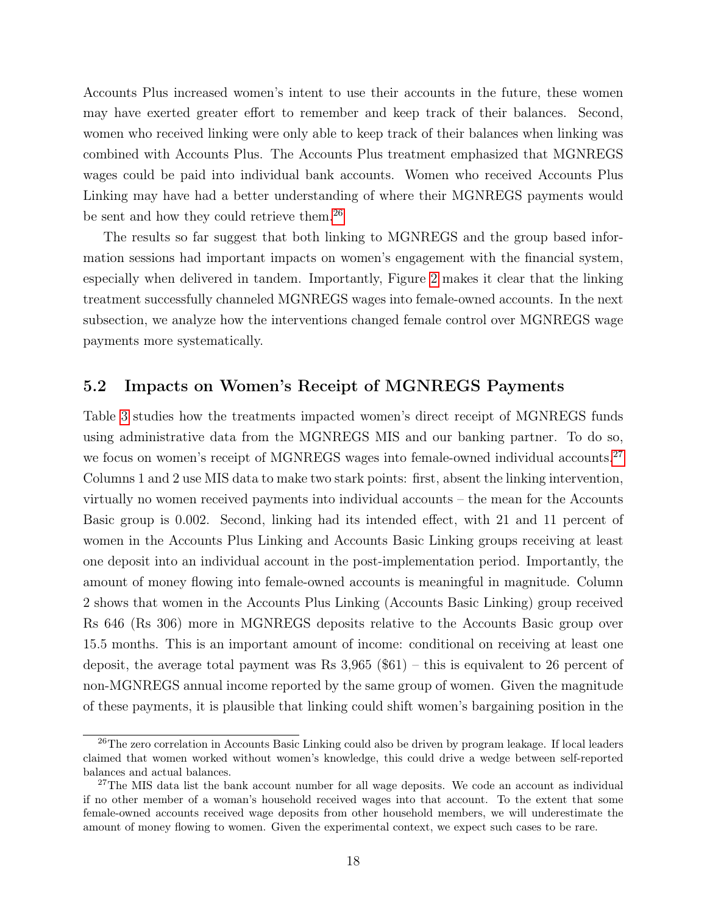Accounts Plus increased women's intent to use their accounts in the future, these women may have exerted greater effort to remember and keep track of their balances. Second, women who received linking were only able to keep track of their balances when linking was combined with Accounts Plus. The Accounts Plus treatment emphasized that MGNREGS wages could be paid into individual bank accounts. Women who received Accounts Plus Linking may have had a better understanding of where their MGNREGS payments would be sent and how they could retrieve them.[26]

The results so far suggest that both linking to MGNREGS and the group based information sessions had important impacts on women's engagement with the financial system, especially when delivered in tandem. Importantly, Figure 2 makes it clear that the linking treatment successfully channeled MGNREGS wages into female-owned accounts. In the next subsection, we analyze how the interventions changed female control over MGNREGS wage payments more systematically.

## 5.2 Impacts on Women's Receipt of MGNREGS Payments

Table 3 studies how the treatments impacted women's direct receipt of MGNREGS funds using administrative data from the MGNREGS MIS and our banking partner. To do so, we focus on women's receipt of MGNREGS wages into female-owned individual accounts.[27] Columns 1 and 2 use MIS data to make two stark points: first, absent the linking intervention, virtually no women received payments into individual accounts – the mean for the Accounts Basic group is 0.002. Second, linking had its intended effect, with 21 and 11 percent of women in the Accounts Plus Linking and Accounts Basic Linking groups receiving at least one deposit into an individual account in the post-implementation period. Importantly, the amount of money flowing into female-owned accounts is meaningful in magnitude. Column 2 shows that women in the Accounts Plus Linking (Accounts Basic Linking) group received Rs 646 (Rs 306) more in MGNREGS deposits relative to the Accounts Basic group over 15.5 months. This is an important amount of income: conditional on receiving at least one deposit, the average total payment was Rs 3,965 ($61) – this is equivalent to 26 percent of non-MGNREGS annual income reported by the same group of women. Given the magnitude of these payments, it is plausible that linking could shift women's bargaining position in the

[26] The zero correlation in Accounts Basic Linking could also be driven by program leakage. If local leaders claimed that women worked without women's knowledge, this could drive a wedge between self-reported balances and actual balances.

[27] The MIS data list the bank account number for all wage deposits. We code an account as individual if no other member of a woman's household received wages into that account. To the extent that some female-owned accounts received wage deposits from other household members, we will underestimate the amount of money flowing to women. Given the experimental context, we expect such cases to be rare.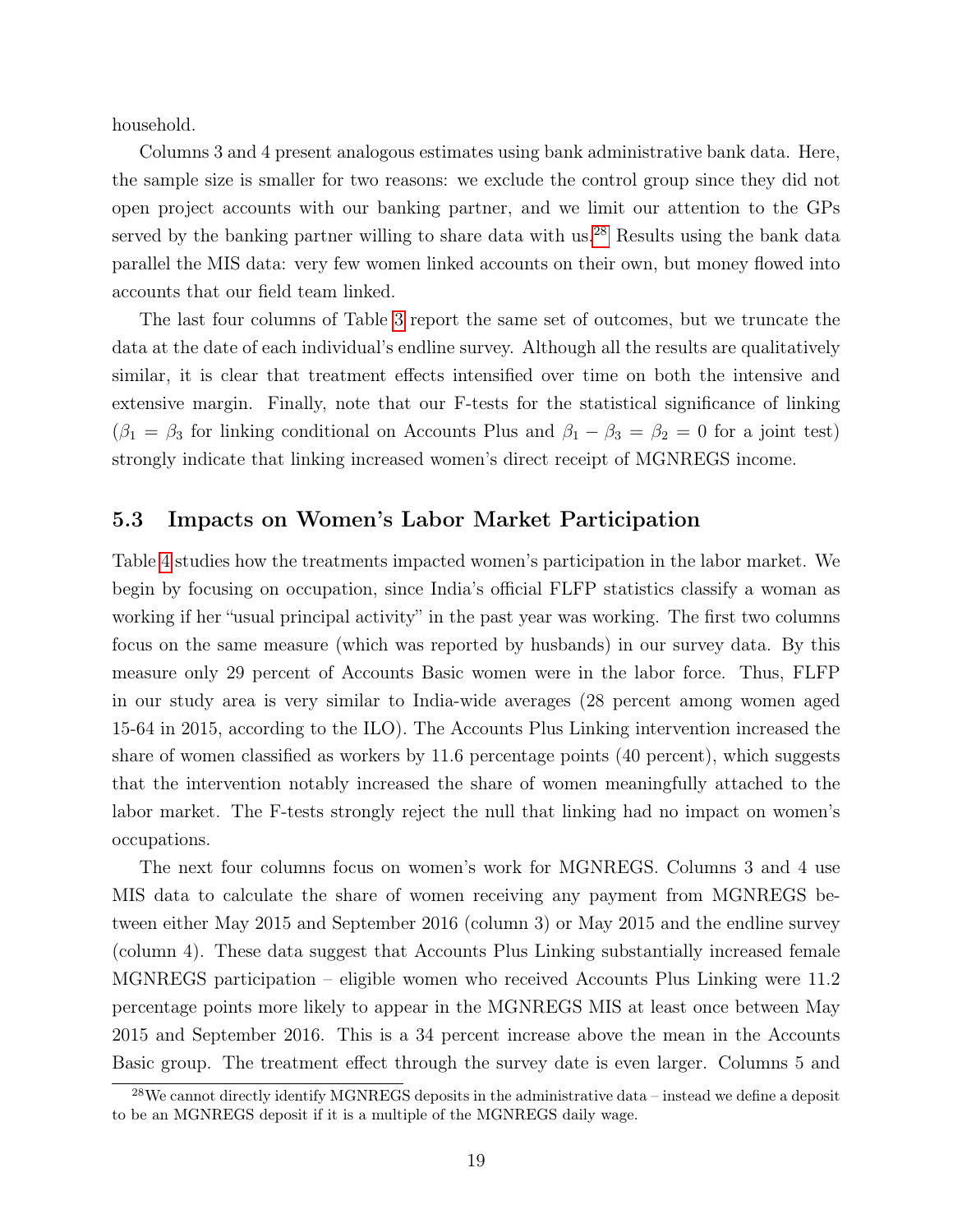household.

Columns 3 and 4 present analogous estimates using bank administrative bank data. Here, the sample size is smaller for two reasons: we exclude the control group since they did not open project accounts with our banking partner, and we limit our attention to the GPs served by the banking partner willing to share data with us.[28] Results using the bank data parallel the MIS data: very few women linked accounts on their own, but money flowed into accounts that our field team linked.

The last four columns of Table 3 report the same set of outcomes, but we truncate the data at the date of each individual's endline survey. Although all the results are qualitatively similar, it is clear that treatment effects intensified over time on both the intensive and extensive margin. Finally, note that our F-tests for the statistical significance of linking ($\beta_1 = \beta_3$ for linking conditional on Accounts Plus and $\beta_1 - \beta_3 = \beta_2 = 0$ for a joint test) strongly indicate that linking increased women's direct receipt of MGNREGS income.

## 5.3 Impacts on Women's Labor Market Participation

Table 4 studies how the treatments impacted women's participation in the labor market. We begin by focusing on occupation, since India's official FLFP statistics classify a woman as working if her "usual principal activity" in the past year was working. The first two columns focus on the same measure (which was reported by husbands) in our survey data. By this measure only 29 percent of Accounts Basic women were in the labor force. Thus, FLFP in our study area is very similar to India-wide averages (28 percent among women aged 15-64 in 2015, according to the ILO). The Accounts Plus Linking intervention increased the share of women classified as workers by 11.6 percentage points (40 percent), which suggests that the intervention notably increased the share of women meaningfully attached to the labor market. The F-tests strongly reject the null that linking had no impact on women's occupations.

The next four columns focus on women's work for MGNREGS. Columns 3 and 4 use MIS data to calculate the share of women receiving any payment from MGNREGS between either May 2015 and September 2016 (column 3) or May 2015 and the endline survey (column 4). These data suggest that Accounts Plus Linking substantially increased female MGNREGS participation – eligible women who received Accounts Plus Linking were 11.2 percentage points more likely to appear in the MGNREGS MIS at least once between May 2015 and September 2016. This is a 34 percent increase above the mean in the Accounts Basic group. The treatment effect through the survey date is even larger. Columns 5 and

[28] We cannot directly identify MGNREGS deposits in the administrative data – instead we define a deposit to be an MGNREGS deposit if it is a multiple of the MGNREGS daily wage.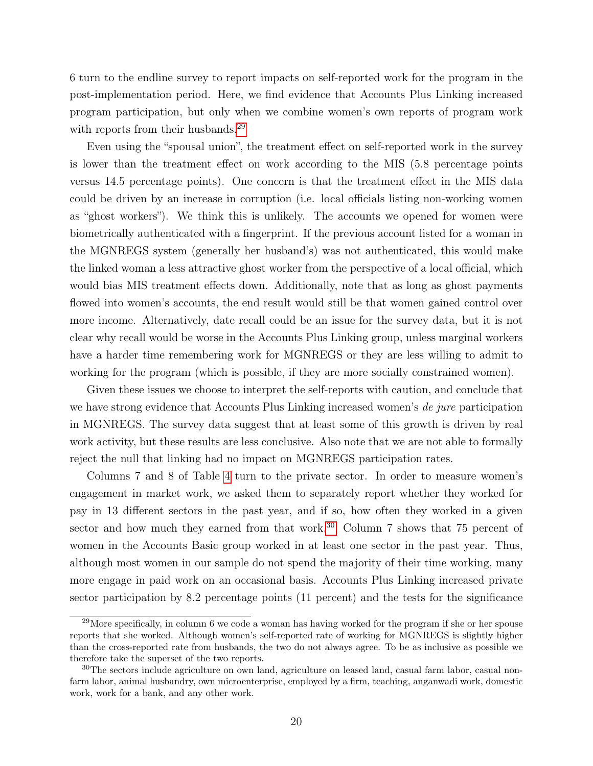6 turn to the endline survey to report impacts on self-reported work for the program in the post-implementation period. Here, we find evidence that Accounts Plus Linking increased program participation, but only when we combine women's own reports of program work with reports from their husbands.[29]

Even using the "spousal union", the treatment effect on self-reported work in the survey is lower than the treatment effect on work according to the MIS (5.8 percentage points versus 14.5 percentage points). One concern is that the treatment effect in the MIS data could be driven by an increase in corruption (i.e. local officials listing non-working women as "ghost workers"). We think this is unlikely. The accounts we opened for women were biometrically authenticated with a fingerprint. If the previous account listed for a woman in the MGNREGS system (generally her husband's) was not authenticated, this would make the linked woman a less attractive ghost worker from the perspective of a local official, which would bias MIS treatment effects down. Additionally, note that as long as ghost payments flowed into women's accounts, the end result would still be that women gained control over more income. Alternatively, date recall could be an issue for the survey data, but it is not clear why recall would be worse in the Accounts Plus Linking group, unless marginal workers have a harder time remembering work for MGNREGS or they are less willing to admit to working for the program (which is possible, if they are more socially constrained women).

Given these issues we choose to interpret the self-reports with caution, and conclude that we have strong evidence that Accounts Plus Linking increased women's *de jure* participation in MGNREGS. The survey data suggest that at least some of this growth is driven by real work activity, but these results are less conclusive. Also note that we are not able to formally reject the null that linking had no impact on MGNREGS participation rates.

Columns 7 and 8 of Table 4 turn to the private sector. In order to measure women's engagement in market work, we asked them to separately report whether they worked for pay in 13 different sectors in the past year, and if so, how often they worked in a given sector and how much they earned from that work.[30] Column 7 shows that 75 percent of women in the Accounts Basic group worked in at least one sector in the past year. Thus, although most women in our sample do not spend the majority of their time working, many more engage in paid work on an occasional basis. Accounts Plus Linking increased private sector participation by 8.2 percentage points (11 percent) and the tests for the significance

[29] More specifically, in column 6 we code a woman has having worked for the program if she or her spouse reports that she worked. Although women's self-reported rate of working for MGNREGS is slightly higher than the cross-reported rate from husbands, the two do not always agree. To be as inclusive as possible we therefore take the superset of the two reports.

[30] The sectors include agriculture on own land, agriculture on leased land, casual farm labor, casual non-farm labor, animal husbandry, own microenterprise, employed by a firm, teaching, anganwadi work, domestic work, work for a bank, and any other work.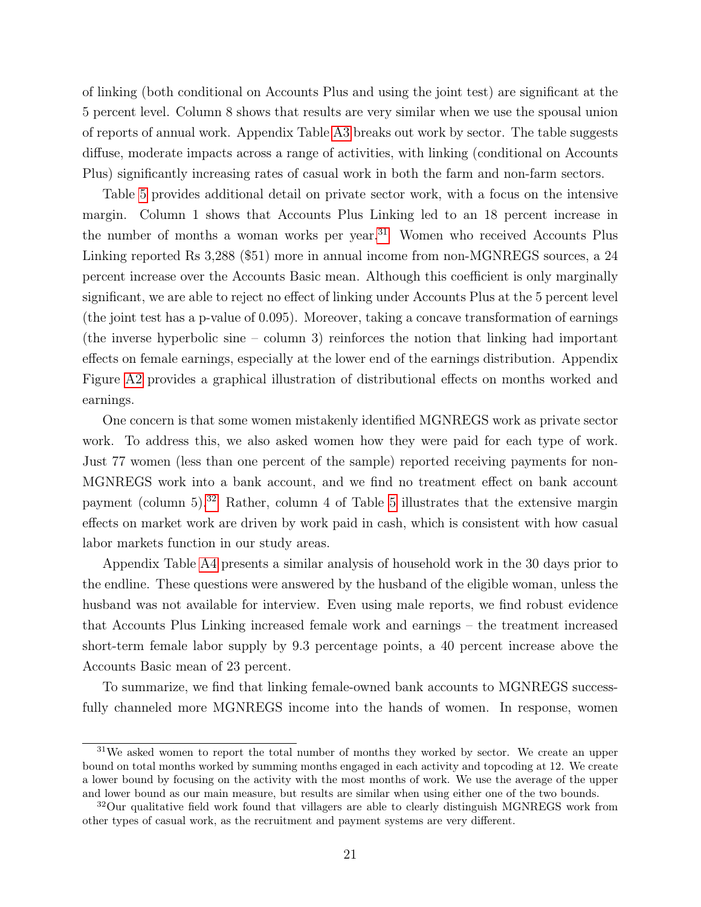of linking (both conditional on Accounts Plus and using the joint test) are significant at the 5 percent level. Column 8 shows that results are very similar when we use the spousal union of reports of annual work. Appendix Table A3 breaks out work by sector. The table suggests diffuse, moderate impacts across a range of activities, with linking (conditional on Accounts Plus) significantly increasing rates of casual work in both the farm and non-farm sectors.

Table 5 provides additional detail on private sector work, with a focus on the intensive margin. Column 1 shows that Accounts Plus Linking led to an 18 percent increase in the number of months a woman works per year.[31] Women who received Accounts Plus Linking reported Rs 3,288 ($51) more in annual income from non-MGNREGS sources, a 24 percent increase over the Accounts Basic mean. Although this coefficient is only marginally significant, we are able to reject no effect of linking under Accounts Plus at the 5 percent level (the joint test has a p-value of 0.095). Moreover, taking a concave transformation of earnings (the inverse hyperbolic sine – column 3) reinforces the notion that linking had important effects on female earnings, especially at the lower end of the earnings distribution. Appendix Figure A2 provides a graphical illustration of distributional effects on months worked and earnings.

One concern is that some women mistakenly identified MGNREGS work as private sector work. To address this, we also asked women how they were paid for each type of work. Just 77 women (less than one percent of the sample) reported receiving payments for non-MGNREGS work into a bank account, and we find no treatment effect on bank account payment (column 5).[32] Rather, column 4 of Table 5 illustrates that the extensive margin effects on market work are driven by work paid in cash, which is consistent with how casual labor markets function in our study areas.

Appendix Table A4 presents a similar analysis of household work in the 30 days prior to the endline. These questions were answered by the husband of the eligible woman, unless the husband was not available for interview. Even using male reports, we find robust evidence that Accounts Plus Linking increased female work and earnings – the treatment increased short-term female labor supply by 9.3 percentage points, a 40 percent increase above the Accounts Basic mean of 23 percent.

To summarize, we find that linking female-owned bank accounts to MGNREGS successfully channeled more MGNREGS income into the hands of women. In response, women

[31] We asked women to report the total number of months they worked by sector. We create an upper bound on total months worked by summing months engaged in each activity and topcoding at 12. We create a lower bound by focusing on the activity with the most months of work. We use the average of the upper and lower bound as our main measure, but results are similar when using either one of the two bounds.

[32] Our qualitative field work found that villagers are able to clearly distinguish MGNREGS work from other types of casual work, as the recruitment and payment systems are very different.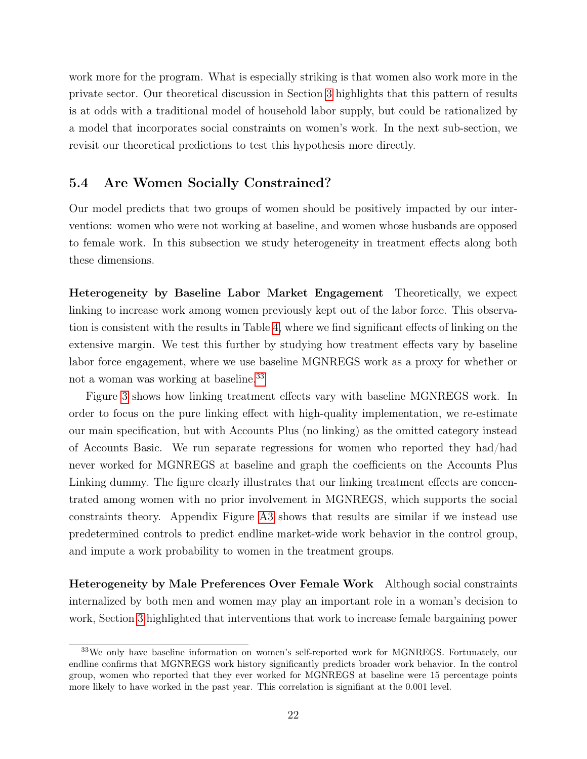work more for the program. What is especially striking is that women also work more in the private sector. Our theoretical discussion in Section 3 highlights that this pattern of results is at odds with a traditional model of household labor supply, but could be rationalized by a model that incorporates social constraints on women's work. In the next sub-section, we revisit our theoretical predictions to test this hypothesis more directly.

## 5.4 Are Women Socially Constrained?

Our model predicts that two groups of women should be positively impacted by our interventions: women who were not working at baseline, and women whose husbands are opposed to female work. In this subsection we study heterogeneity in treatment effects along both these dimensions.

**Heterogeneity by Baseline Labor Market Engagement** Theoretically, we expect linking to increase work among women previously kept out of the labor force. This observation is consistent with the results in Table 4, where we find significant effects of linking on the extensive margin. We test this further by studying how treatment effects vary by baseline labor force engagement, where we use baseline MGNREGS work as a proxy for whether or not a woman was working at baseline.[33]

Figure 3 shows how linking treatment effects vary with baseline MGNREGS work. In order to focus on the pure linking effect with high-quality implementation, we re-estimate our main specification, but with Accounts Plus (no linking) as the omitted category instead of Accounts Basic. We run separate regressions for women who reported they had/had never worked for MGNREGS at baseline and graph the coefficients on the Accounts Plus Linking dummy. The figure clearly illustrates that our linking treatment effects are concentrated among women with no prior involvement in MGNREGS, which supports the social constraints theory. Appendix Figure A3 shows that results are similar if we instead use predetermined controls to predict endline market-wide work behavior in the control group, and impute a work probability to women in the treatment groups.

**Heterogeneity by Male Preferences Over Female Work** Although social constraints internalized by both men and women may play an important role in a woman's decision to work, Section 3 highlighted that interventions that work to increase female bargaining power

[33] We only have baseline information on women's self-reported work for MGNREGS. Fortunately, our endline confirms that MGNREGS work history significantly predicts broader work behavior. In the control group, women who reported that they ever worked for MGNREGS at baseline were 15 percentage points more likely to have worked in the past year. This correlation is signifiant at the 0.001 level.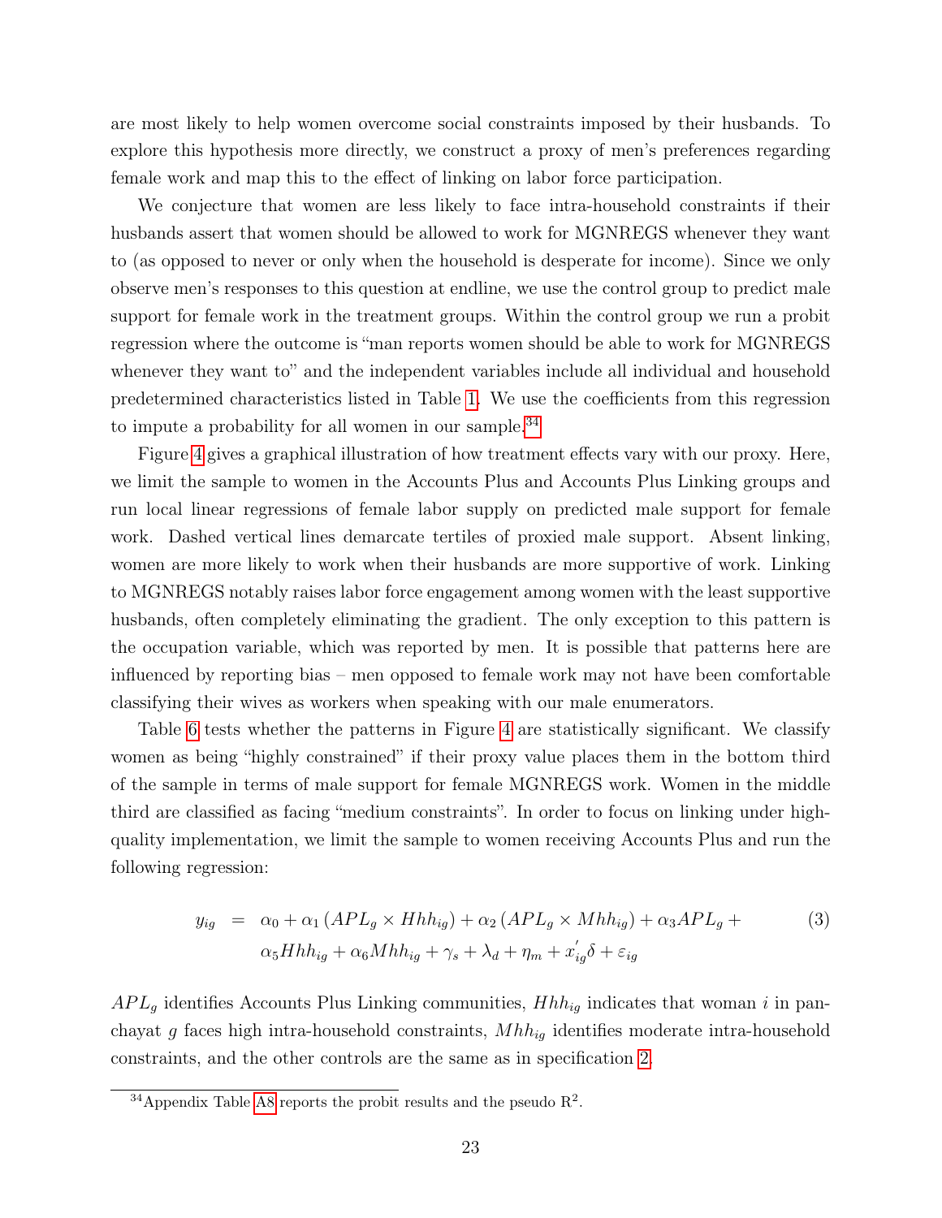are most likely to help women overcome social constraints imposed by their husbands. To explore this hypothesis more directly, we construct a proxy of men's preferences regarding female work and map this to the effect of linking on labor force participation.

We conjecture that women are less likely to face intra-household constraints if their husbands assert that women should be allowed to work for MGNREGS whenever they want to (as opposed to never or only when the household is desperate for income). Since we only observe men's responses to this question at endline, we use the control group to predict male support for female work in the treatment groups. Within the control group we run a probit regression where the outcome is "man reports women should be able to work for MGNREGS whenever they want to" and the independent variables include all individual and household predetermined characteristics listed in Table 1. We use the coefficients from this regression to impute a probability for all women in our sample.[34]

Figure 4 gives a graphical illustration of how treatment effects vary with our proxy. Here, we limit the sample to women in the Accounts Plus and Accounts Plus Linking groups and run local linear regressions of female labor supply on predicted male support for female work. Dashed vertical lines demarcate tertiles of proxied male support. Absent linking, women are more likely to work when their husbands are more supportive of work. Linking to MGNREGS notably raises labor force engagement among women with the least supportive husbands, often completely eliminating the gradient. The only exception to this pattern is the occupation variable, which was reported by men. It is possible that patterns here are influenced by reporting bias – men opposed to female work may not have been comfortable classifying their wives as workers when speaking with our male enumerators.

Table 6 tests whether the patterns in Figure 4 are statistically significant. We classify women as being "highly constrained" if their proxy value places them in the bottom third of the sample in terms of male support for female MGNREGS work. Women in the middle third are classified as facing "medium constraints". In order to focus on linking under high-quality implementation, we limit the sample to women receiving Accounts Plus and run the following regression:

$$\begin{aligned} y_{ig} \;=\; & \alpha_0 + \alpha_1 \left(APL_g \times Hhh_{ig}\right) + \alpha_2 \left(APL_g \times Mhh_{ig}\right) + \alpha_3 APL_g + \\ & \alpha_5 Hhh_{ig} + \alpha_6 Mhh_{ig} + \gamma_s + \lambda_d + \eta_m + x_{ig}^{'}\delta + \varepsilon_{ig} \end{aligned} \tag{3}$$

$APL_g$ identifies Accounts Plus Linking communities, $Hhh_{ig}$ indicates that woman $i$ in panchayat $g$ faces high intra-household constraints, $Mhh_{ig}$ identifies moderate intra-household constraints, and the other controls are the same as in specification 2.

[34] Appendix Table A8 reports the probit results and the pseudo $R^2$.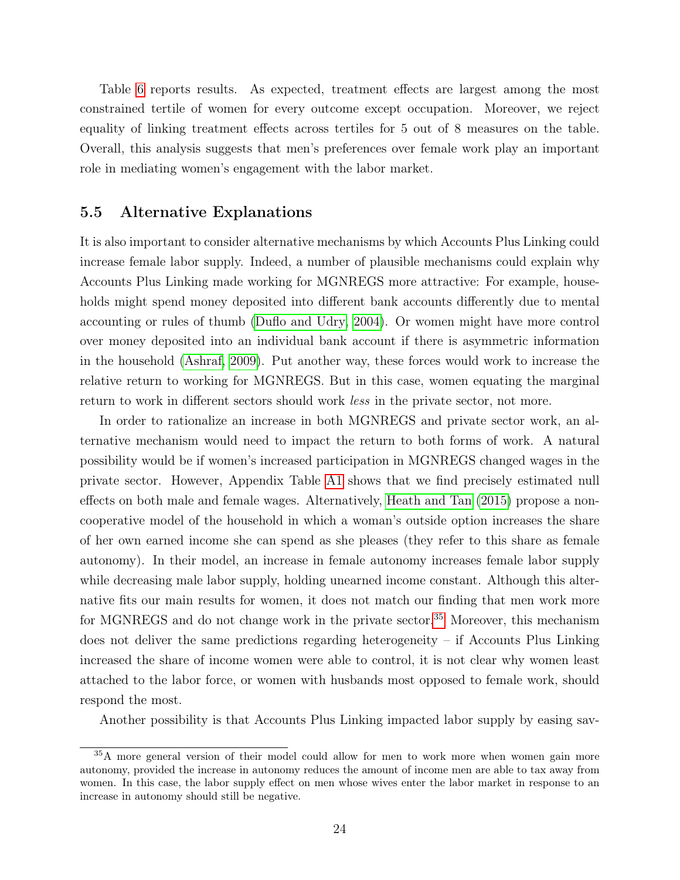Table 6 reports results. As expected, treatment effects are largest among the most constrained tertile of women for every outcome except occupation. Moreover, we reject equality of linking treatment effects across tertiles for 5 out of 8 measures on the table. Overall, this analysis suggests that men's preferences over female work play an important role in mediating women's engagement with the labor market.

### 5.5 Alternative Explanations

It is also important to consider alternative mechanisms by which Accounts Plus Linking could increase female labor supply. Indeed, a number of plausible mechanisms could explain why Accounts Plus Linking made working for MGNREGS more attractive: For example, households might spend money deposited into different bank accounts differently due to mental accounting or rules of thumb (Duflo and Udry, 2004). Or women might have more control over money deposited into an individual bank account if there is asymmetric information in the household (Ashraf, 2009). Put another way, these forces would work to increase the relative return to working for MGNREGS. But in this case, women equating the marginal return to work in different sectors should work *less* in the private sector, not more.

In order to rationalize an increase in both MGNREGS and private sector work, an alternative mechanism would need to impact the return to both forms of work. A natural possibility would be if women's increased participation in MGNREGS changed wages in the private sector. However, Appendix Table A1 shows that we find precisely estimated null effects on both male and female wages. Alternatively, Heath and Tan (2015) propose a non-cooperative model of the household in which a woman's outside option increases the share of her own earned income she can spend as she pleases (they refer to this share as female autonomy). In their model, an increase in female autonomy increases female labor supply while decreasing male labor supply, holding unearned income constant. Although this alternative fits our main results for women, it does not match our finding that men work more for MGNREGS and do not change work in the private sector.[35] Moreover, this mechanism does not deliver the same predictions regarding heterogeneity – if Accounts Plus Linking increased the share of income women were able to control, it is not clear why women least attached to the labor force, or women with husbands most opposed to female work, should respond the most.

Another possibility is that Accounts Plus Linking impacted labor supply by easing sav-

[35] A more general version of their model could allow for men to work more when women gain more autonomy, provided the increase in autonomy reduces the amount of income men are able to tax away from women. In this case, the labor supply effect on men whose wives enter the labor market in response to an increase in autonomy should still be negative.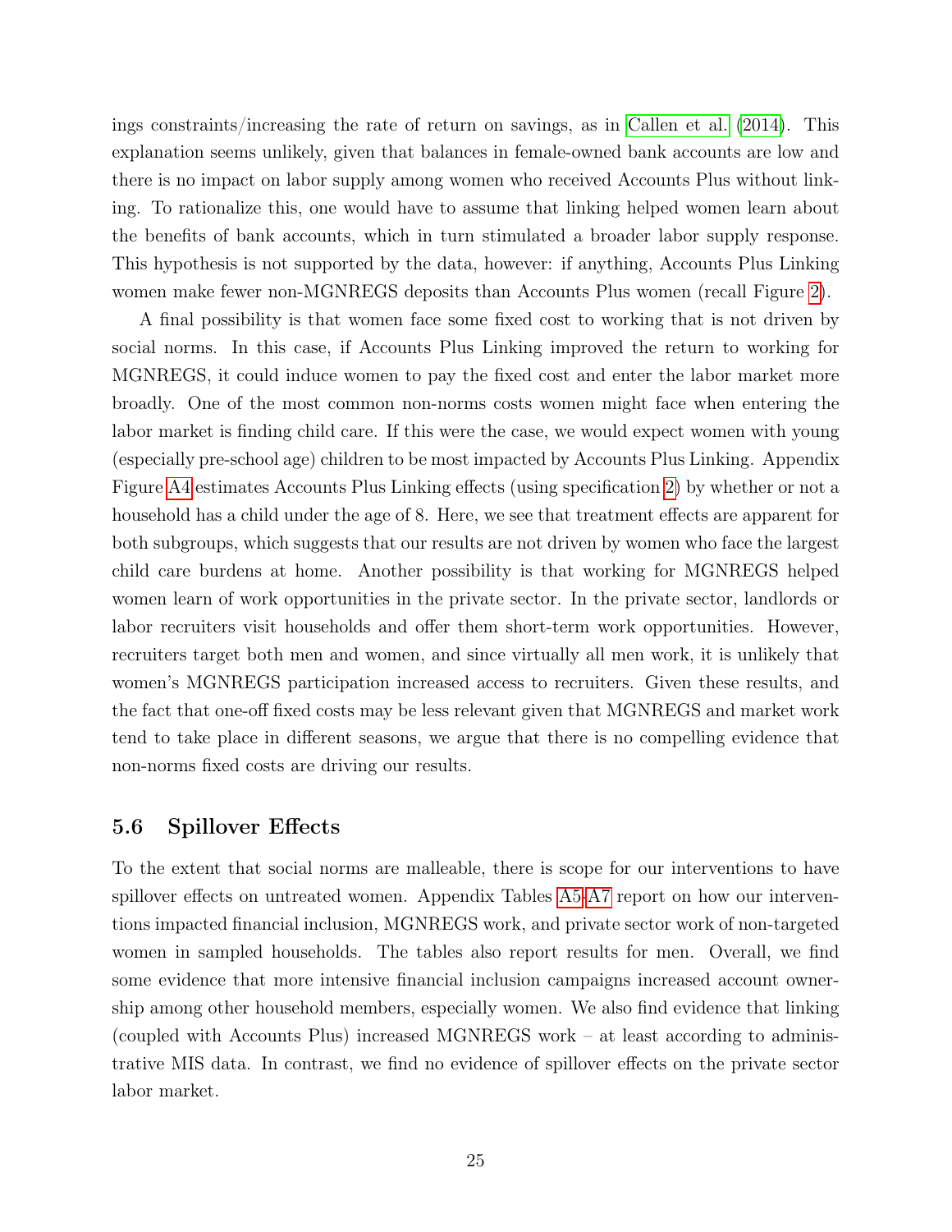ings constraints/increasing the rate of return on savings, as in Callen et al. (2014). This explanation seems unlikely, given that balances in female-owned bank accounts are low and there is no impact on labor supply among women who received Accounts Plus without linking. To rationalize this, one would have to assume that linking helped women learn about the benefits of bank accounts, which in turn stimulated a broader labor supply response. This hypothesis is not supported by the data, however: if anything, Accounts Plus Linking women make fewer non-MGNREGS deposits than Accounts Plus women (recall Figure 2).

A final possibility is that women face some fixed cost to working that is not driven by social norms. In this case, if Accounts Plus Linking improved the return to working for MGNREGS, it could induce women to pay the fixed cost and enter the labor market more broadly. One of the most common non-norms costs women might face when entering the labor market is finding child care. If this were the case, we would expect women with young (especially pre-school age) children to be most impacted by Accounts Plus Linking. Appendix Figure A4 estimates Accounts Plus Linking effects (using specification 2) by whether or not a household has a child under the age of 8. Here, we see that treatment effects are apparent for both subgroups, which suggests that our results are not driven by women who face the largest child care burdens at home. Another possibility is that working for MGNREGS helped women learn of work opportunities in the private sector. In the private sector, landlords or labor recruiters visit households and offer them short-term work opportunities. However, recruiters target both men and women, and since virtually all men work, it is unlikely that women's MGNREGS participation increased access to recruiters. Given these results, and the fact that one-off fixed costs may be less relevant given that MGNREGS and market work tend to take place in different seasons, we argue that there is no compelling evidence that non-norms fixed costs are driving our results.

### 5.6 Spillover Effects

To the extent that social norms are malleable, there is scope for our interventions to have spillover effects on untreated women. Appendix Tables A5-A7 report on how our interventions impacted financial inclusion, MGNREGS work, and private sector work of non-targeted women in sampled households. The tables also report results for men. Overall, we find some evidence that more intensive financial inclusion campaigns increased account ownership among other household members, especially women. We also find evidence that linking (coupled with Accounts Plus) increased MGNREGS work – at least according to administrative MIS data. In contrast, we find no evidence of spillover effects on the private sector labor market.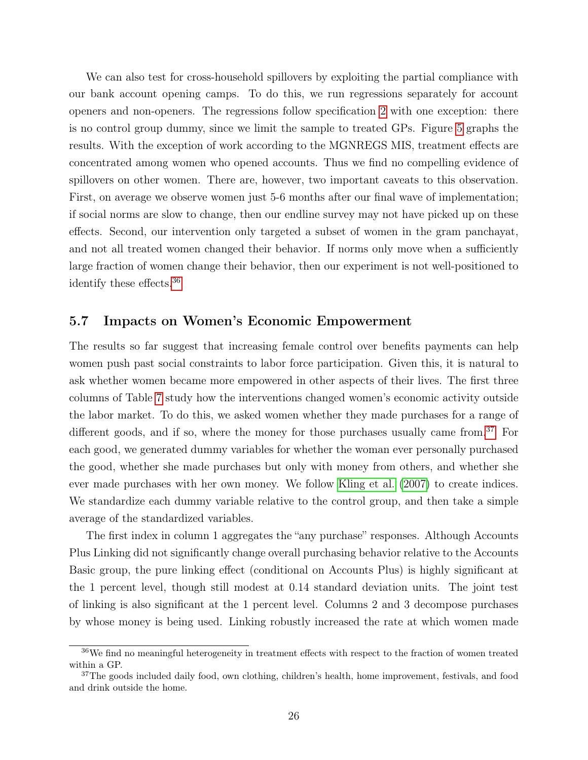We can also test for cross-household spillovers by exploiting the partial compliance with our bank account opening camps. To do this, we run regressions separately for account openers and non-openers. The regressions follow specification 2 with one exception: there is no control group dummy, since we limit the sample to treated GPs. Figure 5 graphs the results. With the exception of work according to the MGNREGS MIS, treatment effects are concentrated among women who opened accounts. Thus we find no compelling evidence of spillovers on other women. There are, however, two important caveats to this observation. First, on average we observe women just 5-6 months after our final wave of implementation; if social norms are slow to change, then our endline survey may not have picked up on these effects. Second, our intervention only targeted a subset of women in the gram panchayat, and not all treated women changed their behavior. If norms only move when a sufficiently large fraction of women change their behavior, then our experiment is not well-positioned to identify these effects.[36]

### 5.7 Impacts on Women's Economic Empowerment

The results so far suggest that increasing female control over benefits payments can help women push past social constraints to labor force participation. Given this, it is natural to ask whether women became more empowered in other aspects of their lives. The first three columns of Table 7 study how the interventions changed women's economic activity outside the labor market. To do this, we asked women whether they made purchases for a range of different goods, and if so, where the money for those purchases usually came from.[37] For each good, we generated dummy variables for whether the woman ever personally purchased the good, whether she made purchases but only with money from others, and whether she ever made purchases with her own money. We follow Kling et al. (2007) to create indices. We standardize each dummy variable relative to the control group, and then take a simple average of the standardized variables.

The first index in column 1 aggregates the "any purchase" responses. Although Accounts Plus Linking did not significantly change overall purchasing behavior relative to the Accounts Basic group, the pure linking effect (conditional on Accounts Plus) is highly significant at the 1 percent level, though still modest at 0.14 standard deviation units. The joint test of linking is also significant at the 1 percent level. Columns 2 and 3 decompose purchases by whose money is being used. Linking robustly increased the rate at which women made

[36] We find no meaningful heterogeneity in treatment effects with respect to the fraction of women treated within a GP.

[37] The goods included daily food, own clothing, children's health, home improvement, festivals, and food and drink outside the home.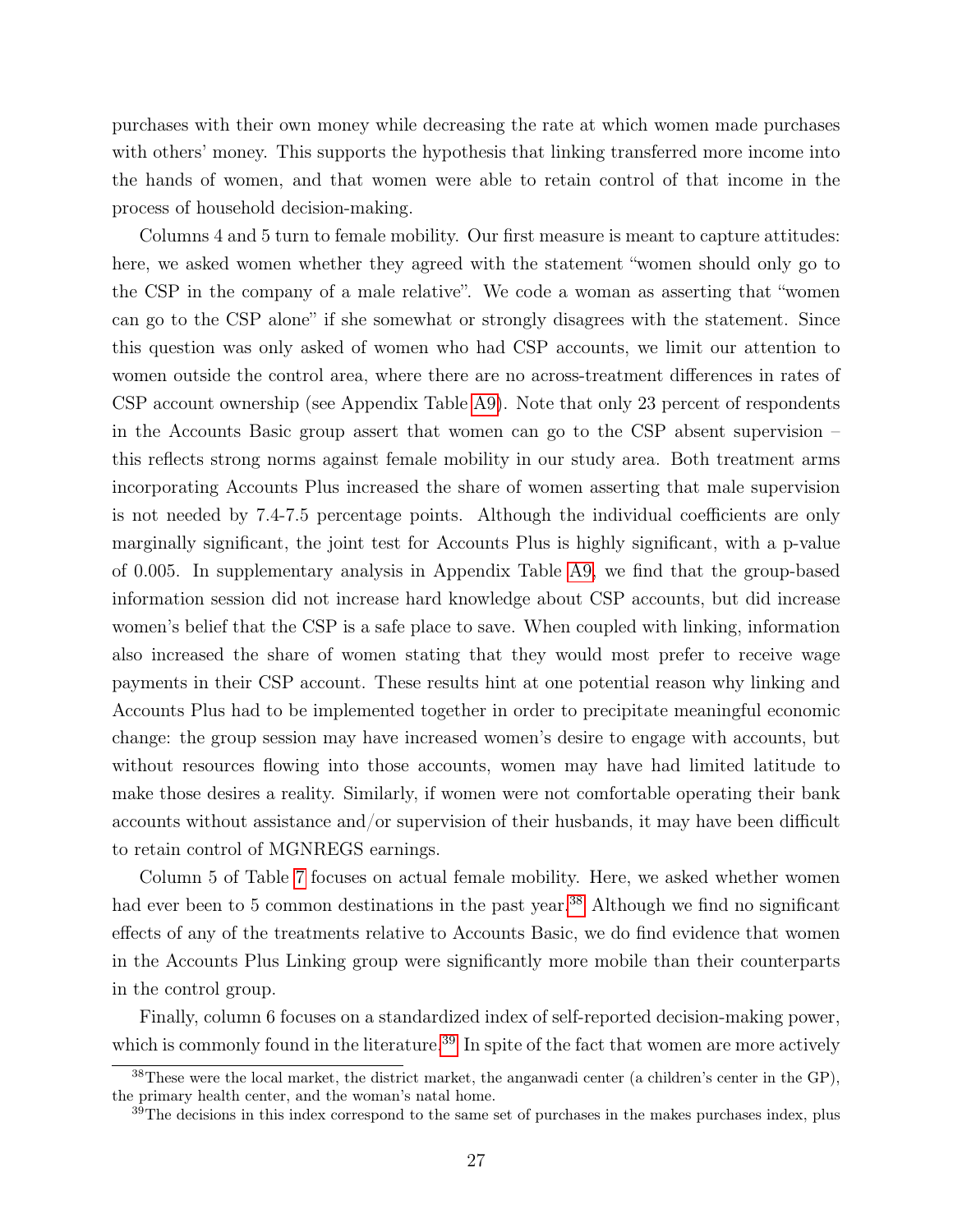purchases with their own money while decreasing the rate at which women made purchases with others' money. This supports the hypothesis that linking transferred more income into the hands of women, and that women were able to retain control of that income in the process of household decision-making.

Columns 4 and 5 turn to female mobility. Our first measure is meant to capture attitudes: here, we asked women whether they agreed with the statement "women should only go to the CSP in the company of a male relative". We code a woman as asserting that "women can go to the CSP alone" if she somewhat or strongly disagrees with the statement. Since this question was only asked of women who had CSP accounts, we limit our attention to women outside the control area, where there are no across-treatment differences in rates of CSP account ownership (see Appendix Table A9). Note that only 23 percent of respondents in the Accounts Basic group assert that women can go to the CSP absent supervision – this reflects strong norms against female mobility in our study area. Both treatment arms incorporating Accounts Plus increased the share of women asserting that male supervision is not needed by 7.4-7.5 percentage points. Although the individual coefficients are only marginally significant, the joint test for Accounts Plus is highly significant, with a p-value of 0.005. In supplementary analysis in Appendix Table A9, we find that the group-based information session did not increase hard knowledge about CSP accounts, but did increase women's belief that the CSP is a safe place to save. When coupled with linking, information also increased the share of women stating that they would most prefer to receive wage payments in their CSP account. These results hint at one potential reason why linking and Accounts Plus had to be implemented together in order to precipitate meaningful economic change: the group session may have increased women's desire to engage with accounts, but without resources flowing into those accounts, women may have had limited latitude to make those desires a reality. Similarly, if women were not comfortable operating their bank accounts without assistance and/or supervision of their husbands, it may have been difficult to retain control of MGNREGS earnings.

Column 5 of Table 7 focuses on actual female mobility. Here, we asked whether women had ever been to 5 common destinations in the past year.[38] Although we find no significant effects of any of the treatments relative to Accounts Basic, we do find evidence that women in the Accounts Plus Linking group were significantly more mobile than their counterparts in the control group.

Finally, column 6 focuses on a standardized index of self-reported decision-making power, which is commonly found in the literature.[39] In spite of the fact that women are more actively

[38] These were the local market, the district market, the anganwadi center (a children's center in the GP), the primary health center, and the woman's natal home.

[39] The decisions in this index correspond to the same set of purchases in the makes purchases index, plus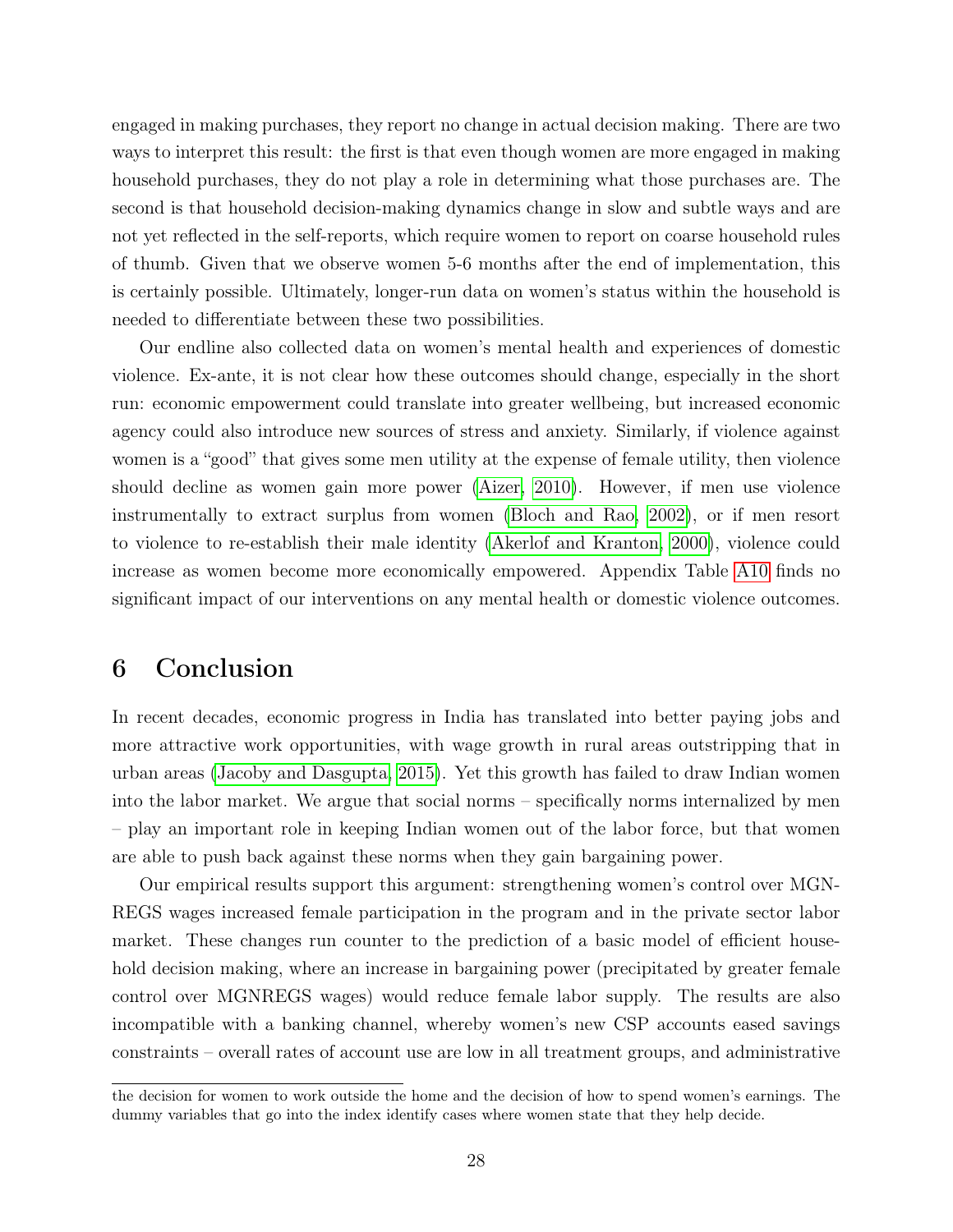engaged in making purchases, they report no change in actual decision making. There are two ways to interpret this result: the first is that even though women are more engaged in making household purchases, they do not play a role in determining what those purchases are. The second is that household decision-making dynamics change in slow and subtle ways and are not yet reflected in the self-reports, which require women to report on coarse household rules of thumb. Given that we observe women 5-6 months after the end of implementation, this is certainly possible. Ultimately, longer-run data on women's status within the household is needed to differentiate between these two possibilities.

Our endline also collected data on women's mental health and experiences of domestic violence. Ex-ante, it is not clear how these outcomes should change, especially in the short run: economic empowerment could translate into greater wellbeing, but increased economic agency could also introduce new sources of stress and anxiety. Similarly, if violence against women is a "good" that gives some men utility at the expense of female utility, then violence should decline as women gain more power (Aizer, 2010). However, if men use violence instrumentally to extract surplus from women (Bloch and Rao, 2002), or if men resort to violence to re-establish their male identity (Akerlof and Kranton, 2000), violence could increase as women become more economically empowered. Appendix Table A10 finds no significant impact of our interventions on any mental health or domestic violence outcomes.

# 6 Conclusion

In recent decades, economic progress in India has translated into better paying jobs and more attractive work opportunities, with wage growth in rural areas outstripping that in urban areas (Jacoby and Dasgupta, 2015). Yet this growth has failed to draw Indian women into the labor market. We argue that social norms – specifically norms internalized by men – play an important role in keeping Indian women out of the labor force, but that women are able to push back against these norms when they gain bargaining power.

Our empirical results support this argument: strengthening women's control over MGNREGS wages increased female participation in the program and in the private sector labor market. These changes run counter to the prediction of a basic model of efficient household decision making, where an increase in bargaining power (precipitated by greater female control over MGNREGS wages) would reduce female labor supply. The results are also incompatible with a banking channel, whereby women's new CSP accounts eased savings constraints – overall rates of account use are low in all treatment groups, and administrative

---

the decision for women to work outside the home and the decision of how to spend women's earnings. The dummy variables that go into the index identify cases where women state that they help decide.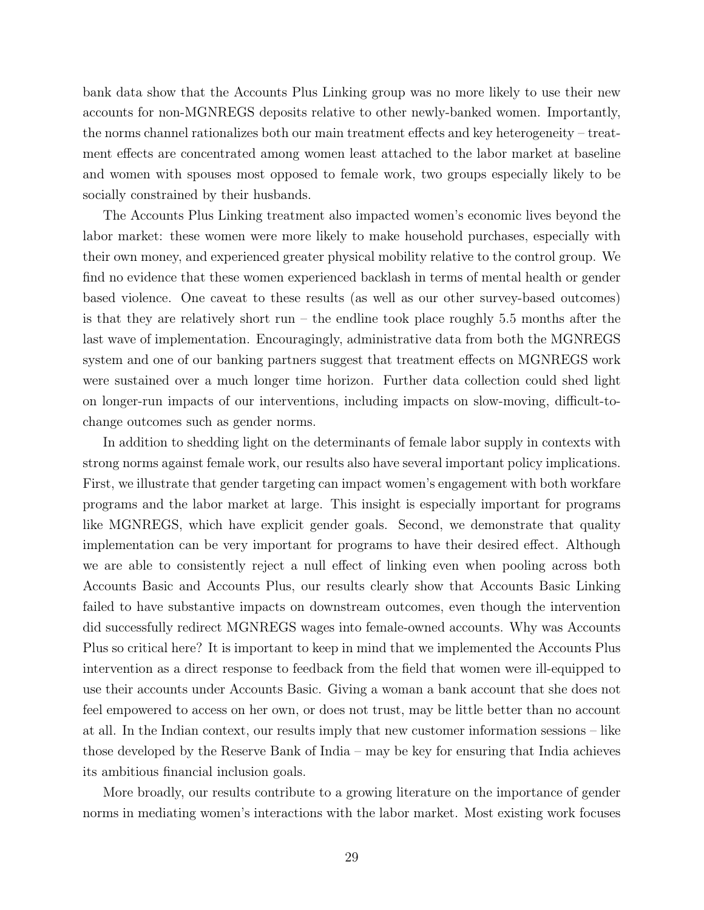bank data show that the Accounts Plus Linking group was no more likely to use their new accounts for non-MGNREGS deposits relative to other newly-banked women. Importantly, the norms channel rationalizes both our main treatment effects and key heterogeneity – treatment effects are concentrated among women least attached to the labor market at baseline and women with spouses most opposed to female work, two groups especially likely to be socially constrained by their husbands.

The Accounts Plus Linking treatment also impacted women's economic lives beyond the labor market: these women were more likely to make household purchases, especially with their own money, and experienced greater physical mobility relative to the control group. We find no evidence that these women experienced backlash in terms of mental health or gender based violence. One caveat to these results (as well as our other survey-based outcomes) is that they are relatively short run – the endline took place roughly 5.5 months after the last wave of implementation. Encouragingly, administrative data from both the MGNREGS system and one of our banking partners suggest that treatment effects on MGNREGS work were sustained over a much longer time horizon. Further data collection could shed light on longer-run impacts of our interventions, including impacts on slow-moving, difficult-to-change outcomes such as gender norms.

In addition to shedding light on the determinants of female labor supply in contexts with strong norms against female work, our results also have several important policy implications. First, we illustrate that gender targeting can impact women's engagement with both workfare programs and the labor market at large. This insight is especially important for programs like MGNREGS, which have explicit gender goals. Second, we demonstrate that quality implementation can be very important for programs to have their desired effect. Although we are able to consistently reject a null effect of linking even when pooling across both Accounts Basic and Accounts Plus, our results clearly show that Accounts Basic Linking failed to have substantive impacts on downstream outcomes, even though the intervention did successfully redirect MGNREGS wages into female-owned accounts. Why was Accounts Plus so critical here? It is important to keep in mind that we implemented the Accounts Plus intervention as a direct response to feedback from the field that women were ill-equipped to use their accounts under Accounts Basic. Giving a woman a bank account that she does not feel empowered to access on her own, or does not trust, may be little better than no account at all. In the Indian context, our results imply that new customer information sessions – like those developed by the Reserve Bank of India – may be key for ensuring that India achieves its ambitious financial inclusion goals.

More broadly, our results contribute to a growing literature on the importance of gender norms in mediating women's interactions with the labor market. Most existing work focuses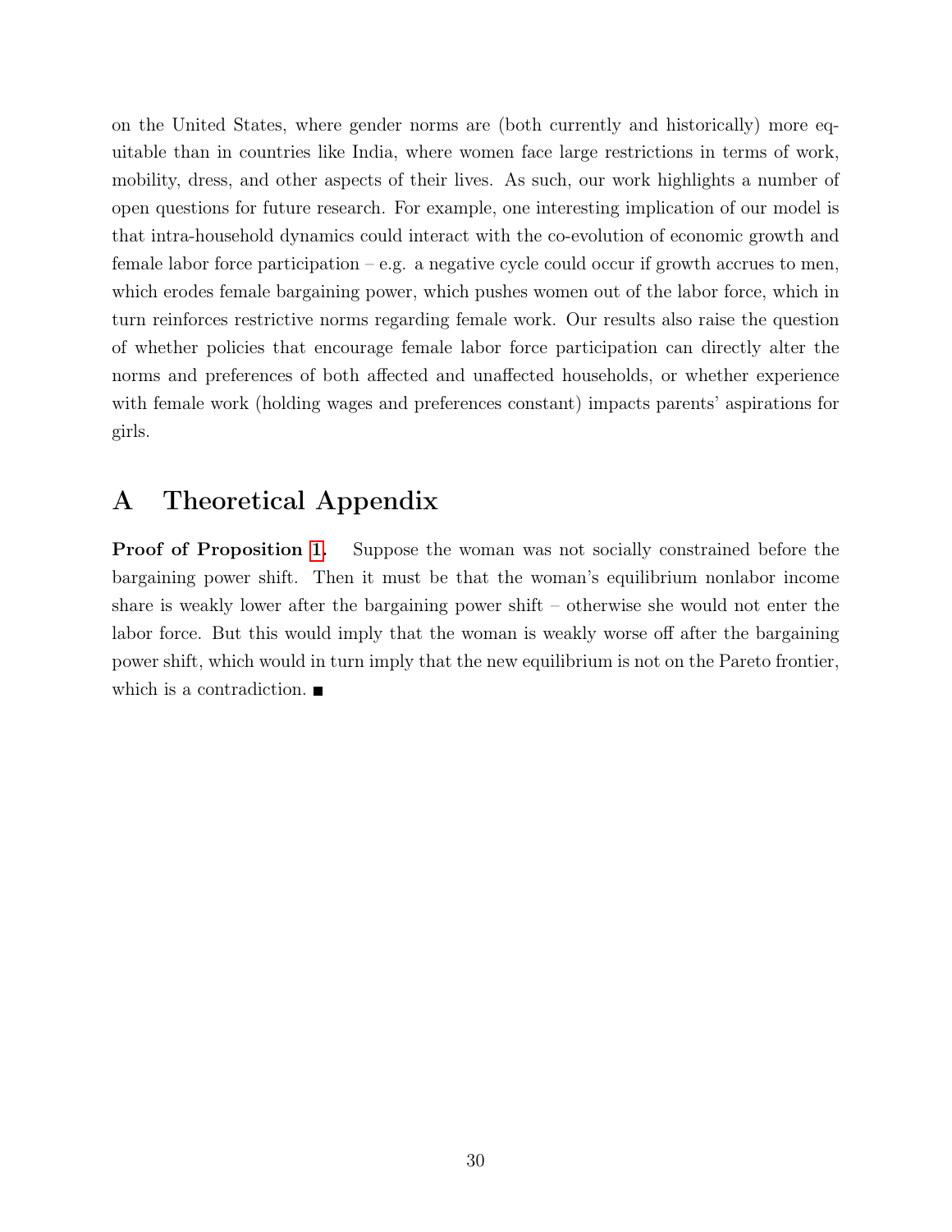on the United States, where gender norms are (both currently and historically) more equitable than in countries like India, where women face large restrictions in terms of work, mobility, dress, and other aspects of their lives. As such, our work highlights a number of open questions for future research. For example, one interesting implication of our model is that intra-household dynamics could interact with the co-evolution of economic growth and female labor force participation – e.g. a negative cycle could occur if growth accrues to men, which erodes female bargaining power, which pushes women out of the labor force, which in turn reinforces restrictive norms regarding female work. Our results also raise the question of whether policies that encourage female labor force participation can directly alter the norms and preferences of both affected and unaffected households, or whether experience with female work (holding wages and preferences constant) impacts parents' aspirations for girls.

# A Theoretical Appendix

**Proof of Proposition 1.** Suppose the woman was not socially constrained before the bargaining power shift. Then it must be that the woman's equilibrium nonlabor income share is weakly lower after the bargaining power shift – otherwise she would not enter the labor force. But this would imply that the woman is weakly worse off after the bargaining power shift, which would in turn imply that the new equilibrium is not on the Pareto frontier, which is a contradiction. ∎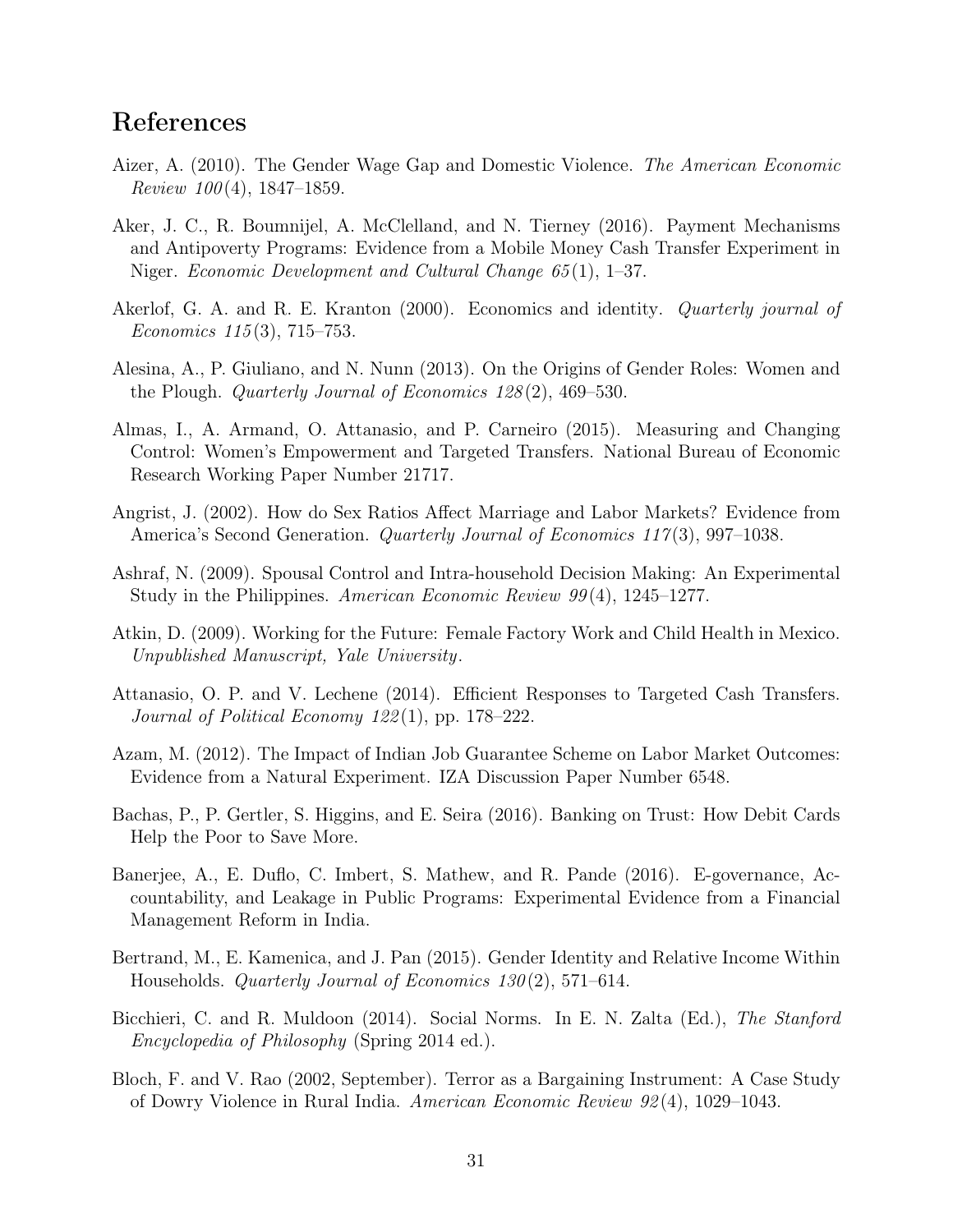# References

Aizer, A. (2010). The Gender Wage Gap and Domestic Violence. *The American Economic Review 100*(4), 1847–1859.

Aker, J. C., R. Boumnijel, A. McClelland, and N. Tierney (2016). Payment Mechanisms and Antipoverty Programs: Evidence from a Mobile Money Cash Transfer Experiment in Niger. *Economic Development and Cultural Change 65*(1), 1–37.

Akerlof, G. A. and R. E. Kranton (2000). Economics and identity. *Quarterly journal of Economics 115*(3), 715–753.

Alesina, A., P. Giuliano, and N. Nunn (2013). On the Origins of Gender Roles: Women and the Plough. *Quarterly Journal of Economics 128*(2), 469–530.

Almas, I., A. Armand, O. Attanasio, and P. Carneiro (2015). Measuring and Changing Control: Women's Empowerment and Targeted Transfers. National Bureau of Economic Research Working Paper Number 21717.

Angrist, J. (2002). How do Sex Ratios Affect Marriage and Labor Markets? Evidence from America's Second Generation. *Quarterly Journal of Economics 117*(3), 997–1038.

Ashraf, N. (2009). Spousal Control and Intra-household Decision Making: An Experimental Study in the Philippines. *American Economic Review 99*(4), 1245–1277.

Atkin, D. (2009). Working for the Future: Female Factory Work and Child Health in Mexico. *Unpublished Manuscript, Yale University*.

Attanasio, O. P. and V. Lechene (2014). Efficient Responses to Targeted Cash Transfers. *Journal of Political Economy 122*(1), pp. 178–222.

Azam, M. (2012). The Impact of Indian Job Guarantee Scheme on Labor Market Outcomes: Evidence from a Natural Experiment. IZA Discussion Paper Number 6548.

Bachas, P., P. Gertler, S. Higgins, and E. Seira (2016). Banking on Trust: How Debit Cards Help the Poor to Save More.

Banerjee, A., E. Duflo, C. Imbert, S. Mathew, and R. Pande (2016). E-governance, Accountability, and Leakage in Public Programs: Experimental Evidence from a Financial Management Reform in India.

Bertrand, M., E. Kamenica, and J. Pan (2015). Gender Identity and Relative Income Within Households. *Quarterly Journal of Economics 130*(2), 571–614.

Bicchieri, C. and R. Muldoon (2014). Social Norms. In E. N. Zalta (Ed.), *The Stanford Encyclopedia of Philosophy* (Spring 2014 ed.).

Bloch, F. and V. Rao (2002, September). Terror as a Bargaining Instrument: A Case Study of Dowry Violence in Rural India. *American Economic Review 92*(4), 1029–1043.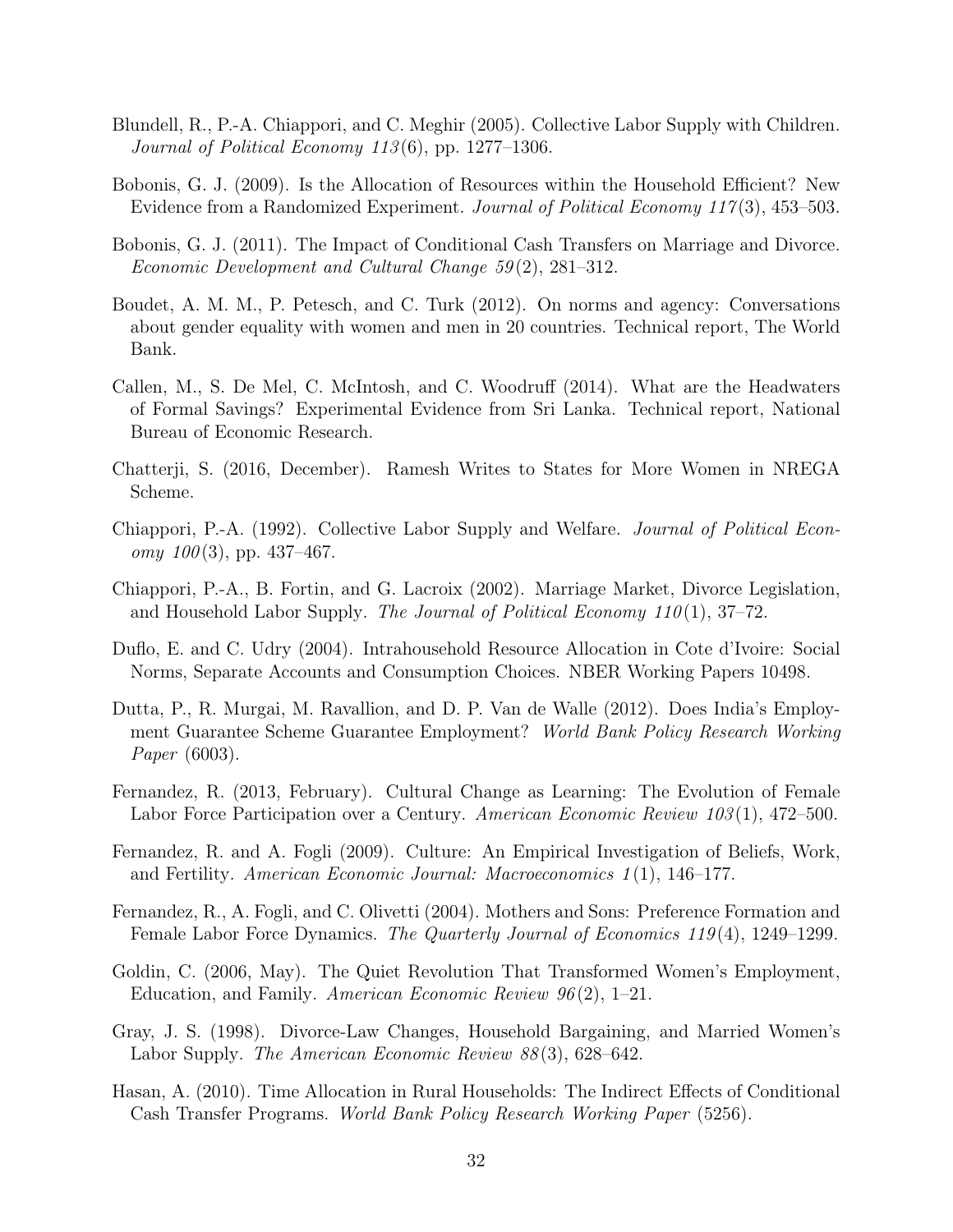Blundell, R., P.-A. Chiappori, and C. Meghir (2005). Collective Labor Supply with Children. *Journal of Political Economy 113*(6), pp. 1277–1306.

Bobonis, G. J. (2009). Is the Allocation of Resources within the Household Efficient? New Evidence from a Randomized Experiment. *Journal of Political Economy 117*(3), 453–503.

Bobonis, G. J. (2011). The Impact of Conditional Cash Transfers on Marriage and Divorce. *Economic Development and Cultural Change 59*(2), 281–312.

Boudet, A. M. M., P. Petesch, and C. Turk (2012). On norms and agency: Conversations about gender equality with women and men in 20 countries. Technical report, The World Bank.

Callen, M., S. De Mel, C. McIntosh, and C. Woodruff (2014). What are the Headwaters of Formal Savings? Experimental Evidence from Sri Lanka. Technical report, National Bureau of Economic Research.

Chatterji, S. (2016, December). Ramesh Writes to States for More Women in NREGA Scheme.

Chiappori, P.-A. (1992). Collective Labor Supply and Welfare. *Journal of Political Economy 100*(3), pp. 437–467.

Chiappori, P.-A., B. Fortin, and G. Lacroix (2002). Marriage Market, Divorce Legislation, and Household Labor Supply. *The Journal of Political Economy 110*(1), 37–72.

Duflo, E. and C. Udry (2004). Intrahousehold Resource Allocation in Cote d'Ivoire: Social Norms, Separate Accounts and Consumption Choices. NBER Working Papers 10498.

Dutta, P., R. Murgai, M. Ravallion, and D. P. Van de Walle (2012). Does India's Employment Guarantee Scheme Guarantee Employment? *World Bank Policy Research Working Paper* (6003).

Fernandez, R. (2013, February). Cultural Change as Learning: The Evolution of Female Labor Force Participation over a Century. *American Economic Review 103*(1), 472–500.

Fernandez, R. and A. Fogli (2009). Culture: An Empirical Investigation of Beliefs, Work, and Fertility. *American Economic Journal: Macroeconomics 1*(1), 146–177.

Fernandez, R., A. Fogli, and C. Olivetti (2004). Mothers and Sons: Preference Formation and Female Labor Force Dynamics. *The Quarterly Journal of Economics 119*(4), 1249–1299.

Goldin, C. (2006, May). The Quiet Revolution That Transformed Women's Employment, Education, and Family. *American Economic Review 96*(2), 1–21.

Gray, J. S. (1998). Divorce-Law Changes, Household Bargaining, and Married Women's Labor Supply. *The American Economic Review 88*(3), 628–642.

Hasan, A. (2010). Time Allocation in Rural Households: The Indirect Effects of Conditional Cash Transfer Programs. *World Bank Policy Research Working Paper* (5256).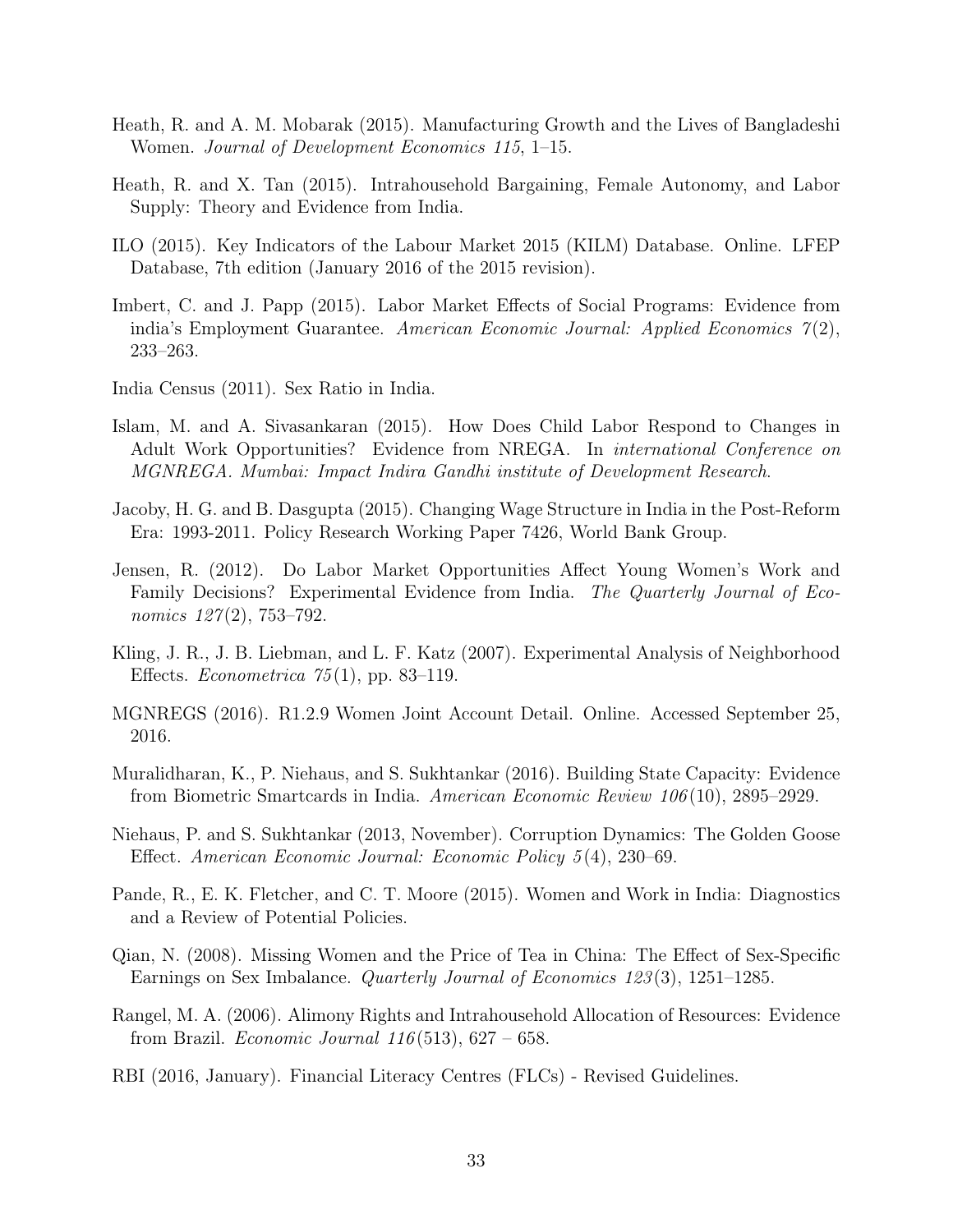Heath, R. and A. M. Mobarak (2015). Manufacturing Growth and the Lives of Bangladeshi Women. *Journal of Development Economics 115*, 1–15.

Heath, R. and X. Tan (2015). Intrahousehold Bargaining, Female Autonomy, and Labor Supply: Theory and Evidence from India.

ILO (2015). Key Indicators of the Labour Market 2015 (KILM) Database. Online. LFEP Database, 7th edition (January 2016 of the 2015 revision).

Imbert, C. and J. Papp (2015). Labor Market Effects of Social Programs: Evidence from india's Employment Guarantee. *American Economic Journal: Applied Economics 7*(2), 233–263.

India Census (2011). Sex Ratio in India.

Islam, M. and A. Sivasankaran (2015). How Does Child Labor Respond to Changes in Adult Work Opportunities? Evidence from NREGA. In *international Conference on MGNREGA. Mumbai: Impact Indira Gandhi institute of Development Research*.

Jacoby, H. G. and B. Dasgupta (2015). Changing Wage Structure in India in the Post-Reform Era: 1993-2011. Policy Research Working Paper 7426, World Bank Group.

Jensen, R. (2012). Do Labor Market Opportunities Affect Young Women's Work and Family Decisions? Experimental Evidence from India. *The Quarterly Journal of Economics 127*(2), 753–792.

Kling, J. R., J. B. Liebman, and L. F. Katz (2007). Experimental Analysis of Neighborhood Effects. *Econometrica 75*(1), pp. 83–119.

MGNREGS (2016). R1.2.9 Women Joint Account Detail. Online. Accessed September 25, 2016.

Muralidharan, K., P. Niehaus, and S. Sukhtankar (2016). Building State Capacity: Evidence from Biometric Smartcards in India. *American Economic Review 106*(10), 2895–2929.

Niehaus, P. and S. Sukhtankar (2013, November). Corruption Dynamics: The Golden Goose Effect. *American Economic Journal: Economic Policy 5*(4), 230–69.

Pande, R., E. K. Fletcher, and C. T. Moore (2015). Women and Work in India: Diagnostics and a Review of Potential Policies.

Qian, N. (2008). Missing Women and the Price of Tea in China: The Effect of Sex-Specific Earnings on Sex Imbalance. *Quarterly Journal of Economics 123*(3), 1251–1285.

Rangel, M. A. (2006). Alimony Rights and Intrahousehold Allocation of Resources: Evidence from Brazil. *Economic Journal 116*(513), 627 – 658.

RBI (2016, January). Financial Literacy Centres (FLCs) - Revised Guidelines.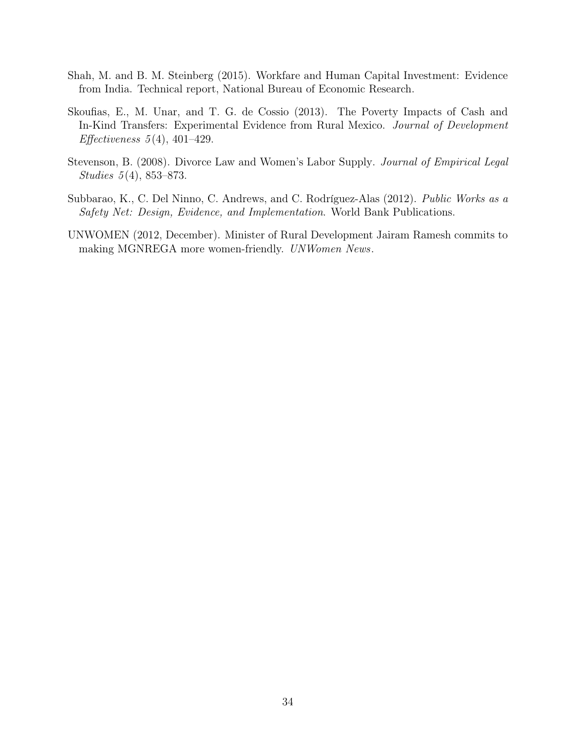Shah, M. and B. M. Steinberg (2015). Workfare and Human Capital Investment: Evidence from India. Technical report, National Bureau of Economic Research.

Skoufias, E., M. Unar, and T. G. de Cossio (2013). The Poverty Impacts of Cash and In-Kind Transfers: Experimental Evidence from Rural Mexico. *Journal of Development Effectiveness 5*(4), 401–429.

Stevenson, B. (2008). Divorce Law and Women's Labor Supply. *Journal of Empirical Legal Studies 5*(4), 853–873.

Subbarao, K., C. Del Ninno, C. Andrews, and C. Rodríguez-Alas (2012). *Public Works as a Safety Net: Design, Evidence, and Implementation*. World Bank Publications.

UNWOMEN (2012, December). Minister of Rural Development Jairam Ramesh commits to making MGNREGA more women-friendly. *UNWomen News*.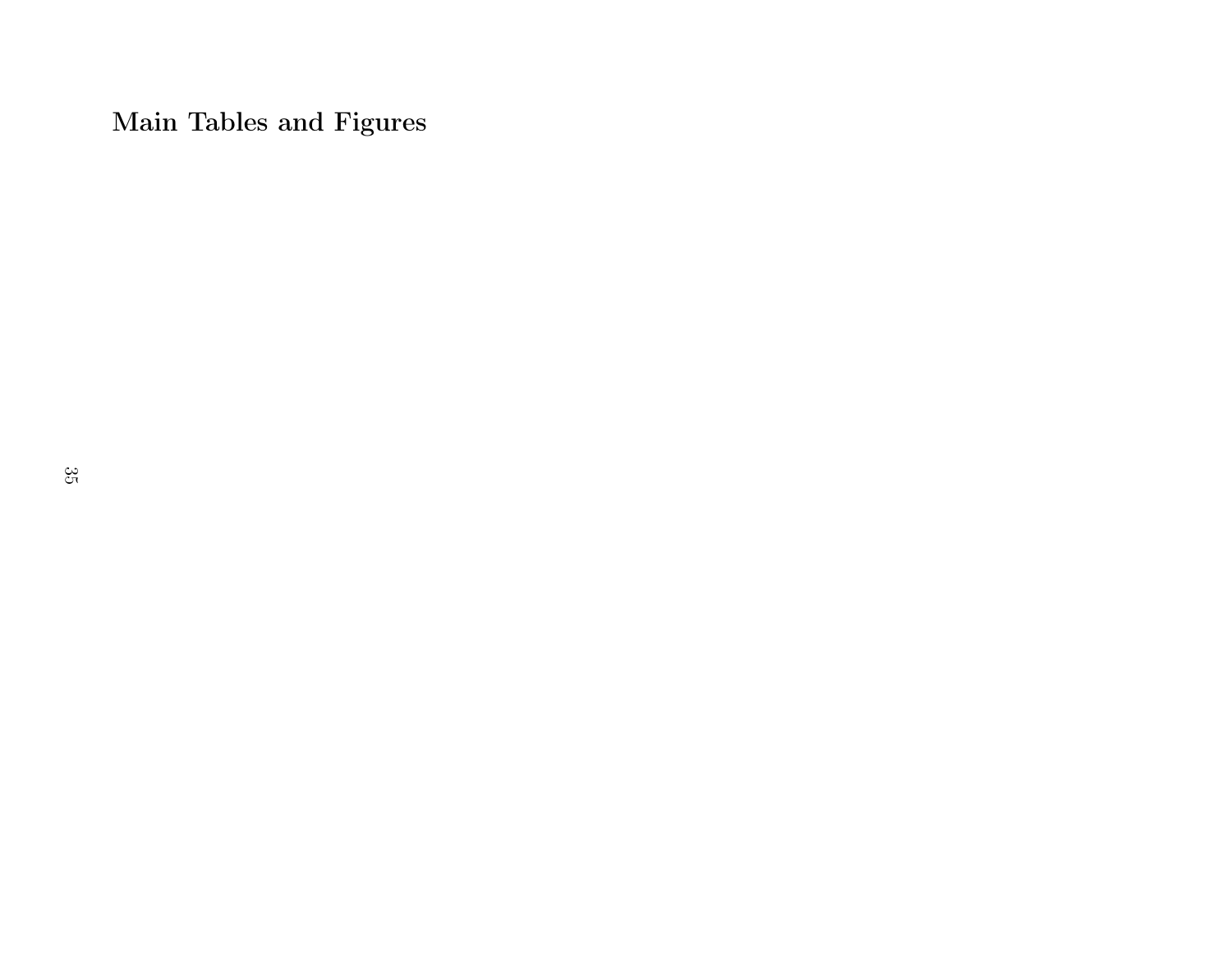# Main Tables and Figures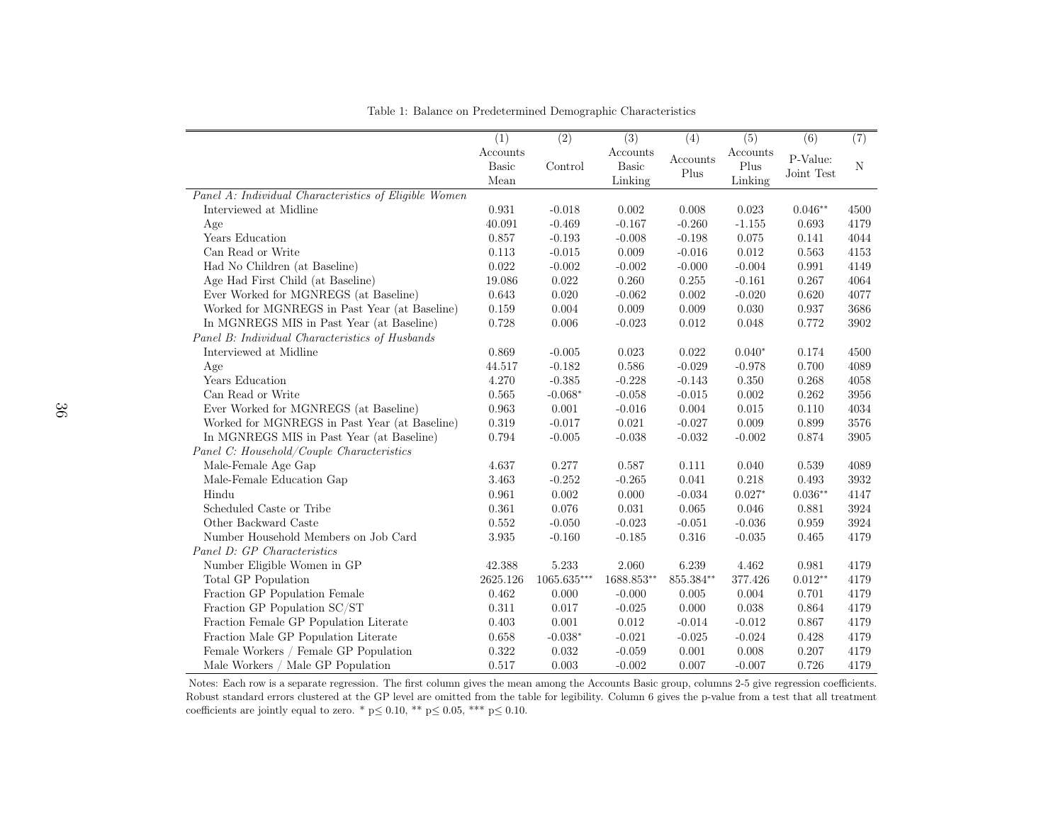Table 1: Balance on Predetermined Demographic Characteristics

| | (1) Accounts Basic Mean | (2) Control | (3) Accounts Basic Linking | (4) Accounts Plus | (5) Accounts Plus Linking | (6) P-Value: Joint Test | (7) N |
|---|---|---|---|---|---|---|---|
| *Panel A: Individual Characteristics of Eligible Women* | | | | | | | |
| Interviewed at Midline | 0.931 | -0.018 | 0.002 | 0.008 | 0.023 | 0.046** | 4500 |
| Age | 40.091 | -0.469 | -0.167 | -0.260 | -1.155 | 0.693 | 4179 |
| Years Education | 0.857 | -0.193 | -0.008 | -0.198 | 0.075 | 0.141 | 4044 |
| Can Read or Write | 0.113 | -0.015 | 0.009 | -0.016 | 0.012 | 0.563 | 4153 |
| Had No Children (at Baseline) | 0.022 | -0.002 | -0.002 | -0.000 | -0.004 | 0.991 | 4149 |
| Age Had First Child (at Baseline) | 19.086 | 0.022 | 0.260 | 0.255 | -0.161 | 0.267 | 4064 |
| Ever Worked for MGNREGS (at Baseline) | 0.643 | 0.020 | -0.062 | 0.002 | -0.020 | 0.620 | 4077 |
| Worked for MGNREGS in Past Year (at Baseline) | 0.159 | 0.004 | 0.009 | 0.009 | 0.030 | 0.937 | 3686 |
| In MGNREGS MIS in Past Year (at Baseline) | 0.728 | 0.006 | -0.023 | 0.012 | 0.048 | 0.772 | 3902 |
| *Panel B: Individual Characteristics of Husbands* | | | | | | | |
| Interviewed at Midline | 0.869 | -0.005 | 0.023 | 0.022 | 0.040* | 0.174 | 4500 |
| Age | 44.517 | -0.182 | 0.586 | -0.029 | -0.978 | 0.700 | 4089 |
| Years Education | 4.270 | -0.385 | -0.228 | -0.143 | 0.350 | 0.268 | 4058 |
| Can Read or Write | 0.565 | -0.068* | -0.058 | -0.015 | 0.002 | 0.262 | 3956 |
| Ever Worked for MGNREGS (at Baseline) | 0.963 | 0.001 | -0.016 | 0.004 | 0.015 | 0.110 | 4034 |
| Worked for MGNREGS in Past Year (at Baseline) | 0.319 | -0.017 | 0.021 | -0.027 | 0.009 | 0.899 | 3576 |
| In MGNREGS MIS in Past Year (at Baseline) | 0.794 | -0.005 | -0.038 | -0.032 | -0.002 | 0.874 | 3905 |
| *Panel C: Household/Couple Characteristics* | | | | | | | |
| Male-Female Age Gap | 4.637 | 0.277 | 0.587 | 0.111 | 0.040 | 0.539 | 4089 |
| Male-Female Education Gap | 3.463 | -0.252 | -0.265 | 0.041 | 0.218 | 0.493 | 3932 |
| Hindu | 0.961 | 0.002 | 0.000 | -0.034 | 0.027* | 0.036** | 4147 |
| Scheduled Caste or Tribe | 0.361 | 0.076 | 0.031 | 0.065 | 0.046 | 0.881 | 3924 |
| Other Backward Caste | 0.552 | -0.050 | -0.023 | -0.051 | -0.036 | 0.959 | 3924 |
| Number Household Members on Job Card | 3.935 | -0.160 | -0.185 | 0.316 | -0.035 | 0.465 | 4179 |
| *Panel D: GP Characteristics* | | | | | | | |
| Number Eligible Women in GP | 42.388 | 5.233 | 2.060 | 6.239 | 4.462 | 0.981 | 4179 |
| Total GP Population | 2625.126 | 1065.635*** | 1688.853** | 855.384** | 377.426 | 0.012** | 4179 |
| Fraction GP Population Female | 0.462 | 0.000 | -0.000 | 0.005 | 0.004 | 0.701 | 4179 |
| Fraction GP Population SC/ST | 0.311 | 0.017 | -0.025 | 0.000 | 0.038 | 0.864 | 4179 |
| Fraction Female GP Population Literate | 0.403 | 0.001 | 0.012 | -0.014 | -0.012 | 0.867 | 4179 |
| Fraction Male GP Population Literate | 0.658 | -0.038* | -0.021 | -0.025 | -0.024 | 0.428 | 4179 |
| Female Workers / Female GP Population | 0.322 | 0.032 | -0.059 | 0.001 | 0.008 | 0.207 | 4179 |
| Male Workers / Male GP Population | 0.517 | 0.003 | -0.002 | 0.007 | -0.007 | 0.726 | 4179 |

Notes: Each row is a separate regression. The first column gives the mean among the Accounts Basic group, columns 2-5 give regression coefficients. Robust standard errors clustered at the GP level are omitted from the table for legibility. Column 6 gives the p-value from a test that all treatment coefficients are jointly equal to zero. * $p \leq 0.10$, ** $p \leq 0.05$, *** $p \leq 0.10$.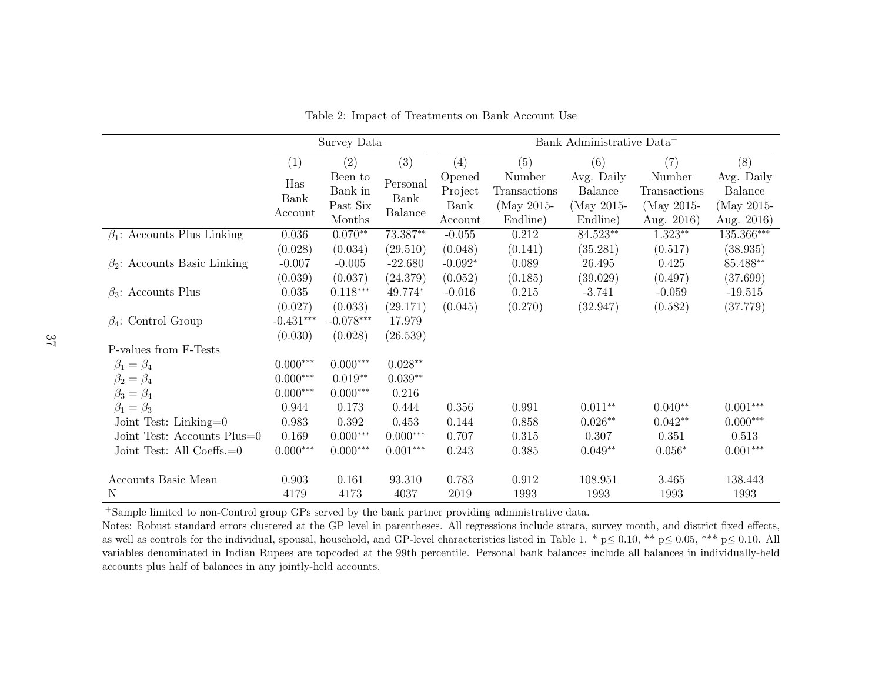Table 2: Impact of Treatments on Bank Account Use

| | Survey Data | | | Bank Administrative Data[+] | | | | |
|---|---|---|---|---|---|---|---|---|
| | (1) | (2) | (3) | (4) | (5) | (6) | (7) | (8) |
| | Has Bank Account | Been to Bank in Past Six Months | Personal Bank Balance | Opened Project Bank Account | Number Transactions (May 2015-Endline) | Avg. Daily Balance (May 2015-Endline) | Number Transactions (May 2015-Aug. 2016) | Avg. Daily Balance (May 2015-Aug. 2016) |
| $\beta_1$: Accounts Plus Linking | 0.036 | 0.070** | 73.387** | -0.055 | 0.212 | 84.523** | 1.323** | 135.366*** |
| | (0.028) | (0.034) | (29.510) | (0.048) | (0.141) | (35.281) | (0.517) | (38.935) |
| $\beta_2$: Accounts Basic Linking | -0.007 | -0.005 | -22.680 | -0.092* | 0.089 | 26.495 | 0.425 | 85.488** |
| | (0.039) | (0.037) | (24.379) | (0.052) | (0.185) | (39.029) | (0.497) | (37.699) |
| $\beta_3$: Accounts Plus | 0.035 | 0.118*** | 49.774* | -0.016 | 0.215 | -3.741 | -0.059 | -19.515 |
| | (0.027) | (0.033) | (29.171) | (0.045) | (0.270) | (32.947) | (0.582) | (37.779) |
| $\beta_4$: Control Group | -0.431*** | -0.078*** | 17.979 | | | | | |
| | (0.030) | (0.028) | (26.539) | | | | | |
| P-values from F-Tests | | | | | | | | |
| $\beta_1 = \beta_4$ | 0.000*** | 0.000*** | 0.028** | | | | | |
| $\beta_2 = \beta_4$ | 0.000*** | 0.019** | 0.039** | | | | | |
| $\beta_3 = \beta_4$ | 0.000*** | 0.000*** | 0.216 | | | | | |
| $\beta_1 = \beta_3$ | 0.944 | 0.173 | 0.444 | 0.356 | 0.991 | 0.011** | 0.040** | 0.001*** |
| Joint Test: Linking=0 | 0.983 | 0.392 | 0.453 | 0.144 | 0.858 | 0.026** | 0.042** | 0.000*** |
| Joint Test: Accounts Plus=0 | 0.169 | 0.000*** | 0.000*** | 0.707 | 0.315 | 0.307 | 0.351 | 0.513 |
| Joint Test: All Coeffs.=0 | 0.000*** | 0.000*** | 0.001*** | 0.243 | 0.385 | 0.049** | 0.056* | 0.001*** |
| Accounts Basic Mean | 0.903 | 0.161 | 93.310 | 0.783 | 0.912 | 108.951 | 3.465 | 138.443 |
| N | 4179 | 4173 | 4037 | 2019 | 1993 | 1993 | 1993 | 1993 |

[+]Sample limited to non-Control group GPs served by the bank partner providing administrative data.

Notes: Robust standard errors clustered at the GP level in parentheses. All regressions include strata, survey month, and district fixed effects, as well as controls for the individual, spousal, household, and GP-level characteristics listed in Table 1. * p≤ 0.10, ** p≤ 0.05, *** p≤ 0.10. All variables denominated in Indian Rupees are topcoded at the 99th percentile. Personal bank balances include all balances in individually-held accounts plus half of balances in any jointly-held accounts.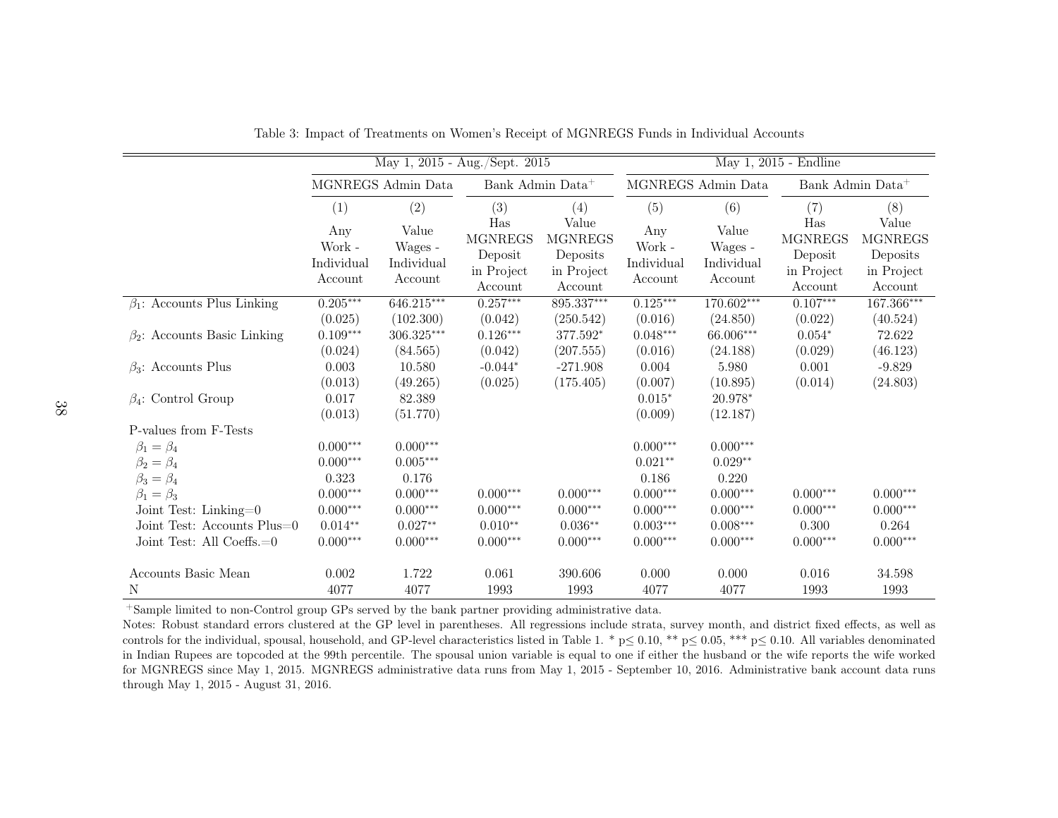Table 3: Impact of Treatments on Women's Receipt of MGNREGS Funds in Individual Accounts

| | May 1, 2015 - Aug./Sept. 2015 | | | | May 1, 2015 - Endline | | | |
|---|---|---|---|---|---|---|---|---|
| | MGNREGS Admin Data | | Bank Admin Data$^{+}$ | | MGNREGS Admin Data | | Bank Admin Data$^{+}$ | |
| | (1) | (2) | (3) | (4) | (5) | (6) | (7) | (8) |
| | Any Work - Individual Account | Value Wages - Individual Account | Has MGNREGS Deposit in Project Account | Value MGNREGS Deposits in Project Account | Any Work - Individual Account | Value Wages - Individual Account | Has MGNREGS Deposit in Project Account | Value MGNREGS Deposits in Project Account |
| $\beta_1$: Accounts Plus Linking | 0.205*** | 646.215*** | 0.257*** | 895.337*** | 0.125*** | 170.602*** | 0.107*** | 167.366*** |
| | (0.025) | (102.300) | (0.042) | (250.542) | (0.016) | (24.850) | (0.022) | (40.524) |
| $\beta_2$: Accounts Basic Linking | 0.109*** | 306.325*** | 0.126*** | 377.592* | 0.048*** | 66.006*** | 0.054* | 72.622 |
| | (0.024) | (84.565) | (0.042) | (207.555) | (0.016) | (24.188) | (0.029) | (46.123) |
| $\beta_3$: Accounts Plus | 0.003 | 10.580 | -0.044* | -271.908 | 0.004 | 5.980 | 0.001 | -9.829 |
| | (0.013) | (49.265) | (0.025) | (175.405) | (0.007) | (10.895) | (0.014) | (24.803) |
| $\beta_4$: Control Group | 0.017 | 82.389 | | | 0.015* | 20.978* | | |
| | (0.013) | (51.770) | | | (0.009) | (12.187) | | |
| P-values from F-Tests | | | | | | | | |
| $\beta_1 = \beta_4$ | 0.000*** | 0.000*** | | | 0.000*** | 0.000*** | | |
| $\beta_2 = \beta_4$ | 0.000*** | 0.005*** | | | 0.021** | 0.029** | | |
| $\beta_3 = \beta_4$ | 0.323 | 0.176 | | | 0.186 | 0.220 | | |
| $\beta_1 = \beta_3$ | 0.000*** | 0.000*** | 0.000*** | 0.000*** | 0.000*** | 0.000*** | 0.000*** | 0.000*** |
| Joint Test: Linking=0 | 0.000*** | 0.000*** | 0.000*** | 0.000*** | 0.000*** | 0.000*** | 0.000*** | 0.000*** |
| Joint Test: Accounts Plus=0 | 0.014** | 0.027** | 0.010** | 0.036** | 0.003*** | 0.008*** | 0.300 | 0.264 |
| Joint Test: All Coeffs.=0 | 0.000*** | 0.000*** | 0.000*** | 0.000*** | 0.000*** | 0.000*** | 0.000*** | 0.000*** |
| Accounts Basic Mean | 0.002 | 1.722 | 0.061 | 390.606 | 0.000 | 0.000 | 0.016 | 34.598 |
| N | 4077 | 4077 | 1993 | 1993 | 4077 | 4077 | 1993 | 1993 |

$^{+}$Sample limited to non-Control group GPs served by the bank partner providing administrative data.

Notes: Robust standard errors clustered at the GP level in parentheses. All regressions include strata, survey month, and district fixed effects, as well as controls for the individual, spousal, household, and GP-level characteristics listed in Table 1. * p≤ 0.10, ** p≤ 0.05, *** p≤ 0.10. All variables denominated in Indian Rupees are topcoded at the 99th percentile. The spousal union variable is equal to one if either the husband or the wife reports the wife worked for MGNREGS since May 1, 2015. MGNREGS administrative data runs from May 1, 2015 - September 10, 2016. Administrative bank account data runs through May 1, 2015 - August 31, 2016.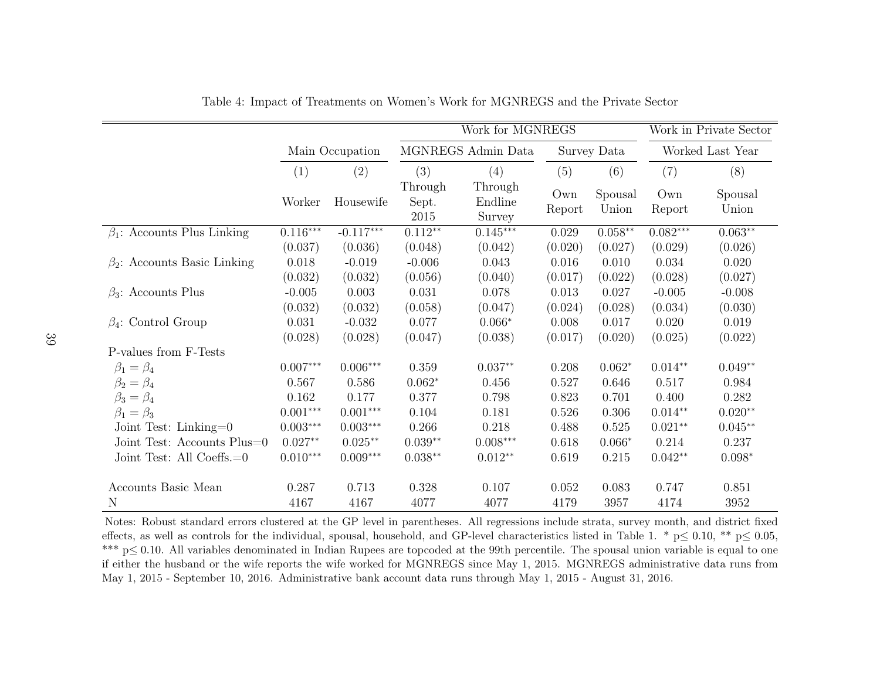Table 4: Impact of Treatments on Women's Work for MGNREGS and the Private Sector

| | Main Occupation | | Work for MGNREGS | | | | Work in Private Sector | |
|---|---|---|---|---|---|---|---|---|
| | | | MGNREGS Admin Data | | Survey Data | | Worked Last Year | |
| | (1) | (2) | (3) | (4) | (5) | (6) | (7) | (8) |
| | Worker | Housewife | Through Sept. 2015 | Through Endline Survey | Own Report | Spousal Union | Own Report | Spousal Union |
| $\beta_1$: Accounts Plus Linking | 0.116*** | -0.117*** | 0.112** | 0.145*** | 0.029 | 0.058** | 0.082*** | 0.063** |
| | (0.037) | (0.036) | (0.048) | (0.042) | (0.020) | (0.027) | (0.029) | (0.026) |
| $\beta_2$: Accounts Basic Linking | 0.018 | -0.019 | -0.006 | 0.043 | 0.016 | 0.010 | 0.034 | 0.020 |
| | (0.032) | (0.032) | (0.056) | (0.040) | (0.017) | (0.022) | (0.028) | (0.027) |
| $\beta_3$: Accounts Plus | -0.005 | 0.003 | 0.031 | 0.078 | 0.013 | 0.027 | -0.005 | -0.008 |
| | (0.032) | (0.032) | (0.058) | (0.047) | (0.024) | (0.028) | (0.034) | (0.030) |
| $\beta_4$: Control Group | 0.031 | -0.032 | 0.077 | 0.066* | 0.008 | 0.017 | 0.020 | 0.019 |
| | (0.028) | (0.028) | (0.047) | (0.038) | (0.017) | (0.020) | (0.025) | (0.022) |
| P-values from F-Tests | | | | | | | | |
| $\beta_1 = \beta_4$ | 0.007*** | 0.006*** | 0.359 | 0.037** | 0.208 | 0.062* | 0.014** | 0.049** |
| $\beta_2 = \beta_4$ | 0.567 | 0.586 | 0.062* | 0.456 | 0.527 | 0.646 | 0.517 | 0.984 |
| $\beta_3 = \beta_4$ | 0.162 | 0.177 | 0.377 | 0.798 | 0.823 | 0.701 | 0.400 | 0.282 |
| $\beta_1 = \beta_3$ | 0.001*** | 0.001*** | 0.104 | 0.181 | 0.526 | 0.306 | 0.014** | 0.020** |
| Joint Test: Linking=0 | 0.003*** | 0.003*** | 0.266 | 0.218 | 0.488 | 0.525 | 0.021** | 0.045** |
| Joint Test: Accounts Plus=0 | 0.027** | 0.025** | 0.039** | 0.008*** | 0.618 | 0.066* | 0.214 | 0.237 |
| Joint Test: All Coeffs.=0 | 0.010*** | 0.009*** | 0.038** | 0.012** | 0.619 | 0.215 | 0.042** | 0.098* |
| Accounts Basic Mean | 0.287 | 0.713 | 0.328 | 0.107 | 0.052 | 0.083 | 0.747 | 0.851 |
| N | 4167 | 4167 | 4077 | 4077 | 4179 | 3957 | 4174 | 3952 |

Notes: Robust standard errors clustered at the GP level in parentheses. All regressions include strata, survey month, and district fixed effects, as well as controls for the individual, spousal, household, and GP-level characteristics listed in Table 1. * p≤ 0.10, ** p≤ 0.05, *** p≤ 0.10. All variables denominated in Indian Rupees are topcoded at the 99th percentile. The spousal union variable is equal to one if either the husband or the wife reports the wife worked for MGNREGS since May 1, 2015. MGNREGS administrative data runs from May 1, 2015 - September 10, 2016. Administrative bank account data runs through May 1, 2015 - August 31, 2016.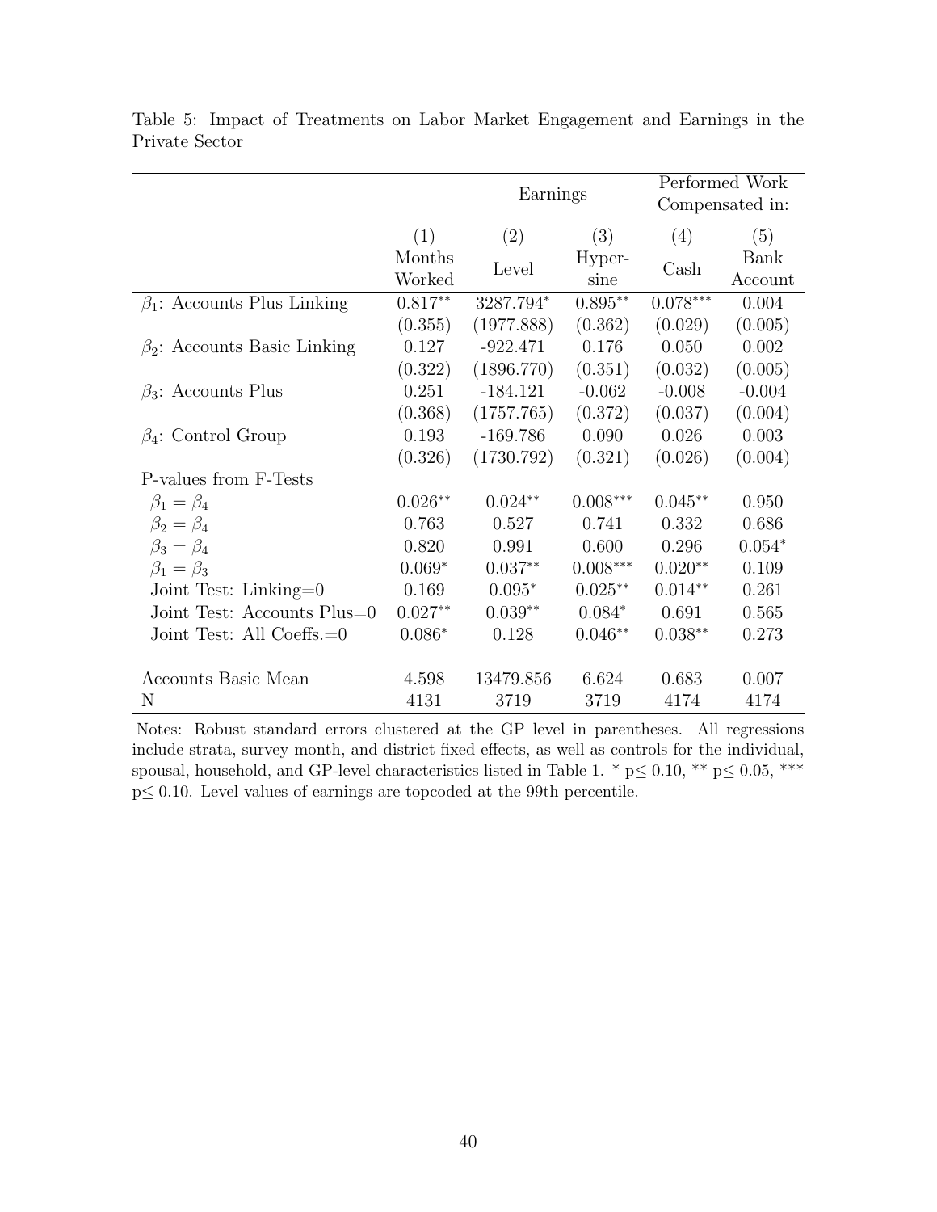Table 5: Impact of Treatments on Labor Market Engagement and Earnings in the Private Sector

| | | Earnings | | Performed Work Compensated in: | |
|---|---|---|---|---|---|
| | (1) | (2) | (3) | (4) | (5) |
| | Months Worked | Level | Hyper-sine | Cash | Bank Account |
| $\beta_1$: Accounts Plus Linking | 0.817** | 3287.794* | 0.895** | 0.078*** | 0.004 |
| | (0.355) | (1977.888) | (0.362) | (0.029) | (0.005) |
| $\beta_2$: Accounts Basic Linking | 0.127 | -922.471 | 0.176 | 0.050 | 0.002 |
| | (0.322) | (1896.770) | (0.351) | (0.032) | (0.005) |
| $\beta_3$: Accounts Plus | 0.251 | -184.121 | -0.062 | -0.008 | -0.004 |
| | (0.368) | (1757.765) | (0.372) | (0.037) | (0.004) |
| $\beta_4$: Control Group | 0.193 | -169.786 | 0.090 | 0.026 | 0.003 |
| | (0.326) | (1730.792) | (0.321) | (0.026) | (0.004) |
| P-values from F-Tests | | | | | |
| $\beta_1 = \beta_4$ | 0.026** | 0.024** | 0.008*** | 0.045** | 0.950 |
| $\beta_2 = \beta_4$ | 0.763 | 0.527 | 0.741 | 0.332 | 0.686 |
| $\beta_3 = \beta_4$ | 0.820 | 0.991 | 0.600 | 0.296 | 0.054* |
| $\beta_1 = \beta_3$ | 0.069* | 0.037** | 0.008*** | 0.020** | 0.109 |
| Joint Test: Linking=0 | 0.169 | 0.095* | 0.025** | 0.014** | 0.261 |
| Joint Test: Accounts Plus=0 | 0.027** | 0.039** | 0.084* | 0.691 | 0.565 |
| Joint Test: All Coeffs.=0 | 0.086* | 0.128 | 0.046** | 0.038** | 0.273 |
| Accounts Basic Mean | 4.598 | 13479.856 | 6.624 | 0.683 | 0.007 |
| N | 4131 | 3719 | 3719 | 4174 | 4174 |

Notes: Robust standard errors clustered at the GP level in parentheses. All regressions include strata, survey month, and district fixed effects, as well as controls for the individual, spousal, household, and GP-level characteristics listed in Table 1. * $p \leq 0.10$, ** $p \leq 0.05$, *** $p \leq 0.10$. Level values of earnings are topcoded at the 99th percentile.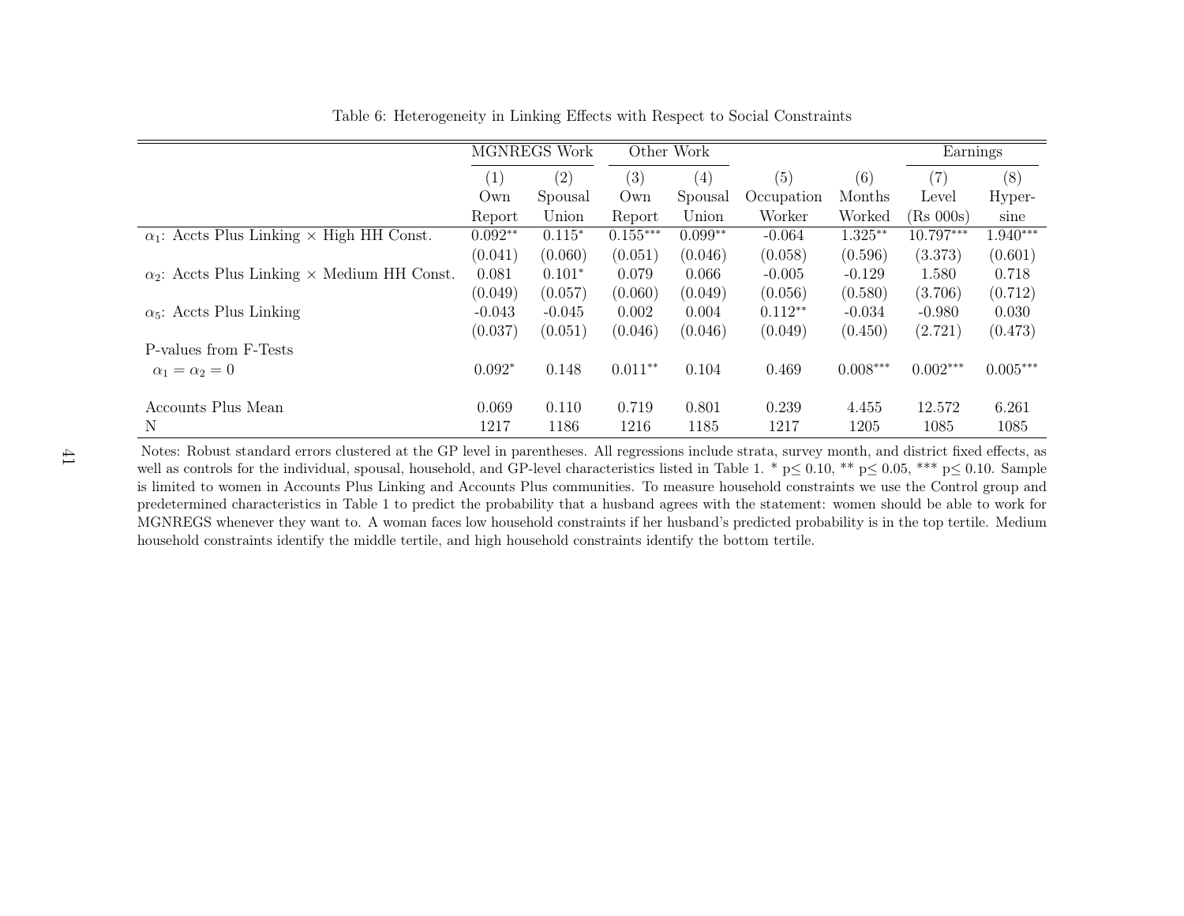Table 6: Heterogeneity in Linking Effects with Respect to Social Constraints

| | MGNREGS Work | | Other Work | | | | Earnings | |
|---|---|---|---|---|---|---|---|---|
| | (1) Own Report | (2) Spousal Union | (3) Own Report | (4) Spousal Union | (5) Occupation Worker | (6) Months Worked | (7) Level (Rs 000s) | (8) Hyper-sine |
| $\alpha_1$: Accts Plus Linking × High HH Const. | 0.092** | 0.115* | 0.155*** | 0.099** | -0.064 | 1.325** | 10.797*** | 1.940*** |
| | (0.041) | (0.060) | (0.051) | (0.046) | (0.058) | (0.596) | (3.373) | (0.601) |
| $\alpha_2$: Accts Plus Linking × Medium HH Const. | 0.081 | 0.101* | 0.079 | 0.066 | -0.005 | -0.129 | 1.580 | 0.718 |
| | (0.049) | (0.057) | (0.060) | (0.049) | (0.056) | (0.580) | (3.706) | (0.712) |
| $\alpha_5$: Accts Plus Linking | -0.043 | -0.045 | 0.002 | 0.004 | 0.112** | -0.034 | -0.980 | 0.030 |
| | (0.037) | (0.051) | (0.046) | (0.046) | (0.049) | (0.450) | (2.721) | (0.473) |
| P-values from F-Tests | | | | | | | | |
| $\alpha_1 = \alpha_2 = 0$ | 0.092* | 0.148 | 0.011** | 0.104 | 0.469 | 0.008*** | 0.002*** | 0.005*** |
| Accounts Plus Mean | 0.069 | 0.110 | 0.719 | 0.801 | 0.239 | 4.455 | 12.572 | 6.261 |
| N | 1217 | 1186 | 1216 | 1185 | 1217 | 1205 | 1085 | 1085 |

Notes: Robust standard errors clustered at the GP level in parentheses. All regressions include strata, survey month, and district fixed effects, as well as controls for the individual, spousal, household, and GP-level characteristics listed in Table 1. * p≤ 0.10, ** p≤ 0.05, *** p≤ 0.10. Sample is limited to women in Accounts Plus Linking and Accounts Plus communities. To measure household constraints we use the Control group and predetermined characteristics in Table 1 to predict the probability that a husband agrees with the statement: women should be able to work for MGNREGS whenever they want to. A woman faces low household constraints if her husband's predicted probability is in the top tertile. Medium household constraints identify the middle tertile, and high household constraints identify the bottom tertile.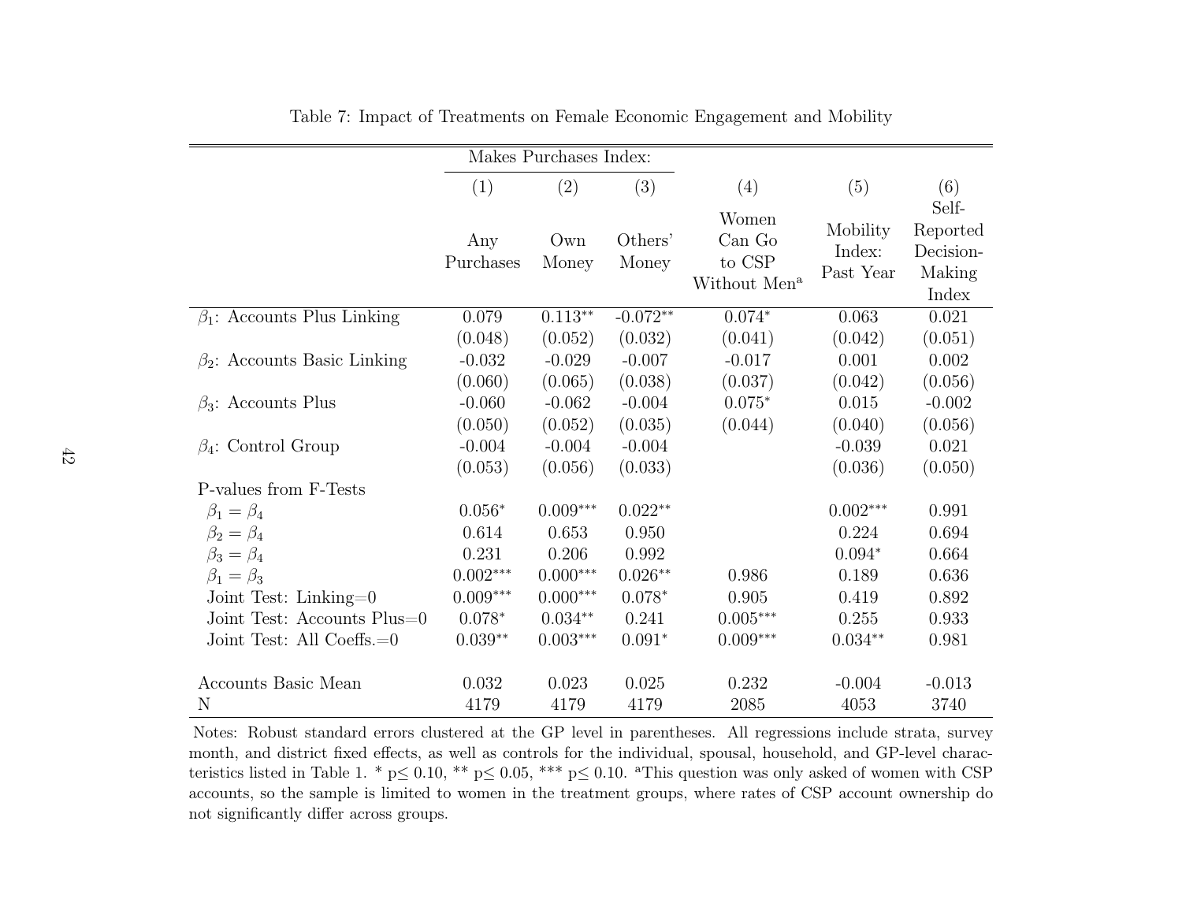Table 7: Impact of Treatments on Female Economic Engagement and Mobility

| | Makes Purchases Index: | | | | | |
|---|---|---|---|---|---|---|
| | (1) | (2) | (3) | (4) | (5) | (6) |
| | Any Purchases | Own Money | Others' Money | Women Can Go to CSP Without Men[a] | Mobility Index: Past Year | Self-Reported Decision-Making Index |
| $\beta_1$: Accounts Plus Linking | 0.079 | 0.113** | -0.072** | 0.074* | 0.063 | 0.021 |
| | (0.048) | (0.052) | (0.032) | (0.041) | (0.042) | (0.051) |
| $\beta_2$: Accounts Basic Linking | -0.032 | -0.029 | -0.007 | -0.017 | 0.001 | 0.002 |
| | (0.060) | (0.065) | (0.038) | (0.037) | (0.042) | (0.056) |
| $\beta_3$: Accounts Plus | -0.060 | -0.062 | -0.004 | 0.075* | 0.015 | -0.002 |
| | (0.050) | (0.052) | (0.035) | (0.044) | (0.040) | (0.056) |
| $\beta_4$: Control Group | -0.004 | -0.004 | -0.004 | | -0.039 | 0.021 |
| | (0.053) | (0.056) | (0.033) | | (0.036) | (0.050) |
| P-values from F-Tests | | | | | | |
| $\beta_1 = \beta_4$ | 0.056* | 0.009*** | 0.022** | | 0.002*** | 0.991 |
| $\beta_2 = \beta_4$ | 0.614 | 0.653 | 0.950 | | 0.224 | 0.694 |
| $\beta_3 = \beta_4$ | 0.231 | 0.206 | 0.992 | | 0.094* | 0.664 |
| $\beta_1 = \beta_3$ | 0.002*** | 0.000*** | 0.026** | 0.986 | 0.189 | 0.636 |
| Joint Test: Linking=0 | 0.009*** | 0.000*** | 0.078* | 0.905 | 0.419 | 0.892 |
| Joint Test: Accounts Plus=0 | 0.078* | 0.034** | 0.241 | 0.005*** | 0.255 | 0.933 |
| Joint Test: All Coeffs.=0 | 0.039** | 0.003*** | 0.091* | 0.009*** | 0.034** | 0.981 |
| Accounts Basic Mean | 0.032 | 0.023 | 0.025 | 0.232 | -0.004 | -0.013 |
| N | 4179 | 4179 | 4179 | 2085 | 4053 | 3740 |

Notes: Robust standard errors clustered at the GP level in parentheses. All regressions include strata, survey month, and district fixed effects, as well as controls for the individual, spousal, household, and GP-level characteristics listed in Table 1. * p≤ 0.10, ** p≤ 0.05, *** p≤ 0.10. [a]This question was only asked of women with CSP accounts, so the sample is limited to women in the treatment groups, where rates of CSP account ownership do not significantly differ across groups.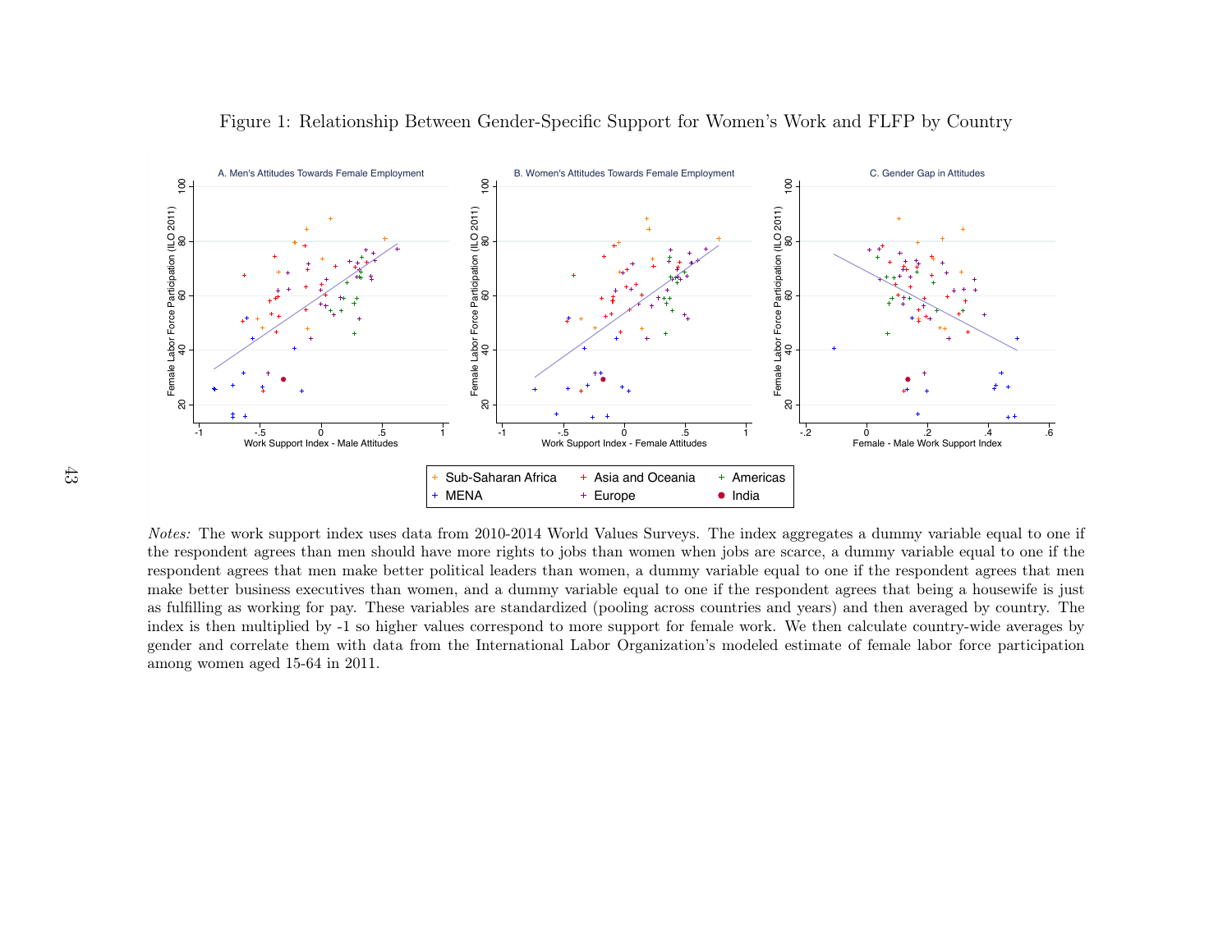Figure 1: Relationship Between Gender-Specific Support for Women's Work and FLFP by Country

*Notes:* The work support index uses data from 2010-2014 World Values Surveys. The index aggregates a dummy variable equal to one if the respondent agrees than men should have more rights to jobs than women when jobs are scarce, a dummy variable equal to one if the respondent agrees that men make better political leaders than women, a dummy variable equal to one if the respondent agrees that men make better business executives than women, and a dummy variable equal to one if the respondent agrees that being a housewife is just as fulfilling as working for pay. These variables are standardized (pooling across countries and years) and then averaged by country. The index is then multiplied by -1 so higher values correspond to more support for female work. We then calculate country-wide averages by gender and correlate them with data from the International Labor Organization's modeled estimate of female labor force participation among women aged 15-64 in 2011.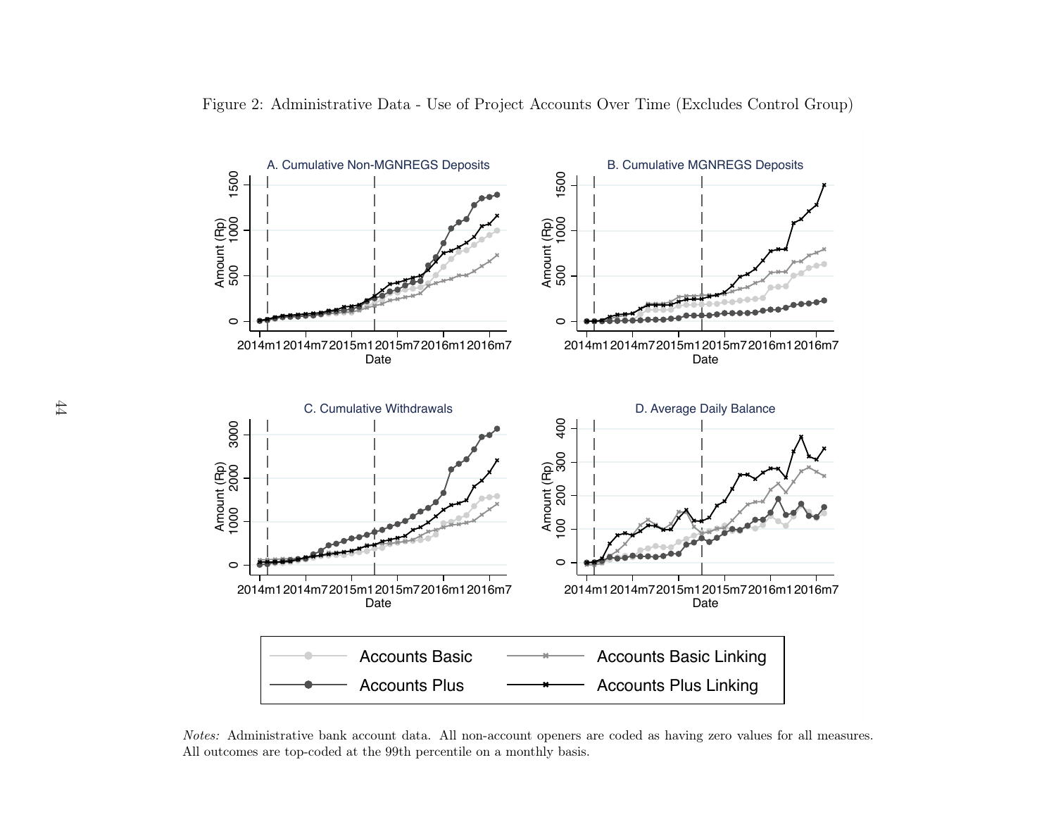Figure 2: Administrative Data - Use of Project Accounts Over Time (Excludes Control Group)

*Notes:* Administrative bank account data. All non-account openers are coded as having zero values for all measures. All outcomes are top-coded at the 99th percentile on a monthly basis.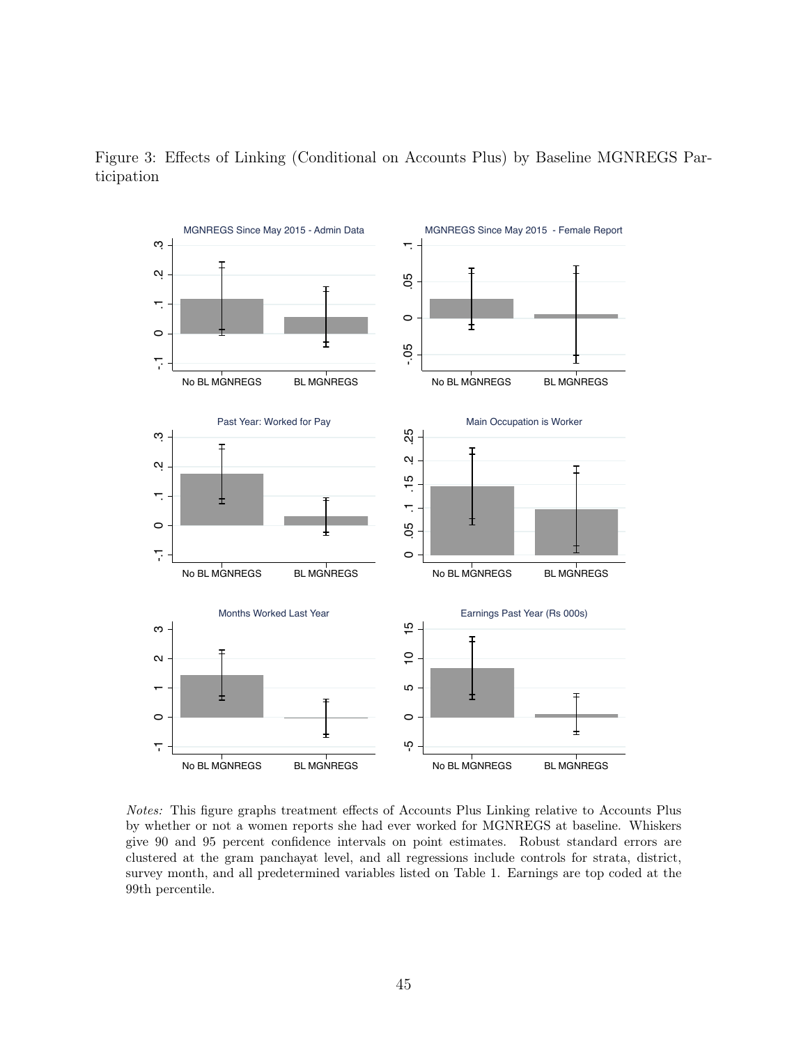Figure 3: Effects of Linking (Conditional on Accounts Plus) by Baseline MGNREGS Participation

*Notes:* This figure graphs treatment effects of Accounts Plus Linking relative to Accounts Plus by whether or not a women reports she had ever worked for MGNREGS at baseline. Whiskers give 90 and 95 percent confidence intervals on point estimates. Robust standard errors are clustered at the gram panchayat level, and all regressions include controls for strata, district, survey month, and all predetermined variables listed on Table 1. Earnings are top coded at the 99th percentile.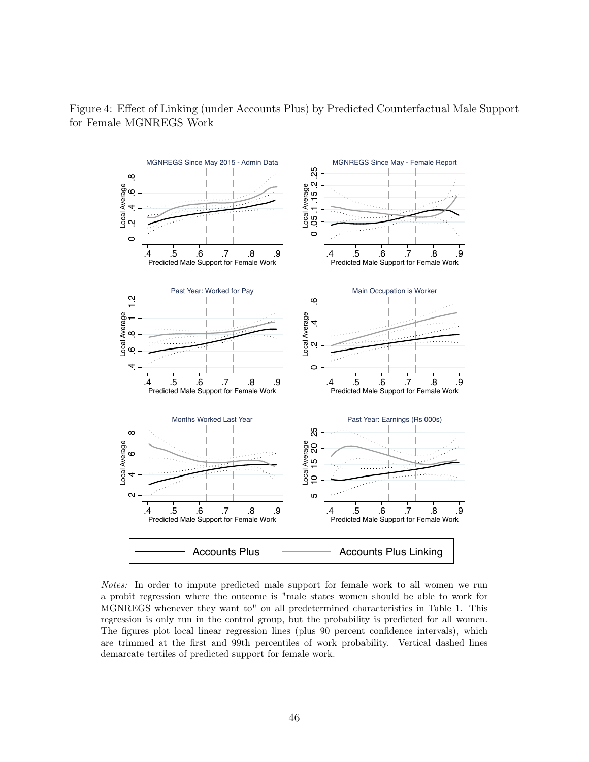Figure 4: Effect of Linking (under Accounts Plus) by Predicted Counterfactual Male Support for Female MGNREGS Work

*Notes:* In order to impute predicted male support for female work to all women we run a probit regression where the outcome is "male states women should be able to work for MGNREGS whenever they want to" on all predetermined characteristics in Table 1. This regression is only run in the control group, but the probability is predicted for all women. The figures plot local linear regression lines (plus 90 percent confidence intervals), which are trimmed at the first and 99th percentiles of work probability. Vertical dashed lines demarcate tertiles of predicted support for female work.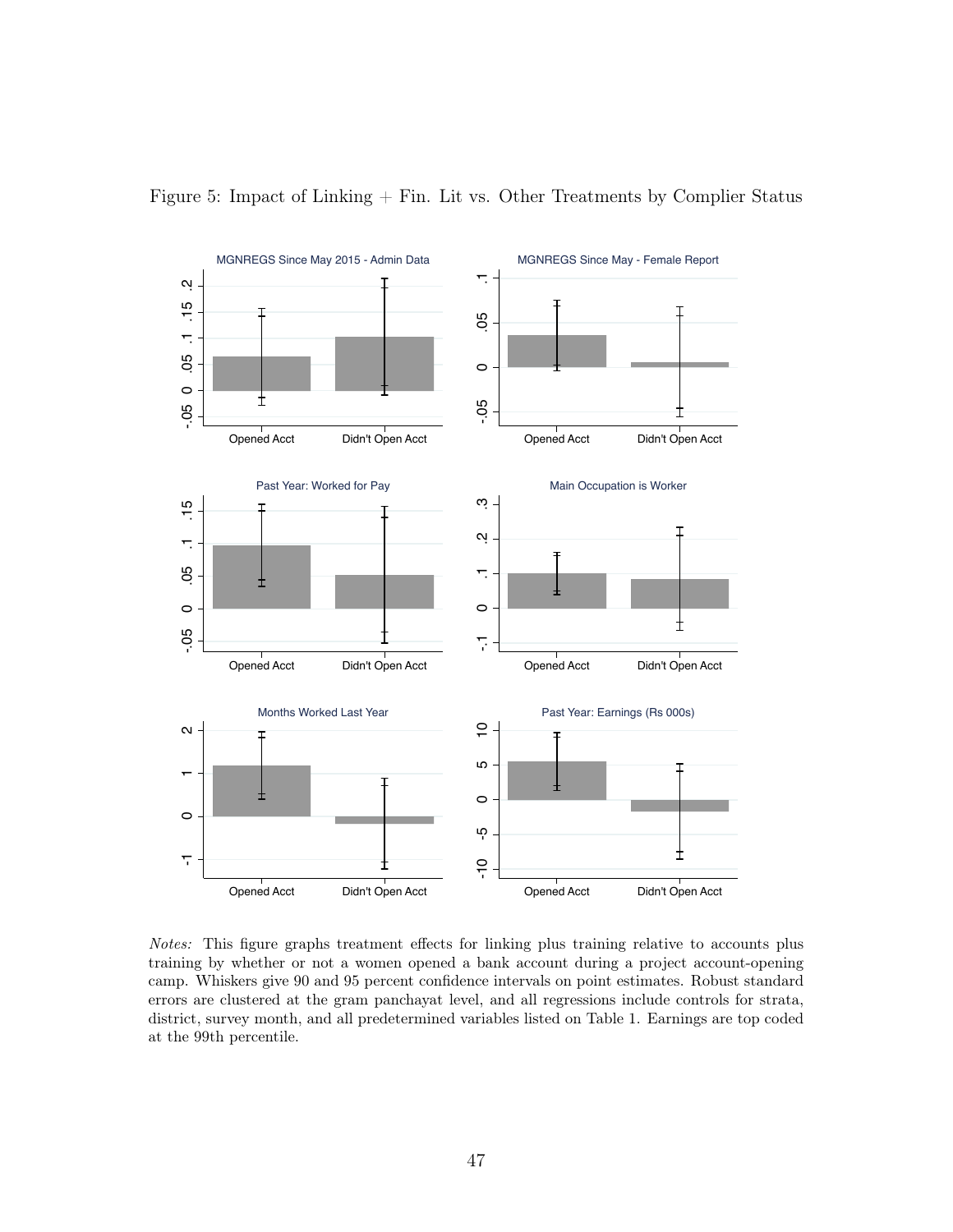Figure 5: Impact of Linking + Fin. Lit vs. Other Treatments by Complier Status

*Notes:* This figure graphs treatment effects for linking plus training relative to accounts plus training by whether or not a women opened a bank account during a project account-opening camp. Whiskers give 90 and 95 percent confidence intervals on point estimates. Robust standard errors are clustered at the gram panchayat level, and all regressions include controls for strata, district, survey month, and all predetermined variables listed on Table 1. Earnings are top coded at the 99th percentile.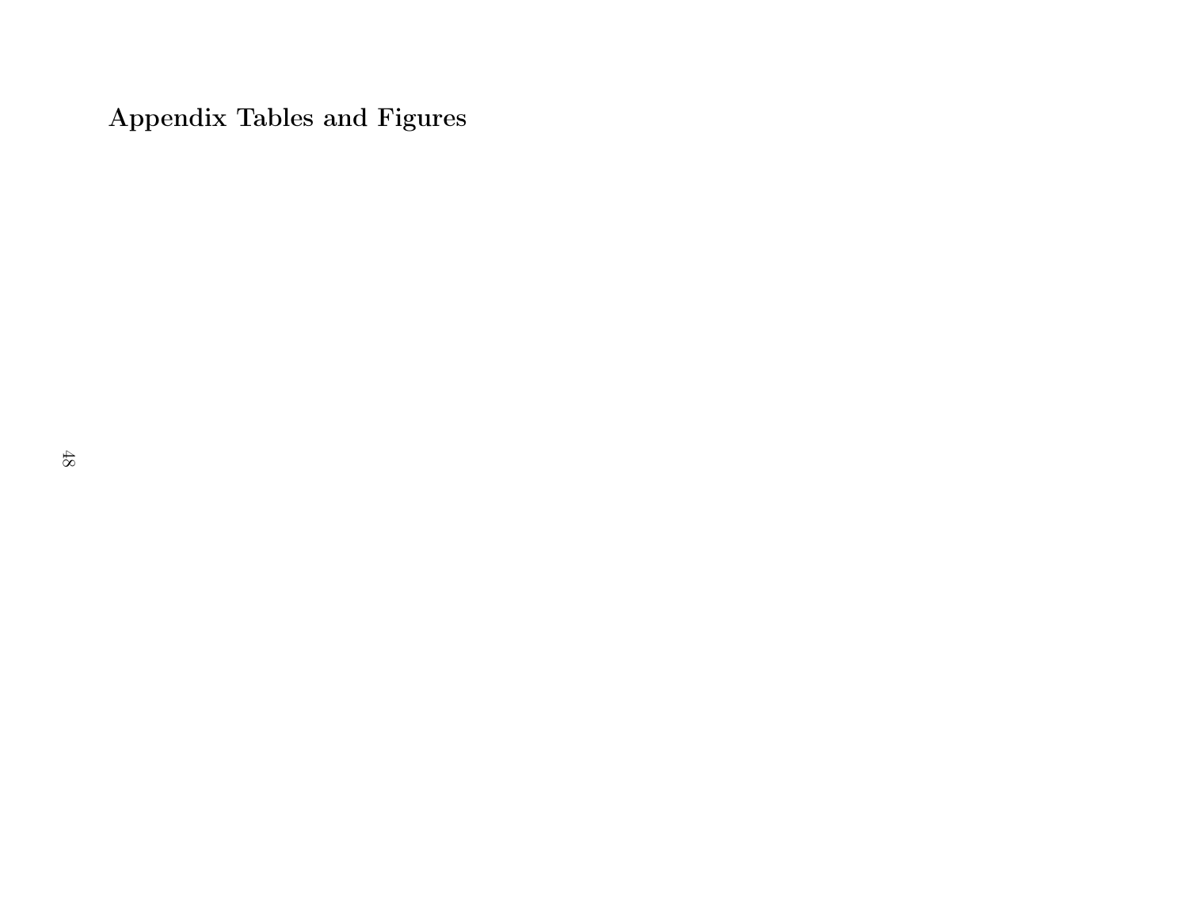## Appendix Tables and Figures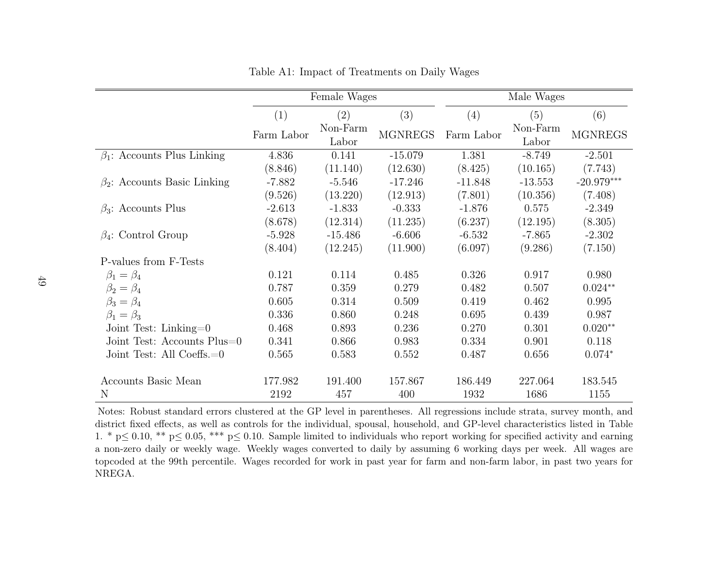Table A1: Impact of Treatments on Daily Wages

| | Female Wages | | | Male Wages | | |
|---|---|---|---|---|---|---|
| | (1) | (2) | (3) | (4) | (5) | (6) |
| | Farm Labor | Non-Farm Labor | MGNREGS | Farm Labor | Non-Farm Labor | MGNREGS |
| $\beta_1$: Accounts Plus Linking | 4.836 | 0.141 | -15.079 | 1.381 | -8.749 | -2.501 |
| | (8.846) | (11.140) | (12.630) | (8.425) | (10.165) | (7.743) |
| $\beta_2$: Accounts Basic Linking | -7.882 | -5.546 | -17.246 | -11.848 | -13.553 | -20.979*** |
| | (9.526) | (13.220) | (12.913) | (7.801) | (10.356) | (7.408) |
| $\beta_3$: Accounts Plus | -2.613 | -1.833 | -0.333 | -1.876 | 0.575 | -2.349 |
| | (8.678) | (12.314) | (11.235) | (6.237) | (12.195) | (8.305) |
| $\beta_4$: Control Group | -5.928 | -15.486 | -6.606 | -6.532 | -7.865 | -2.302 |
| | (8.404) | (12.245) | (11.900) | (6.097) | (9.286) | (7.150) |
| P-values from F-Tests | | | | | | |
| $\beta_1 = \beta_4$ | 0.121 | 0.114 | 0.485 | 0.326 | 0.917 | 0.980 |
| $\beta_2 = \beta_4$ | 0.787 | 0.359 | 0.279 | 0.482 | 0.507 | 0.024** |
| $\beta_3 = \beta_4$ | 0.605 | 0.314 | 0.509 | 0.419 | 0.462 | 0.995 |
| $\beta_1 = \beta_3$ | 0.336 | 0.860 | 0.248 | 0.695 | 0.439 | 0.987 |
| Joint Test: Linking=0 | 0.468 | 0.893 | 0.236 | 0.270 | 0.301 | 0.020** |
| Joint Test: Accounts Plus=0 | 0.341 | 0.866 | 0.983 | 0.334 | 0.901 | 0.118 |
| Joint Test: All Coeffs.=0 | 0.565 | 0.583 | 0.552 | 0.487 | 0.656 | 0.074* |
| | | | | | | |
| Accounts Basic Mean | 177.982 | 191.400 | 157.867 | 186.449 | 227.064 | 183.545 |
| N | 2192 | 457 | 400 | 1932 | 1686 | 1155 |

Notes: Robust standard errors clustered at the GP level in parentheses. All regressions include strata, survey month, and district fixed effects, as well as controls for the individual, spousal, household, and GP-level characteristics listed in Table 1. * p≤ 0.10, ** p≤ 0.05, *** p≤ 0.10. Sample limited to individuals who report working for specified activity and earning a non-zero daily or weekly wage. Weekly wages converted to daily by assuming 6 working days per week. All wages are topcoded at the 99th percentile. Wages recorded for work in past year for farm and non-farm labor, in past two years for NREGA.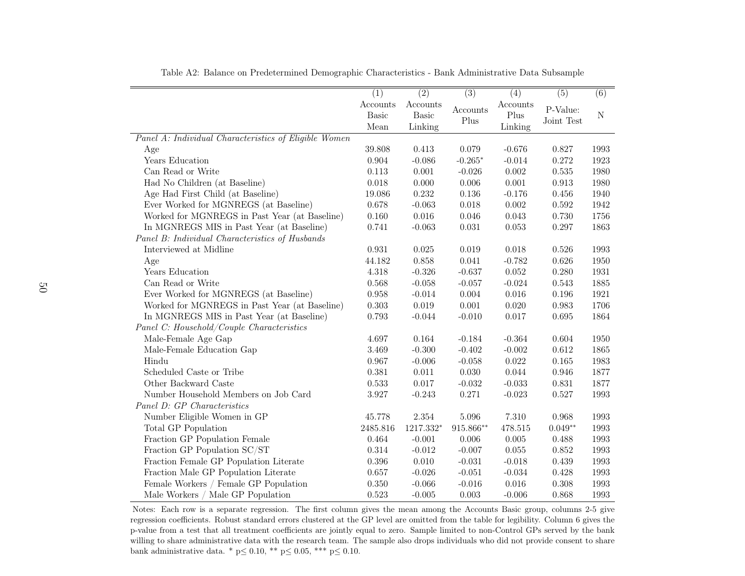Table A2: Balance on Predetermined Demographic Characteristics - Bank Administrative Data Subsample

| | (1) Accounts Basic Mean | (2) Accounts Basic Linking | (3) Accounts Plus | (4) Accounts Plus Linking | (5) P-Value: Joint Test | (6) N |
|---|---|---|---|---|---|---|
| *Panel A: Individual Characteristics of Eligible Women* | | | | | | |
| Age | 39.808 | 0.413 | 0.079 | -0.676 | 0.827 | 1993 |
| Years Education | 0.904 | -0.086 | -0.265* | -0.014 | 0.272 | 1923 |
| Can Read or Write | 0.113 | 0.001 | -0.026 | 0.002 | 0.535 | 1980 |
| Had No Children (at Baseline) | 0.018 | 0.000 | 0.006 | 0.001 | 0.913 | 1980 |
| Age Had First Child (at Baseline) | 19.086 | 0.232 | 0.136 | -0.176 | 0.456 | 1940 |
| Ever Worked for MGNREGS (at Baseline) | 0.678 | -0.063 | 0.018 | 0.002 | 0.592 | 1942 |
| Worked for MGNREGS in Past Year (at Baseline) | 0.160 | 0.016 | 0.046 | 0.043 | 0.730 | 1756 |
| In MGNREGS MIS in Past Year (at Baseline) | 0.741 | -0.063 | 0.031 | 0.053 | 0.297 | 1863 |
| *Panel B: Individual Characteristics of Husbands* | | | | | | |
| Interviewed at Midline | 0.931 | 0.025 | 0.019 | 0.018 | 0.526 | 1993 |
| Age | 44.182 | 0.858 | 0.041 | -0.782 | 0.626 | 1950 |
| Years Education | 4.318 | -0.326 | -0.637 | 0.052 | 0.280 | 1931 |
| Can Read or Write | 0.568 | -0.058 | -0.057 | -0.024 | 0.543 | 1885 |
| Ever Worked for MGNREGS (at Baseline) | 0.958 | -0.014 | 0.004 | 0.016 | 0.196 | 1921 |
| Worked for MGNREGS in Past Year (at Baseline) | 0.303 | 0.019 | 0.001 | 0.020 | 0.983 | 1706 |
| In MGNREGS MIS in Past Year (at Baseline) | 0.793 | -0.044 | -0.010 | 0.017 | 0.695 | 1864 |
| *Panel C: Household/Couple Characteristics* | | | | | | |
| Male-Female Age Gap | 4.697 | 0.164 | -0.184 | -0.364 | 0.604 | 1950 |
| Male-Female Education Gap | 3.469 | -0.300 | -0.402 | -0.002 | 0.612 | 1865 |
| Hindu | 0.967 | -0.006 | -0.058 | 0.022 | 0.165 | 1983 |
| Scheduled Caste or Tribe | 0.381 | 0.011 | 0.030 | 0.044 | 0.946 | 1877 |
| Other Backward Caste | 0.533 | 0.017 | -0.032 | -0.033 | 0.831 | 1877 |
| Number Household Members on Job Card | 3.927 | -0.243 | 0.271 | -0.023 | 0.527 | 1993 |
| *Panel D: GP Characteristics* | | | | | | |
| Number Eligible Women in GP | 45.778 | 2.354 | 5.096 | 7.310 | 0.968 | 1993 |
| Total GP Population | 2485.816 | 1217.332* | 915.866** | 478.515 | 0.049** | 1993 |
| Fraction GP Population Female | 0.464 | -0.001 | 0.006 | 0.005 | 0.488 | 1993 |
| Fraction GP Population SC/ST | 0.314 | -0.012 | -0.007 | 0.055 | 0.852 | 1993 |
| Fraction Female GP Population Literate | 0.396 | 0.010 | -0.031 | -0.018 | 0.439 | 1993 |
| Fraction Male GP Population Literate | 0.657 | -0.026 | -0.051 | -0.034 | 0.428 | 1993 |
| Female Workers / Female GP Population | 0.350 | -0.066 | -0.016 | 0.016 | 0.308 | 1993 |
| Male Workers / Male GP Population | 0.523 | -0.005 | 0.003 | -0.006 | 0.868 | 1993 |

Notes: Each row is a separate regression. The first column gives the mean among the Accounts Basic group, columns 2-5 give regression coefficients. Robust standard errors clustered at the GP level are omitted from the table for legibility. Column 6 gives the p-value from a test that all treatment coefficients are jointly equal to zero. Sample limited to non-Control GPs served by the bank willing to share administrative data with the research team. The sample also drops individuals who did not provide consent to share bank administrative data. * p≤ 0.10, ** p≤ 0.05, *** p≤ 0.10.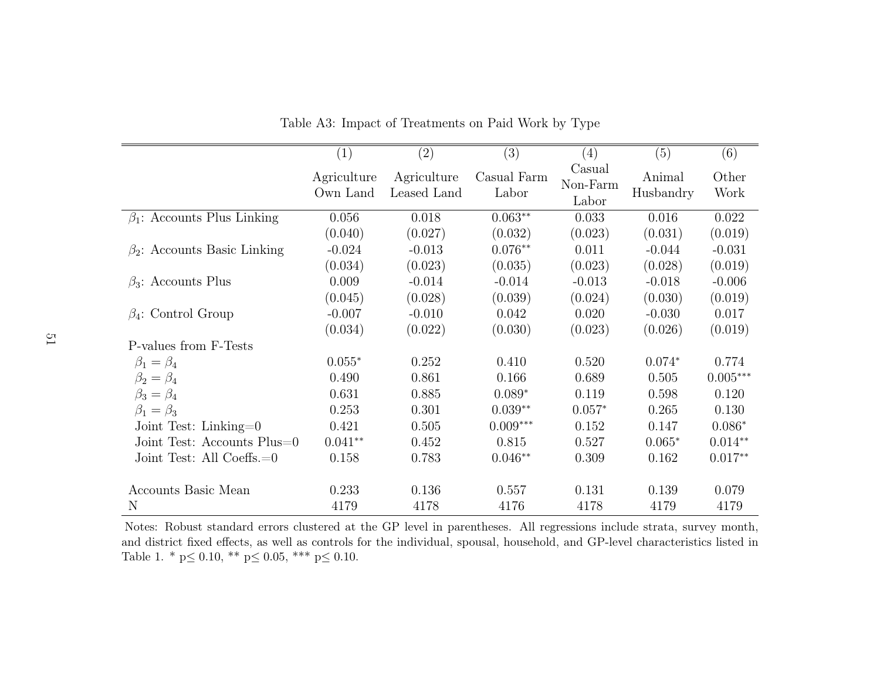Table A3: Impact of Treatments on Paid Work by Type

| | (1) | (2) | (3) | (4) | (5) | (6) |
|---|---|---|---|---|---|---|
| | Agriculture Own Land | Agriculture Leased Land | Casual Farm Labor | Casual Non-Farm Labor | Animal Husbandry | Other Work |
| $\beta_1$: Accounts Plus Linking | 0.056 | 0.018 | 0.063** | 0.033 | 0.016 | 0.022 |
| | (0.040) | (0.027) | (0.032) | (0.023) | (0.031) | (0.019) |
| $\beta_2$: Accounts Basic Linking | -0.024 | -0.013 | 0.076** | 0.011 | -0.044 | -0.031 |
| | (0.034) | (0.023) | (0.035) | (0.023) | (0.028) | (0.019) |
| $\beta_3$: Accounts Plus | 0.009 | -0.014 | -0.014 | -0.013 | -0.018 | -0.006 |
| | (0.045) | (0.028) | (0.039) | (0.024) | (0.030) | (0.019) |
| $\beta_4$: Control Group | -0.007 | -0.010 | 0.042 | 0.020 | -0.030 | 0.017 |
| | (0.034) | (0.022) | (0.030) | (0.023) | (0.026) | (0.019) |
| P-values from F-Tests | | | | | | |
| $\beta_1 = \beta_4$ | 0.055* | 0.252 | 0.410 | 0.520 | 0.074* | 0.774 |
| $\beta_2 = \beta_4$ | 0.490 | 0.861 | 0.166 | 0.689 | 0.505 | 0.005*** |
| $\beta_3 = \beta_4$ | 0.631 | 0.885 | 0.089* | 0.119 | 0.598 | 0.120 |
| $\beta_1 = \beta_3$ | 0.253 | 0.301 | 0.039** | 0.057* | 0.265 | 0.130 |
| Joint Test: Linking=0 | 0.421 | 0.505 | 0.009*** | 0.152 | 0.147 | 0.086* |
| Joint Test: Accounts Plus=0 | 0.041** | 0.452 | 0.815 | 0.527 | 0.065* | 0.014** |
| Joint Test: All Coeffs.=0 | 0.158 | 0.783 | 0.046** | 0.309 | 0.162 | 0.017** |
| | | | | | | |
| Accounts Basic Mean | 0.233 | 0.136 | 0.557 | 0.131 | 0.139 | 0.079 |
| N | 4179 | 4178 | 4176 | 4178 | 4179 | 4179 |

Notes: Robust standard errors clustered at the GP level in parentheses. All regressions include strata, survey month, and district fixed effects, as well as controls for the individual, spousal, household, and GP-level characteristics listed in Table 1. * p≤ 0.10, ** p≤ 0.05, *** p≤ 0.10.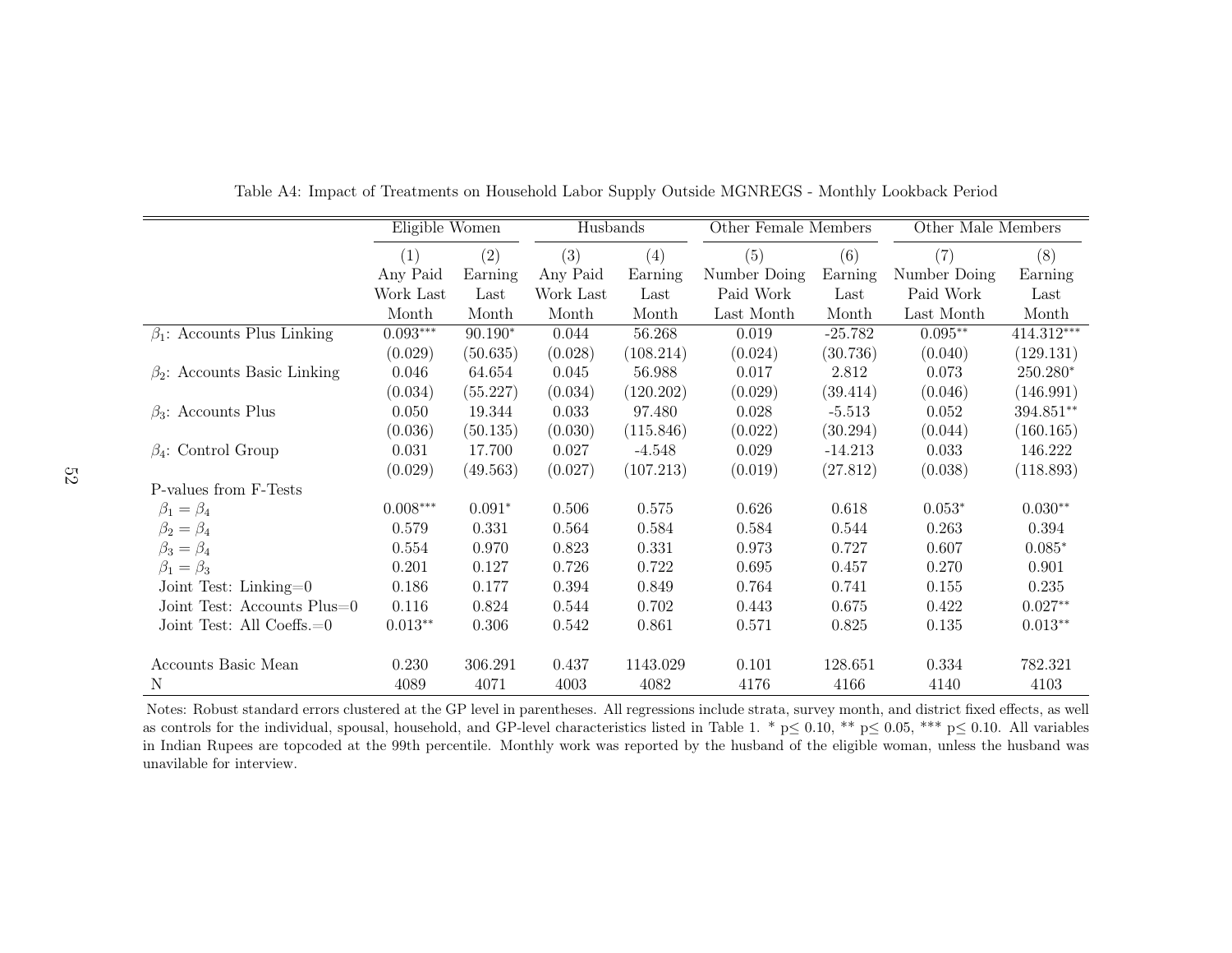Table A4: Impact of Treatments on Household Labor Supply Outside MGNREGS - Monthly Lookback Period

| | Eligible Women | | Husbands | | Other Female Members | | Other Male Members | |
|---|---|---|---|---|---|---|---|---|
| | (1) Any Paid Work Last Month | (2) Earning Last Month | (3) Any Paid Work Last Month | (4) Earning Last Month | (5) Number Doing Paid Work Last Month | (6) Earning Last Month | (7) Number Doing Paid Work Last Month | (8) Earning Last Month |
| $\beta_1$: Accounts Plus Linking | 0.093*** | 90.190* | 0.044 | 56.268 | 0.019 | -25.782 | 0.095** | 414.312*** |
| | (0.029) | (50.635) | (0.028) | (108.214) | (0.024) | (30.736) | (0.040) | (129.131) |
| $\beta_2$: Accounts Basic Linking | 0.046 | 64.654 | 0.045 | 56.988 | 0.017 | 2.812 | 0.073 | 250.280* |
| | (0.034) | (55.227) | (0.034) | (120.202) | (0.029) | (39.414) | (0.046) | (146.991) |
| $\beta_3$: Accounts Plus | 0.050 | 19.344 | 0.033 | 97.480 | 0.028 | -5.513 | 0.052 | 394.851** |
| | (0.036) | (50.135) | (0.030) | (115.846) | (0.022) | (30.294) | (0.044) | (160.165) |
| $\beta_4$: Control Group | 0.031 | 17.700 | 0.027 | -4.548 | 0.029 | -14.213 | 0.033 | 146.222 |
| | (0.029) | (49.563) | (0.027) | (107.213) | (0.019) | (27.812) | (0.038) | (118.893) |
| P-values from F-Tests | | | | | | | | |
| $\beta_1 = \beta_4$ | 0.008*** | 0.091* | 0.506 | 0.575 | 0.626 | 0.618 | 0.053* | 0.030** |
| $\beta_2 = \beta_4$ | 0.579 | 0.331 | 0.564 | 0.584 | 0.584 | 0.544 | 0.263 | 0.394 |
| $\beta_3 = \beta_4$ | 0.554 | 0.970 | 0.823 | 0.331 | 0.973 | 0.727 | 0.607 | 0.085* |
| $\beta_1 = \beta_3$ | 0.201 | 0.127 | 0.726 | 0.722 | 0.695 | 0.457 | 0.270 | 0.901 |
| Joint Test: Linking=0 | 0.186 | 0.177 | 0.394 | 0.849 | 0.764 | 0.741 | 0.155 | 0.235 |
| Joint Test: Accounts Plus=0 | 0.116 | 0.824 | 0.544 | 0.702 | 0.443 | 0.675 | 0.422 | 0.027** |
| Joint Test: All Coeffs.=0 | 0.013** | 0.306 | 0.542 | 0.861 | 0.571 | 0.825 | 0.135 | 0.013** |
| Accounts Basic Mean | 0.230 | 306.291 | 0.437 | 1143.029 | 0.101 | 128.651 | 0.334 | 782.321 |
| N | 4089 | 4071 | 4003 | 4082 | 4176 | 4166 | 4140 | 4103 |

Notes: Robust standard errors clustered at the GP level in parentheses. All regressions include strata, survey month, and district fixed effects, as well as controls for the individual, spousal, household, and GP-level characteristics listed in Table 1. * p≤ 0.10, ** p≤ 0.05, *** p≤ 0.10. All variables in Indian Rupees are topcoded at the 99th percentile. Monthly work was reported by the husband of the eligible woman, unless the husband was unavilable for interview.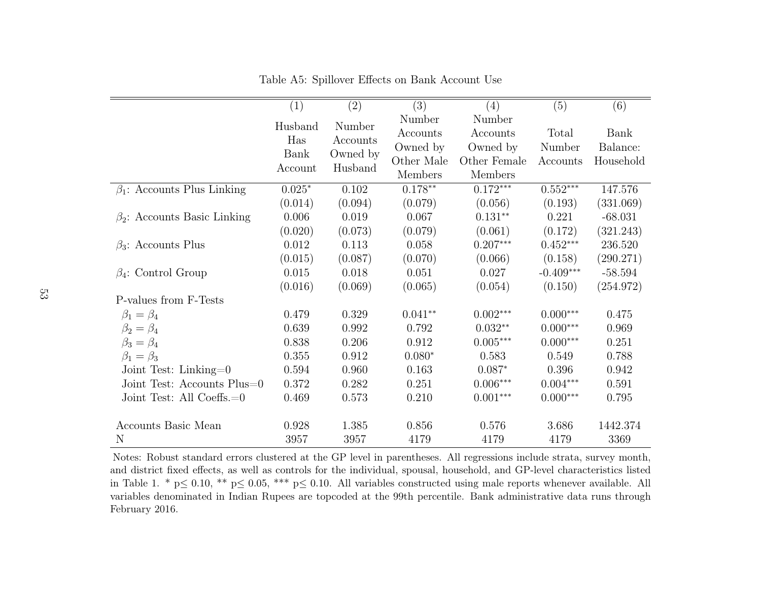Table A5: Spillover Effects on Bank Account Use

| | (1) | (2) | (3) | (4) | (5) | (6) |
|---|---|---|---|---|---|---|
| | Husband Has Bank Account | Number Accounts Owned by Husband | Number Accounts Owned by Other Male Members | Number Accounts Owned by Other Female Members | Total Number Accounts | Bank Balance: Household |
| $\beta_1$: Accounts Plus Linking | 0.025* | 0.102 | 0.178** | 0.172*** | 0.552*** | 147.576 |
| | (0.014) | (0.094) | (0.079) | (0.056) | (0.193) | (331.069) |
| $\beta_2$: Accounts Basic Linking | 0.006 | 0.019 | 0.067 | 0.131** | 0.221 | -68.031 |
| | (0.020) | (0.073) | (0.079) | (0.061) | (0.172) | (321.243) |
| $\beta_3$: Accounts Plus | 0.012 | 0.113 | 0.058 | 0.207*** | 0.452*** | 236.520 |
| | (0.015) | (0.087) | (0.070) | (0.066) | (0.158) | (290.271) |
| $\beta_4$: Control Group | 0.015 | 0.018 | 0.051 | 0.027 | -0.409*** | -58.594 |
| | (0.016) | (0.069) | (0.065) | (0.054) | (0.150) | (254.972) |
| P-values from F-Tests | | | | | | |
| $\beta_1 = \beta_4$ | 0.479 | 0.329 | 0.041** | 0.002*** | 0.000*** | 0.475 |
| $\beta_2 = \beta_4$ | 0.639 | 0.992 | 0.792 | 0.032** | 0.000*** | 0.969 |
| $\beta_3 = \beta_4$ | 0.838 | 0.206 | 0.912 | 0.005*** | 0.000*** | 0.251 |
| $\beta_1 = \beta_3$ | 0.355 | 0.912 | 0.080* | 0.583 | 0.549 | 0.788 |
| Joint Test: Linking=0 | 0.594 | 0.960 | 0.163 | 0.087* | 0.396 | 0.942 |
| Joint Test: Accounts Plus=0 | 0.372 | 0.282 | 0.251 | 0.006*** | 0.004*** | 0.591 |
| Joint Test: All Coeffs.=0 | 0.469 | 0.573 | 0.210 | 0.001*** | 0.000*** | 0.795 |
| Accounts Basic Mean | 0.928 | 1.385 | 0.856 | 0.576 | 3.686 | 1442.374 |
| N | 3957 | 3957 | 4179 | 4179 | 4179 | 3369 |

Notes: Robust standard errors clustered at the GP level in parentheses. All regressions include strata, survey month, and district fixed effects, as well as controls for the individual, spousal, household, and GP-level characteristics listed in Table 1. * p≤ 0.10, ** p≤ 0.05, *** p≤ 0.10. All variables constructed using male reports whenever available. All variables denominated in Indian Rupees are topcoded at the 99th percentile. Bank administrative data runs through February 2016.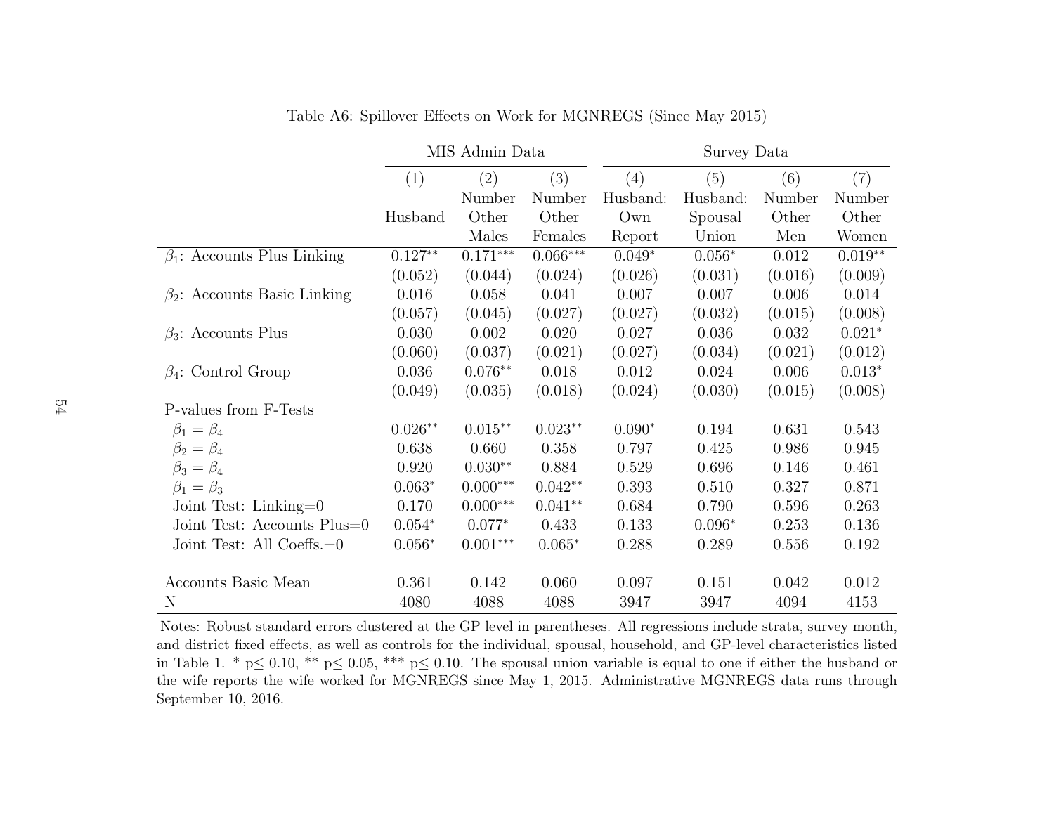Table A6: Spillover Effects on Work for MGNREGS (Since May 2015)

| | MIS Admin Data | | | Survey Data | | | |
|---|---|---|---|---|---|---|---|
| | (1) | (2) | (3) | (4) | (5) | (6) | (7) |
| | Husband | Number Other Males | Number Other Females | Husband: Own Report | Husband: Spousal Union | Number Other Men | Number Other Women |
| $\beta_1$: Accounts Plus Linking | 0.127** | 0.171*** | 0.066*** | 0.049* | 0.056* | 0.012 | 0.019** |
| | (0.052) | (0.044) | (0.024) | (0.026) | (0.031) | (0.016) | (0.009) |
| $\beta_2$: Accounts Basic Linking | 0.016 | 0.058 | 0.041 | 0.007 | 0.007 | 0.006 | 0.014 |
| | (0.057) | (0.045) | (0.027) | (0.027) | (0.032) | (0.015) | (0.008) |
| $\beta_3$: Accounts Plus | 0.030 | 0.002 | 0.020 | 0.027 | 0.036 | 0.032 | 0.021* |
| | (0.060) | (0.037) | (0.021) | (0.027) | (0.034) | (0.021) | (0.012) |
| $\beta_4$: Control Group | 0.036 | 0.076** | 0.018 | 0.012 | 0.024 | 0.006 | 0.013* |
| | (0.049) | (0.035) | (0.018) | (0.024) | (0.030) | (0.015) | (0.008) |
| P-values from F-Tests | | | | | | | |
| $\beta_1 = \beta_4$ | 0.026** | 0.015** | 0.023** | 0.090* | 0.194 | 0.631 | 0.543 |
| $\beta_2 = \beta_4$ | 0.638 | 0.660 | 0.358 | 0.797 | 0.425 | 0.986 | 0.945 |
| $\beta_3 = \beta_4$ | 0.920 | 0.030** | 0.884 | 0.529 | 0.696 | 0.146 | 0.461 |
| $\beta_1 = \beta_3$ | 0.063* | 0.000*** | 0.042** | 0.393 | 0.510 | 0.327 | 0.871 |
| Joint Test: Linking=0 | 0.170 | 0.000*** | 0.041** | 0.684 | 0.790 | 0.596 | 0.263 |
| Joint Test: Accounts Plus=0 | 0.054* | 0.077* | 0.433 | 0.133 | 0.096* | 0.253 | 0.136 |
| Joint Test: All Coeffs.=0 | 0.056* | 0.001*** | 0.065* | 0.288 | 0.289 | 0.556 | 0.192 |
| | | | | | | | |
| Accounts Basic Mean | 0.361 | 0.142 | 0.060 | 0.097 | 0.151 | 0.042 | 0.012 |
| N | 4080 | 4088 | 4088 | 3947 | 3947 | 4094 | 4153 |

Notes: Robust standard errors clustered at the GP level in parentheses. All regressions include strata, survey month, and district fixed effects, as well as controls for the individual, spousal, household, and GP-level characteristics listed in Table 1. * p≤ 0.10, ** p≤ 0.05, *** p≤ 0.10. The spousal union variable is equal to one if either the husband or the wife reports the wife worked for MGNREGS since May 1, 2015. Administrative MGNREGS data runs through September 10, 2016.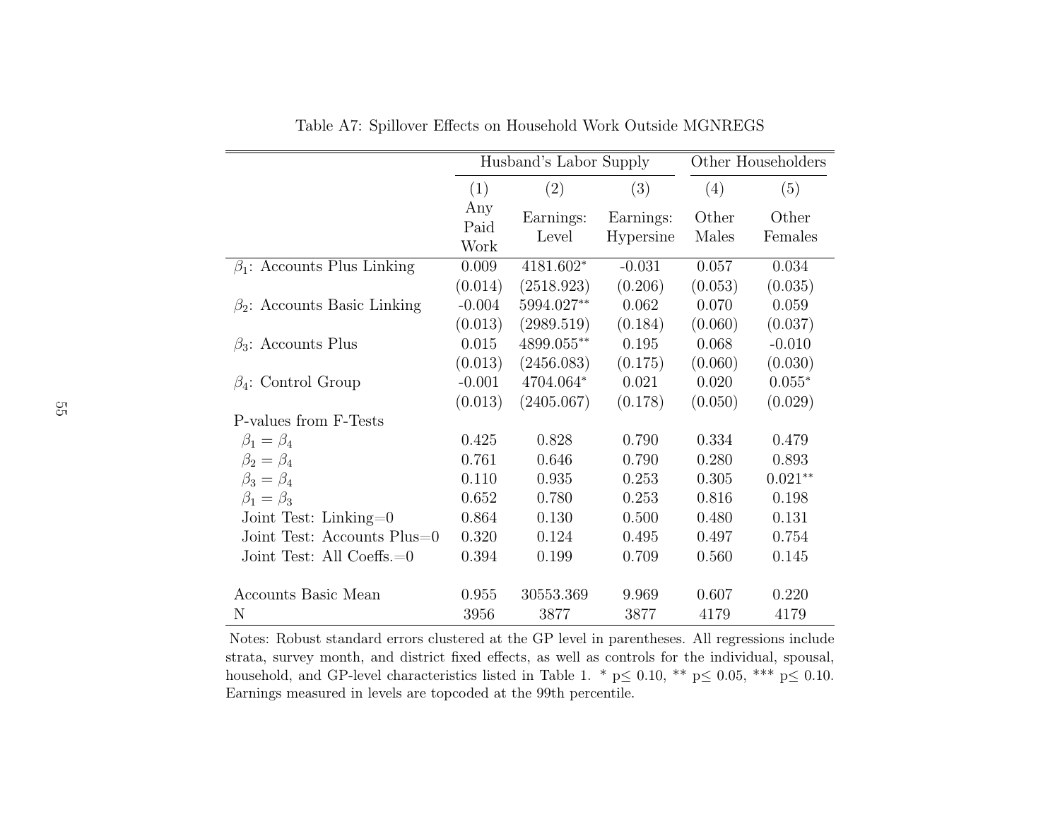Table A7: Spillover Effects on Household Work Outside MGNREGS

| | Husband's Labor Supply | | | Other Householders | |
|---|---|---|---|---|---|
| | (1) | (2) | (3) | (4) | (5) |
| | Any Paid Work | Earnings: Level | Earnings: Hypersine | Other Males | Other Females |
| $\beta_1$: Accounts Plus Linking | 0.009 | 4181.602* | -0.031 | 0.057 | 0.034 |
| | (0.014) | (2518.923) | (0.206) | (0.053) | (0.035) |
| $\beta_2$: Accounts Basic Linking | -0.004 | 5994.027** | 0.062 | 0.070 | 0.059 |
| | (0.013) | (2989.519) | (0.184) | (0.060) | (0.037) |
| $\beta_3$: Accounts Plus | 0.015 | 4899.055** | 0.195 | 0.068 | -0.010 |
| | (0.013) | (2456.083) | (0.175) | (0.060) | (0.030) |
| $\beta_4$: Control Group | -0.001 | 4704.064* | 0.021 | 0.020 | 0.055* |
| | (0.013) | (2405.067) | (0.178) | (0.050) | (0.029) |
| P-values from F-Tests | | | | | |
| $\beta_1 = \beta_4$ | 0.425 | 0.828 | 0.790 | 0.334 | 0.479 |
| $\beta_2 = \beta_4$ | 0.761 | 0.646 | 0.790 | 0.280 | 0.893 |
| $\beta_3 = \beta_4$ | 0.110 | 0.935 | 0.253 | 0.305 | 0.021** |
| $\beta_1 = \beta_3$ | 0.652 | 0.780 | 0.253 | 0.816 | 0.198 |
| Joint Test: Linking=0 | 0.864 | 0.130 | 0.500 | 0.480 | 0.131 |
| Joint Test: Accounts Plus=0 | 0.320 | 0.124 | 0.495 | 0.497 | 0.754 |
| Joint Test: All Coeffs.=0 | 0.394 | 0.199 | 0.709 | 0.560 | 0.145 |
| | | | | | |
| Accounts Basic Mean | 0.955 | 30553.369 | 9.969 | 0.607 | 0.220 |
| N | 3956 | 3877 | 3877 | 4179 | 4179 |

Notes: Robust standard errors clustered at the GP level in parentheses. All regressions include strata, survey month, and district fixed effects, as well as controls for the individual, spousal, household, and GP-level characteristics listed in Table 1. * p≤ 0.10, ** p≤ 0.05, *** p≤ 0.10. Earnings measured in levels are topcoded at the 99th percentile.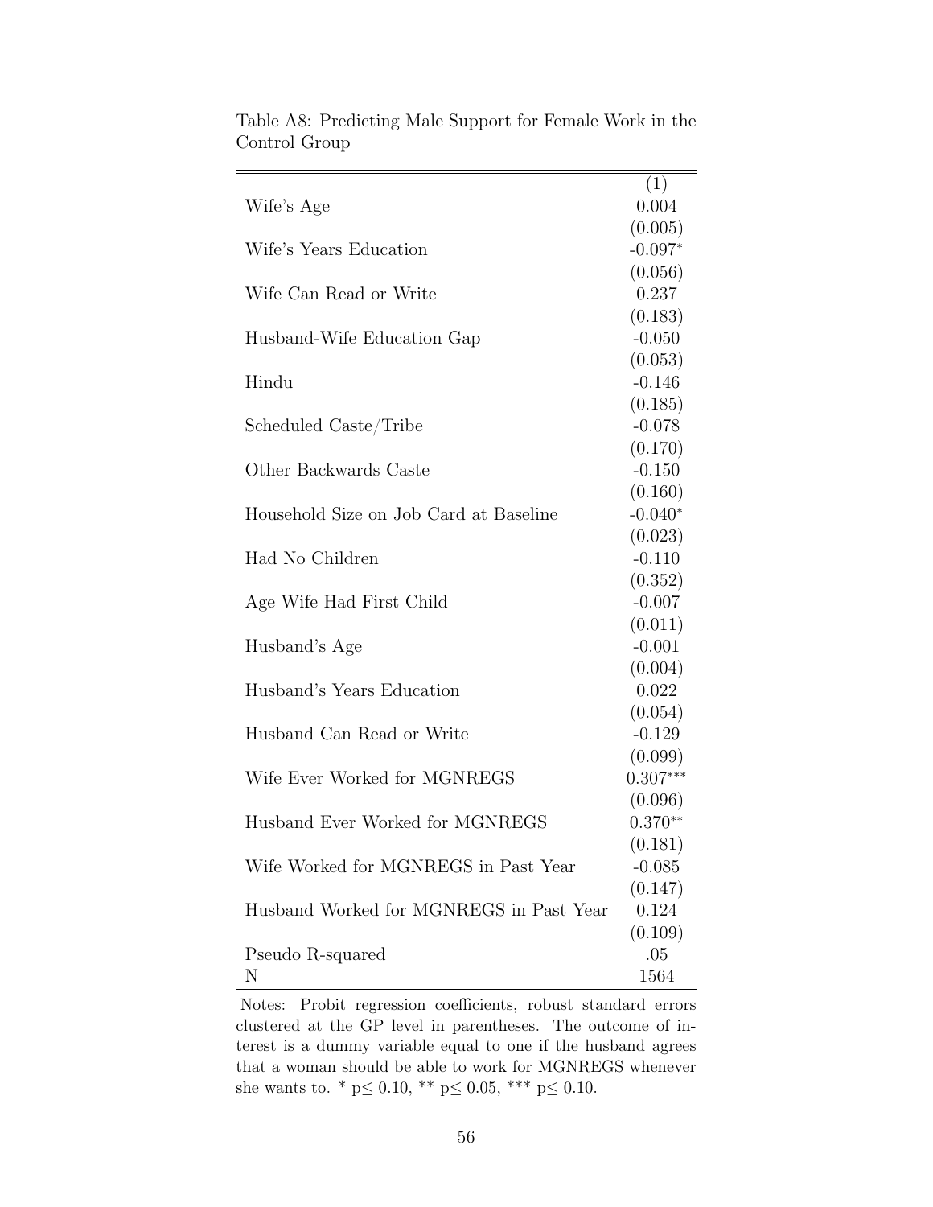Table A8: Predicting Male Support for Female Work in the Control Group

| | (1) |
|---|---|
| Wife's Age | 0.004 |
| | (0.005) |
| Wife's Years Education | -0.097* |
| | (0.056) |
| Wife Can Read or Write | 0.237 |
| | (0.183) |
| Husband-Wife Education Gap | -0.050 |
| | (0.053) |
| Hindu | -0.146 |
| | (0.185) |
| Scheduled Caste/Tribe | -0.078 |
| | (0.170) |
| Other Backwards Caste | -0.150 |
| | (0.160) |
| Household Size on Job Card at Baseline | -0.040* |
| | (0.023) |
| Had No Children | -0.110 |
| | (0.352) |
| Age Wife Had First Child | -0.007 |
| | (0.011) |
| Husband's Age | -0.001 |
| | (0.004) |
| Husband's Years Education | 0.022 |
| | (0.054) |
| Husband Can Read or Write | -0.129 |
| | (0.099) |
| Wife Ever Worked for MGNREGS | 0.307*** |
| | (0.096) |
| Husband Ever Worked for MGNREGS | 0.370** |
| | (0.181) |
| Wife Worked for MGNREGS in Past Year | -0.085 |
| | (0.147) |
| Husband Worked for MGNREGS in Past Year | 0.124 |
| | (0.109) |
| Pseudo R-squared | .05 |
| N | 1564 |

Notes: Probit regression coefficients, robust standard errors clustered at the GP level in parentheses. The outcome of interest is a dummy variable equal to one if the husband agrees that a woman should be able to work for MGNREGS whenever she wants to. * $p \leq 0.10$, ** $p \leq 0.05$, *** $p \leq 0.10$.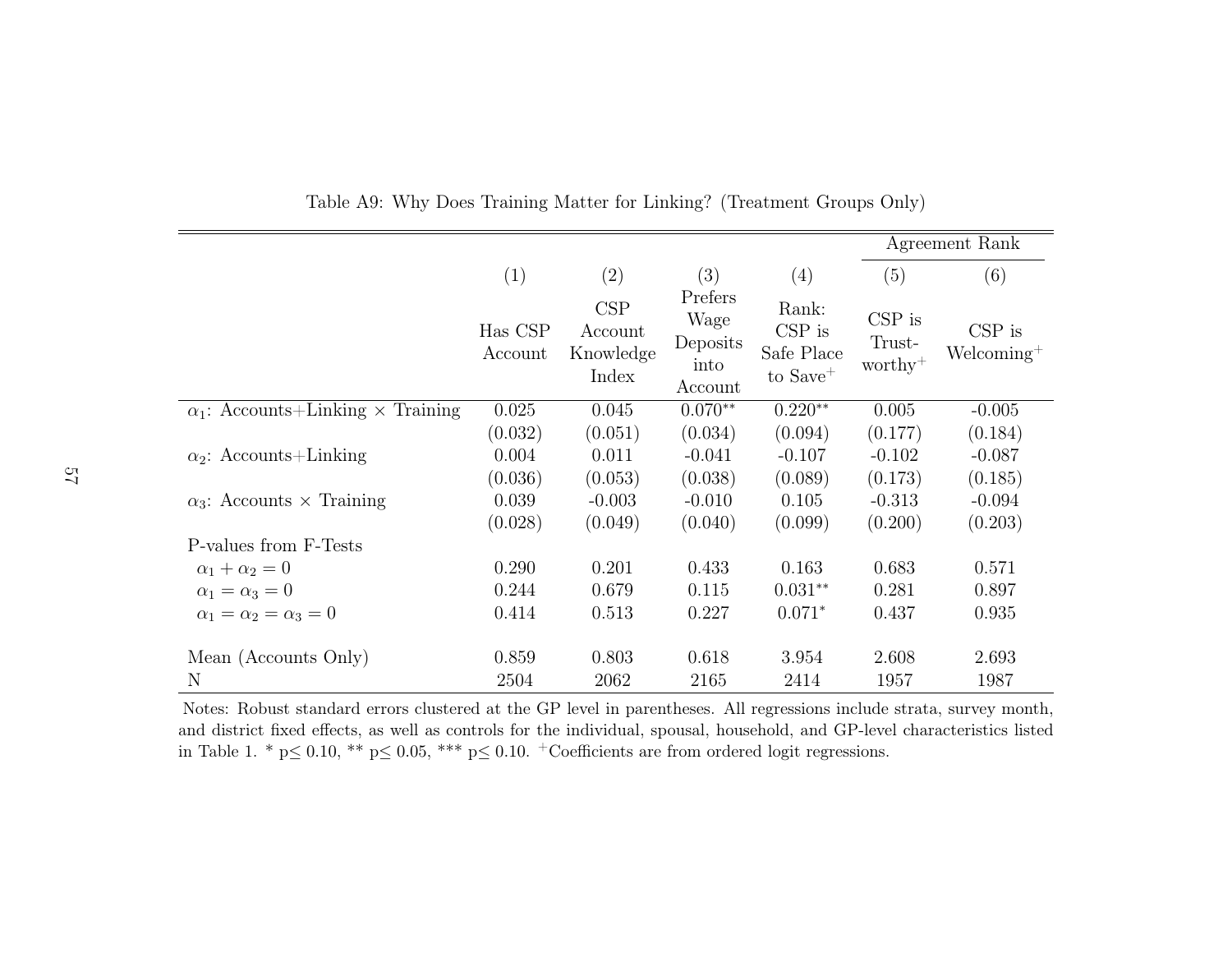Table A9: Why Does Training Matter for Linking? (Treatment Groups Only)

| | (1) | (2) | (3) | (4) | (5) | (6) |
|---|---|---|---|---|---|---|
| | | | | | Agreement Rank | |
| | Has CSP Account | CSP Account Knowledge Index | Prefers Wage Deposits into Account | Rank: CSP is Safe Place to Save$^{+}$ | CSP is Trust-worthy$^{+}$ | CSP is Welcoming$^{+}$ |
| $\alpha_1$: Accounts+Linking × Training | 0.025 | 0.045 | 0.070** | 0.220** | 0.005 | -0.005 |
| | (0.032) | (0.051) | (0.034) | (0.094) | (0.177) | (0.184) |
| $\alpha_2$: Accounts+Linking | 0.004 | 0.011 | -0.041 | -0.107 | -0.102 | -0.087 |
| | (0.036) | (0.053) | (0.038) | (0.089) | (0.173) | (0.185) |
| $\alpha_3$: Accounts × Training | 0.039 | -0.003 | -0.010 | 0.105 | -0.313 | -0.094 |
| | (0.028) | (0.049) | (0.040) | (0.099) | (0.200) | (0.203) |
| P-values from F-Tests | | | | | | |
| $\alpha_1 + \alpha_2 = 0$ | 0.290 | 0.201 | 0.433 | 0.163 | 0.683 | 0.571 |
| $\alpha_1 = \alpha_3 = 0$ | 0.244 | 0.679 | 0.115 | 0.031** | 0.281 | 0.897 |
| $\alpha_1 = \alpha_2 = \alpha_3 = 0$ | 0.414 | 0.513 | 0.227 | 0.071* | 0.437 | 0.935 |
| Mean (Accounts Only) | 0.859 | 0.803 | 0.618 | 3.954 | 2.608 | 2.693 |
| N | 2504 | 2062 | 2165 | 2414 | 1957 | 1987 |

Notes: Robust standard errors clustered at the GP level in parentheses. All regressions include strata, survey month, and district fixed effects, as well as controls for the individual, spousal, household, and GP-level characteristics listed in Table 1. * p≤ 0.10, ** p≤ 0.05, *** p≤ 0.10. $^{+}$Coefficients are from ordered logit regressions.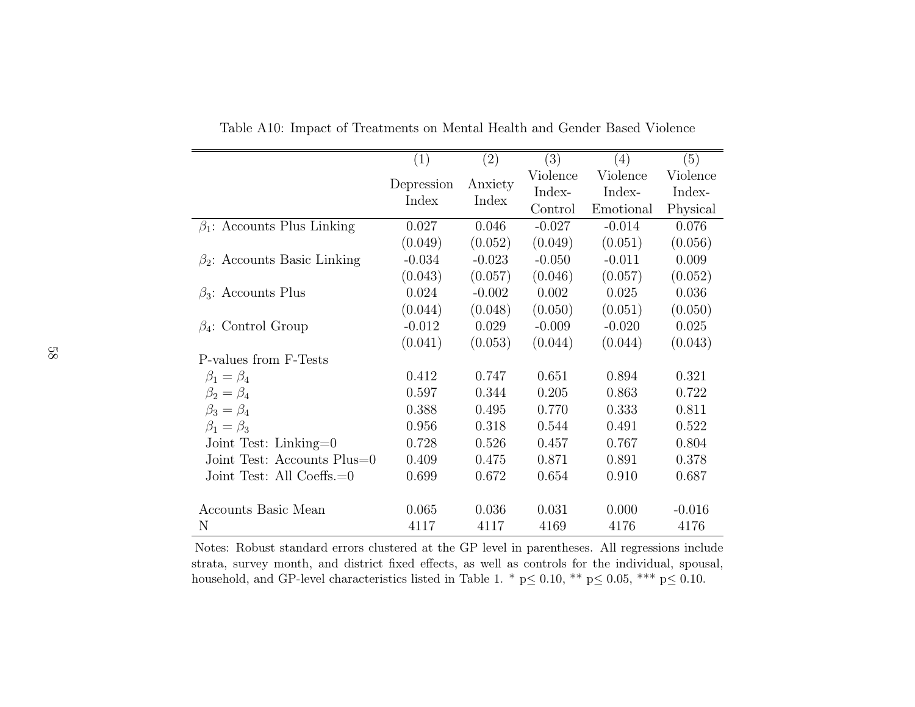Table A10: Impact of Treatments on Mental Health and Gender Based Violence

| | (1) Depression Index | (2) Anxiety Index | (3) Violence Index-Control | (4) Violence Index-Emotional | (5) Violence Index-Physical |
|---|---|---|---|---|---|
| $\beta_1$: Accounts Plus Linking | 0.027 | 0.046 | -0.027 | -0.014 | 0.076 |
| | (0.049) | (0.052) | (0.049) | (0.051) | (0.056) |
| $\beta_2$: Accounts Basic Linking | -0.034 | -0.023 | -0.050 | -0.011 | 0.009 |
| | (0.043) | (0.057) | (0.046) | (0.057) | (0.052) |
| $\beta_3$: Accounts Plus | 0.024 | -0.002 | 0.002 | 0.025 | 0.036 |
| | (0.044) | (0.048) | (0.050) | (0.051) | (0.050) |
| $\beta_4$: Control Group | -0.012 | 0.029 | -0.009 | -0.020 | 0.025 |
| | (0.041) | (0.053) | (0.044) | (0.044) | (0.043) |
| P-values from F-Tests | | | | | |
| $\beta_1 = \beta_4$ | 0.412 | 0.747 | 0.651 | 0.894 | 0.321 |
| $\beta_2 = \beta_4$ | 0.597 | 0.344 | 0.205 | 0.863 | 0.722 |
| $\beta_3 = \beta_4$ | 0.388 | 0.495 | 0.770 | 0.333 | 0.811 |
| $\beta_1 = \beta_3$ | 0.956 | 0.318 | 0.544 | 0.491 | 0.522 |
| Joint Test: Linking=0 | 0.728 | 0.526 | 0.457 | 0.767 | 0.804 |
| Joint Test: Accounts Plus=0 | 0.409 | 0.475 | 0.871 | 0.891 | 0.378 |
| Joint Test: All Coeffs.=0 | 0.699 | 0.672 | 0.654 | 0.910 | 0.687 |
| | | | | | |
| Accounts Basic Mean | 0.065 | 0.036 | 0.031 | 0.000 | -0.016 |
| N | 4117 | 4117 | 4169 | 4176 | 4176 |

Notes: Robust standard errors clustered at the GP level in parentheses. All regressions include strata, survey month, and district fixed effects, as well as controls for the individual, spousal, household, and GP-level characteristics listed in Table 1. * p≤ 0.10, ** p≤ 0.05, *** p≤ 0.10.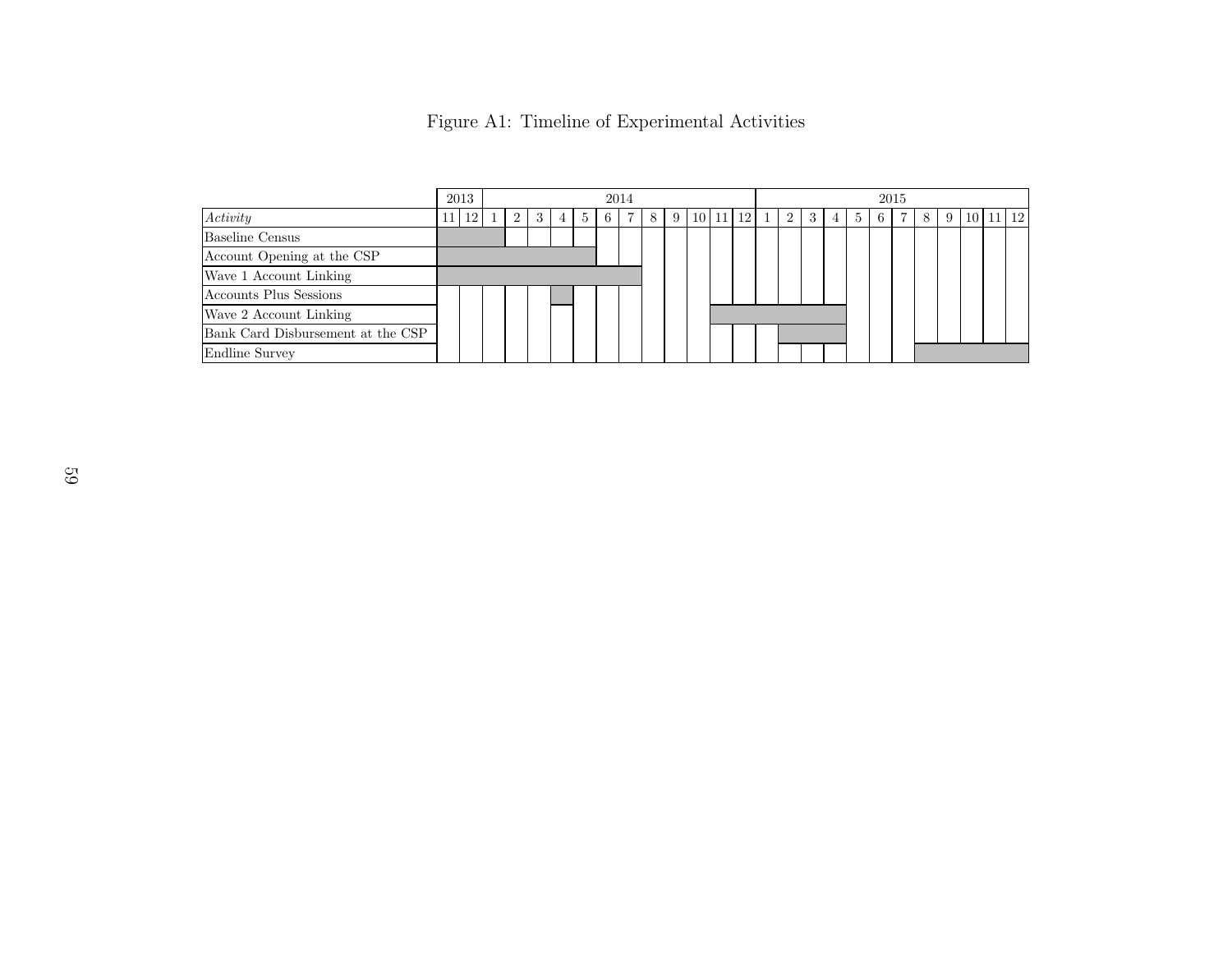Figure A1: Timeline of Experimental Activities

| | 2013 | | 2014 | | | | | | | | | | | | 2015 | | | | | | | | | | | |
|---|---|---|---|---|---|---|---|---|---|---|---|---|---|---|---|---|---|---|---|---|---|---|---|---|---|---|
| *Activity* | 11 | 12 | 1 | 2 | 3 | 4 | 5 | 6 | 7 | 8 | 9 | 10 | 11 | 12 | 1 | 2 | 3 | 4 | 5 | 6 | 7 | 8 | 9 | 10 | 11 | 12 |
| Baseline Census | ■ | ■ | ■ | | | | | | | | | | | | | | | | | | | | | | | |
| Account Opening at the CSP | ■ | ■ | ■ | ■ | ■ | ■ | ■ | | | | | | | | | | | | | | | | | | | |
| Wave 1 Account Linking | ■ | ■ | ■ | ■ | ■ | ■ | ■ | ■ | ■ | | | | | | | | | | | | | | | | | |
| Accounts Plus Sessions | | | | | | ■ | | | | | | | | | | | | | | | | | | | | |
| Wave 2 Account Linking | | | | | | | | | | | | | ■ | ■ | ■ | ■ | ■ | ■ | | | | | | | | |
| Bank Card Disbursement at the CSP | | | | | | | | | | | | | | | | ■ | ■ | ■ | | | | | | | | |
| Endline Survey | | | | | | | | | | | | | | | | | | | | | | ■ | ■ | ■ | ■ | ■ |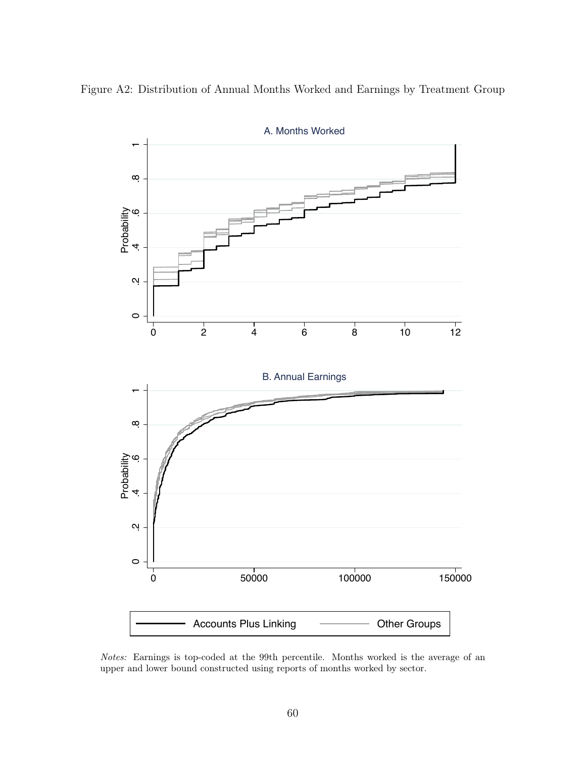Figure A2: Distribution of Annual Months Worked and Earnings by Treatment Group

*Notes:* Earnings is top-coded at the 99th percentile. Months worked is the average of an upper and lower bound constructed using reports of months worked by sector.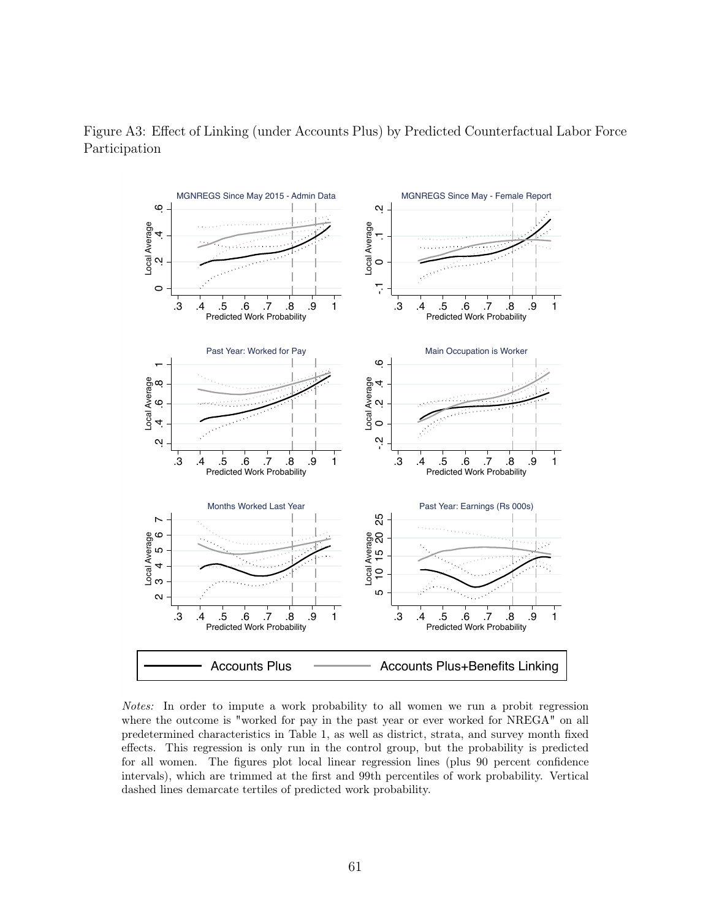Figure A3: Effect of Linking (under Accounts Plus) by Predicted Counterfactual Labor Force Participation

*Notes:* In order to impute a work probability to all women we run a probit regression where the outcome is "worked for pay in the past year or ever worked for NREGA" on all predetermined characteristics in Table 1, as well as district, strata, and survey month fixed effects. This regression is only run in the control group, but the probability is predicted for all women. The figures plot local linear regression lines (plus 90 percent confidence intervals), which are trimmed at the first and 99th percentiles of work probability. Vertical dashed lines demarcate tertiles of predicted work probability.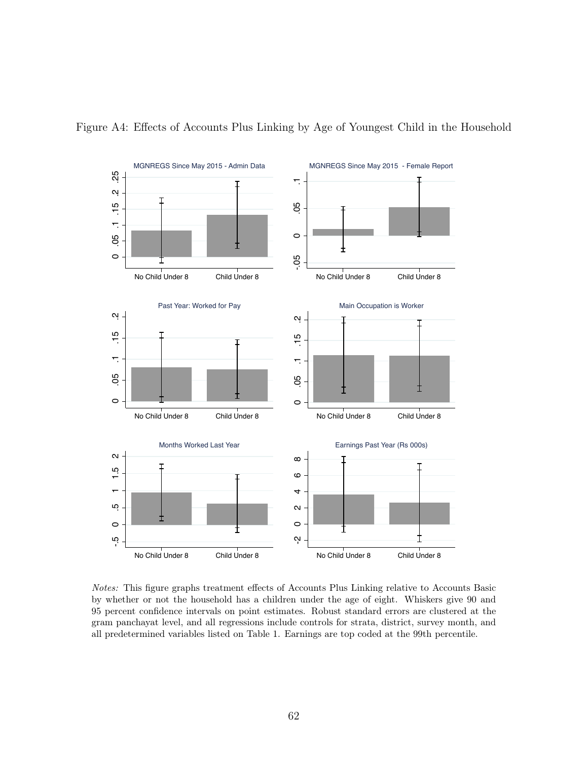Figure A4: Effects of Accounts Plus Linking by Age of Youngest Child in the Household

MGNREGS Since May 2015 - Admin Data

0 .05 .1 .15 .2 .25

No Child Under 8 Child Under 8

MGNREGS Since May 2015 - Female Report

-.05 0 .05 .1

No Child Under 8 Child Under 8

Past Year: Worked for Pay

0 .05 .1 .15 .2

No Child Under 8 Child Under 8

Main Occupation is Worker

0 .05 .1 .15 .2

No Child Under 8 Child Under 8

Months Worked Last Year

-.5 0 .5 1 1.5 2

No Child Under 8 Child Under 8

Earnings Past Year (Rs 000s)

-2 0 2 4 6 8

No Child Under 8 Child Under 8

*Notes:* This figure graphs treatment effects of Accounts Plus Linking relative to Accounts Basic by whether or not the household has a children under the age of eight. Whiskers give 90 and 95 percent confidence intervals on point estimates. Robust standard errors are clustered at the gram panchayat level, and all regressions include controls for strata, district, survey month, and all predetermined variables listed on Table 1. Earnings are top coded at the 99th percentile.